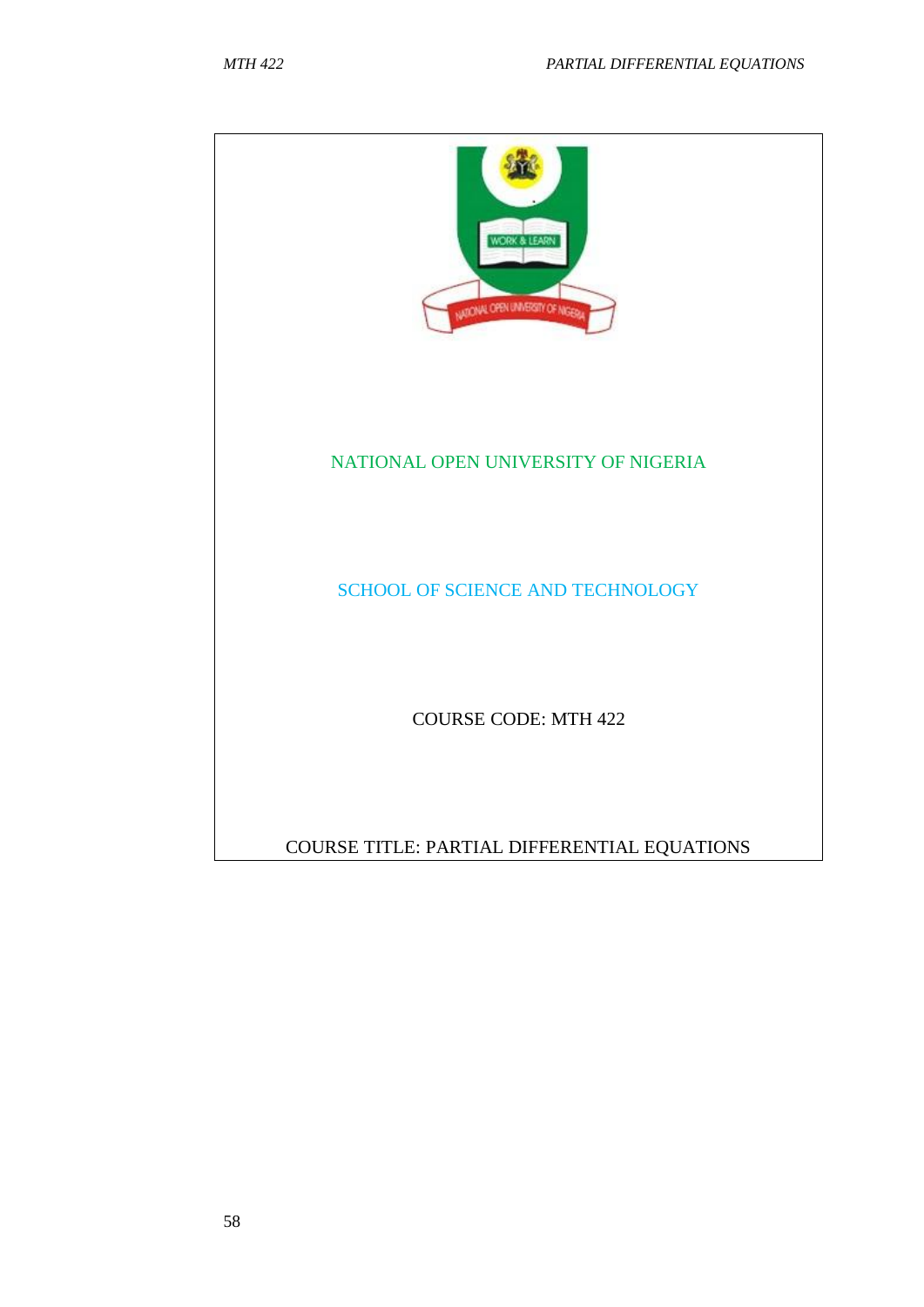NATIONAL OPEN UNIVERSITY OF NIGERIA

SCHOOL OF SCIENCE AND TECHNOLOGY

COURSE CODE: MTH 422

COURSE TITLE: PARTIAL DIFFERENTIAL EQUATIONS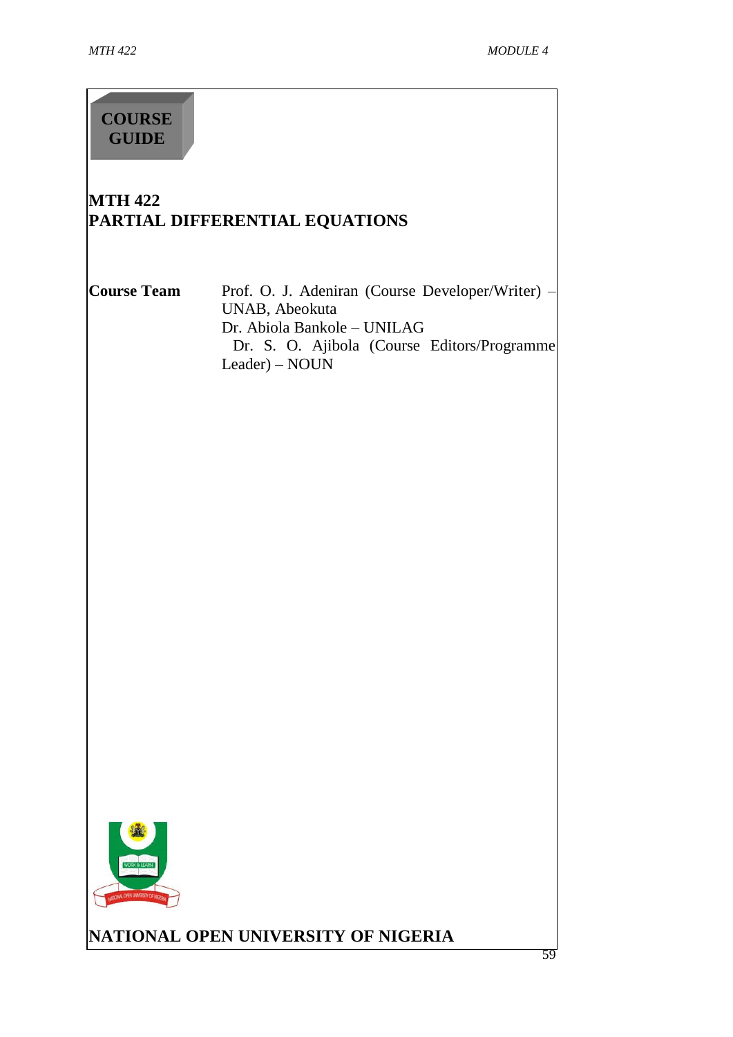**COURSE GUIDE**

# MTH 422
# PARTIAL DIFFERENTIAL EQUATIONS

**Course Team**

Prof. O. J. Adeniran (Course Developer/Writer) – UNAB, Abeokuta
Dr. Abiola Bankole – UNILAG
Dr. S. O. Ajibola (Course Editors/Programme Leader) – NOUN

**NATIONAL OPEN UNIVERSITY OF NIGERIA**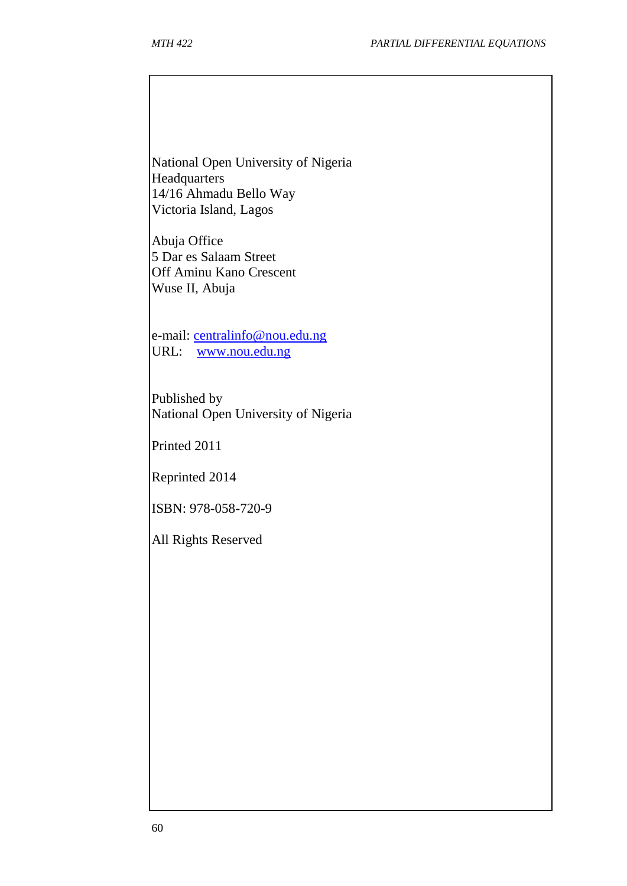National Open University of Nigeria
Headquarters
14/16 Ahmadu Bello Way
Victoria Island, Lagos

Abuja Office
5 Dar es Salaam Street
Off Aminu Kano Crescent
Wuse II, Abuja

e-mail: centralinfo@nou.edu.ng
URL: www.nou.edu.ng

Published by
National Open University of Nigeria

Printed 2011

Reprinted 2014

ISBN: 978-058-720-9

All Rights Reserved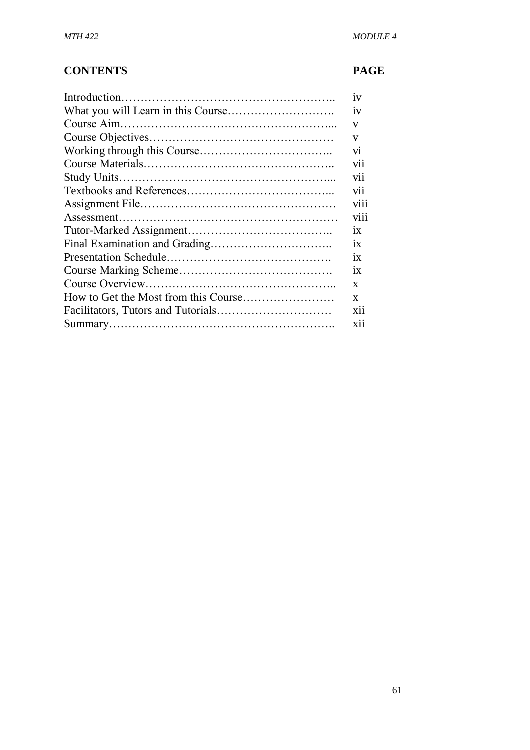| **CONTENTS** | **PAGE** |
|---|---|
| Introduction……………………………………………….. | iv |
| What you will Learn in this Course………………………. | iv |
| Course Aim……………………………………………….... | v |
| Course Objectives………………………………………… | v |
| Working through this Course…………………………….. | vi |
| Course Materials………………………………………….. | vii |
| Study Units……………………………………………….... | vii |
| Textbooks and References……………………………….... | vii |
| Assignment File…………………………………………… | viii |
| Assessment………………………………………………… | viii |
| Tutor-Marked Assignment……………………………….. | ix |
| Final Examination and Grading………………………….. | ix |
| Presentation Schedule……………………………………. | ix |
| Course Marking Scheme…………………………………. | ix |
| Course Overview………………………………………….. | x |
| How to Get the Most from this Course…………………… | x |
| Facilitators, Tutors and Tutorials………………………… | xii |
| Summary………………………………………………….. | xii |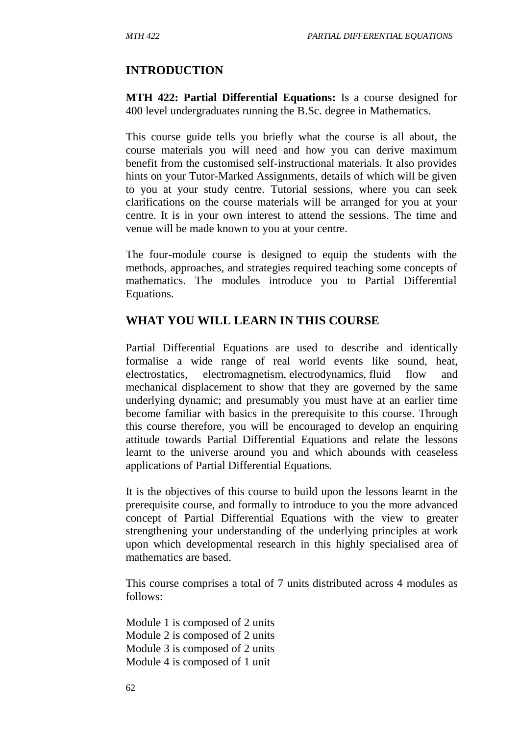## INTRODUCTION

**MTH 422: Partial Differential Equations:** Is a course designed for 400 level undergraduates running the B.Sc. degree in Mathematics.

This course guide tells you briefly what the course is all about, the course materials you will need and how you can derive maximum benefit from the customised self-instructional materials. It also provides hints on your Tutor-Marked Assignments, details of which will be given to you at your study centre. Tutorial sessions, where you can seek clarifications on the course materials will be arranged for you at your centre. It is in your own interest to attend the sessions. The time and venue will be made known to you at your centre.

The four-module course is designed to equip the students with the methods, approaches, and strategies required teaching some concepts of mathematics. The modules introduce you to Partial Differential Equations.

## WHAT YOU WILL LEARN IN THIS COURSE

Partial Differential Equations are used to describe and identically formalise a wide range of real world events like sound, heat, electrostatics, electromagnetism, electrodynamics, fluid flow and mechanical displacement to show that they are governed by the same underlying dynamic; and presumably you must have at an earlier time become familiar with basics in the prerequisite to this course. Through this course therefore, you will be encouraged to develop an enquiring attitude towards Partial Differential Equations and relate the lessons learnt to the universe around you and which abounds with ceaseless applications of Partial Differential Equations.

It is the objectives of this course to build upon the lessons learnt in the prerequisite course, and formally to introduce to you the more advanced concept of Partial Differential Equations with the view to greater strengthening your understanding of the underlying principles at work upon which developmental research in this highly specialised area of mathematics are based.

This course comprises a total of 7 units distributed across 4 modules as follows:

Module 1 is composed of 2 units  
Module 2 is composed of 2 units  
Module 3 is composed of 2 units  
Module 4 is composed of 1 unit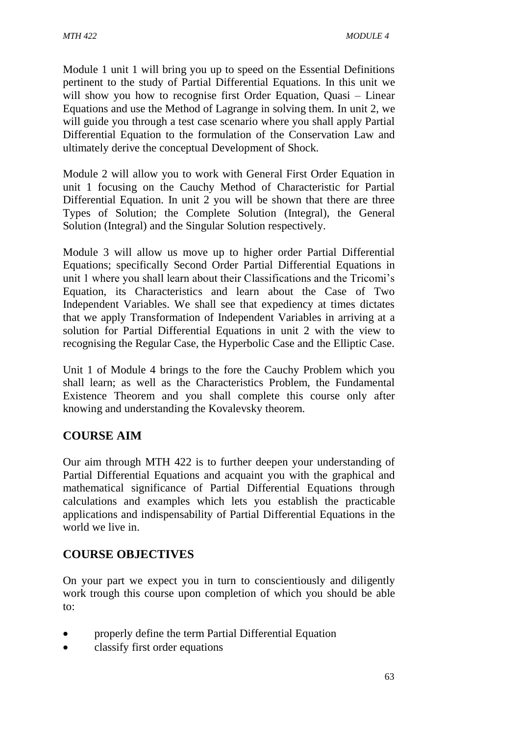Module 1 unit 1 will bring you up to speed on the Essential Definitions pertinent to the study of Partial Differential Equations. In this unit we will show you how to recognise first Order Equation, Quasi – Linear Equations and use the Method of Lagrange in solving them. In unit 2, we will guide you through a test case scenario where you shall apply Partial Differential Equation to the formulation of the Conservation Law and ultimately derive the conceptual Development of Shock.

Module 2 will allow you to work with General First Order Equation in unit 1 focusing on the Cauchy Method of Characteristic for Partial Differential Equation. In unit 2 you will be shown that there are three Types of Solution; the Complete Solution (Integral), the General Solution (Integral) and the Singular Solution respectively.

Module 3 will allow us move up to higher order Partial Differential Equations; specifically Second Order Partial Differential Equations in unit 1 where you shall learn about their Classifications and the Tricomi's Equation, its Characteristics and learn about the Case of Two Independent Variables. We shall see that expediency at times dictates that we apply Transformation of Independent Variables in arriving at a solution for Partial Differential Equations in unit 2 with the view to recognising the Regular Case, the Hyperbolic Case and the Elliptic Case.

Unit 1 of Module 4 brings to the fore the Cauchy Problem which you shall learn; as well as the Characteristics Problem, the Fundamental Existence Theorem and you shall complete this course only after knowing and understanding the Kovalevsky theorem.

## COURSE AIM

Our aim through MTH 422 is to further deepen your understanding of Partial Differential Equations and acquaint you with the graphical and mathematical significance of Partial Differential Equations through calculations and examples which lets you establish the practicable applications and indispensability of Partial Differential Equations in the world we live in.

## COURSE OBJECTIVES

On your part we expect you in turn to conscientiously and diligently work trough this course upon completion of which you should be able to:

- properly define the term Partial Differential Equation
- classify first order equations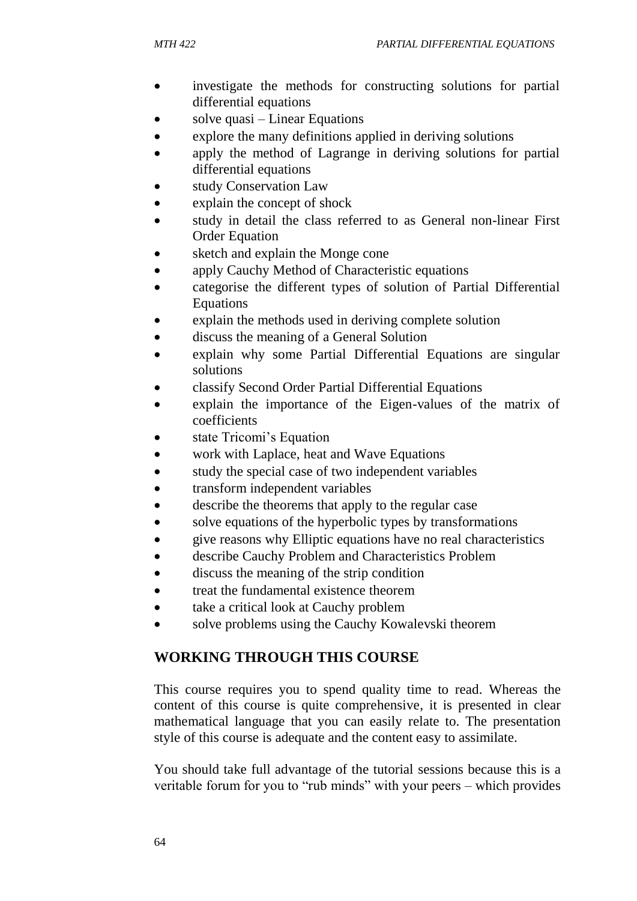- investigate the methods for constructing solutions for partial differential equations
- solve quasi – Linear Equations
- explore the many definitions applied in deriving solutions
- apply the method of Lagrange in deriving solutions for partial differential equations
- study Conservation Law
- explain the concept of shock
- study in detail the class referred to as General non-linear First Order Equation
- sketch and explain the Monge cone
- apply Cauchy Method of Characteristic equations
- categorise the different types of solution of Partial Differential Equations
- explain the methods used in deriving complete solution
- discuss the meaning of a General Solution
- explain why some Partial Differential Equations are singular solutions
- classify Second Order Partial Differential Equations
- explain the importance of the Eigen-values of the matrix of coefficients
- state Tricomi's Equation
- work with Laplace, heat and Wave Equations
- study the special case of two independent variables
- transform independent variables
- describe the theorems that apply to the regular case
- solve equations of the hyperbolic types by transformations
- give reasons why Elliptic equations have no real characteristics
- describe Cauchy Problem and Characteristics Problem
- discuss the meaning of the strip condition
- treat the fundamental existence theorem
- take a critical look at Cauchy problem
- solve problems using the Cauchy Kowalevski theorem

## WORKING THROUGH THIS COURSE

This course requires you to spend quality time to read. Whereas the content of this course is quite comprehensive, it is presented in clear mathematical language that you can easily relate to. The presentation style of this course is adequate and the content easy to assimilate.

You should take full advantage of the tutorial sessions because this is a veritable forum for you to "rub minds" with your peers – which provides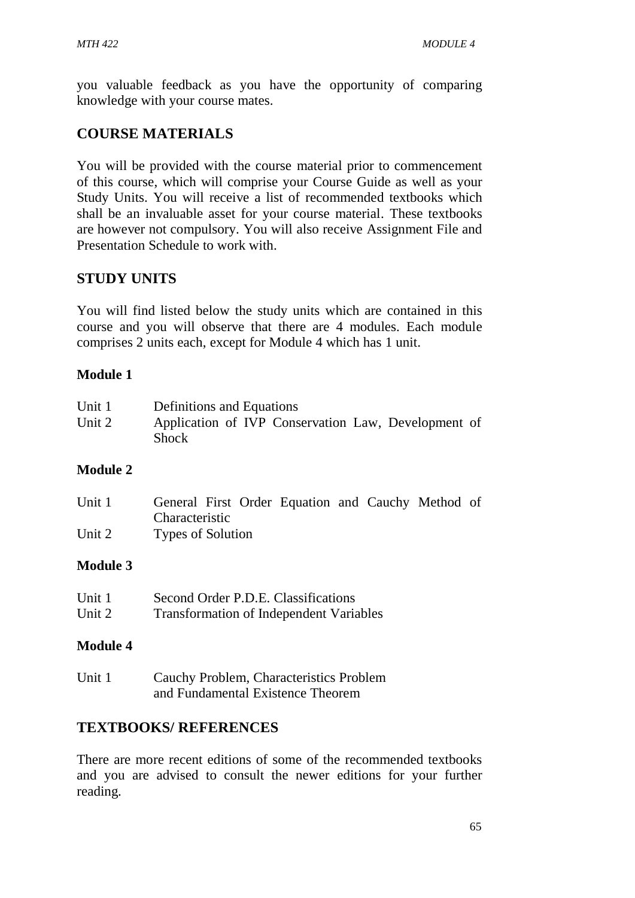you valuable feedback as you have the opportunity of comparing knowledge with your course mates.

## COURSE MATERIALS

You will be provided with the course material prior to commencement of this course, which will comprise your Course Guide as well as your Study Units. You will receive a list of recommended textbooks which shall be an invaluable asset for your course material. These textbooks are however not compulsory. You will also receive Assignment File and Presentation Schedule to work with.

## STUDY UNITS

You will find listed below the study units which are contained in this course and you will observe that there are 4 modules. Each module comprises 2 units each, except for Module 4 which has 1 unit.

**Module 1**

Unit 1 Definitions and Equations
Unit 2 Application of IVP Conservation Law, Development of Shock

**Module 2**

Unit 1 General First Order Equation and Cauchy Method of Characteristic
Unit 2 Types of Solution

**Module 3**

Unit 1 Second Order P.D.E. Classifications
Unit 2 Transformation of Independent Variables

**Module 4**

Unit 1 Cauchy Problem, Characteristics Problem and Fundamental Existence Theorem

## TEXTBOOKS/ REFERENCES

There are more recent editions of some of the recommended textbooks and you are advised to consult the newer editions for your further reading.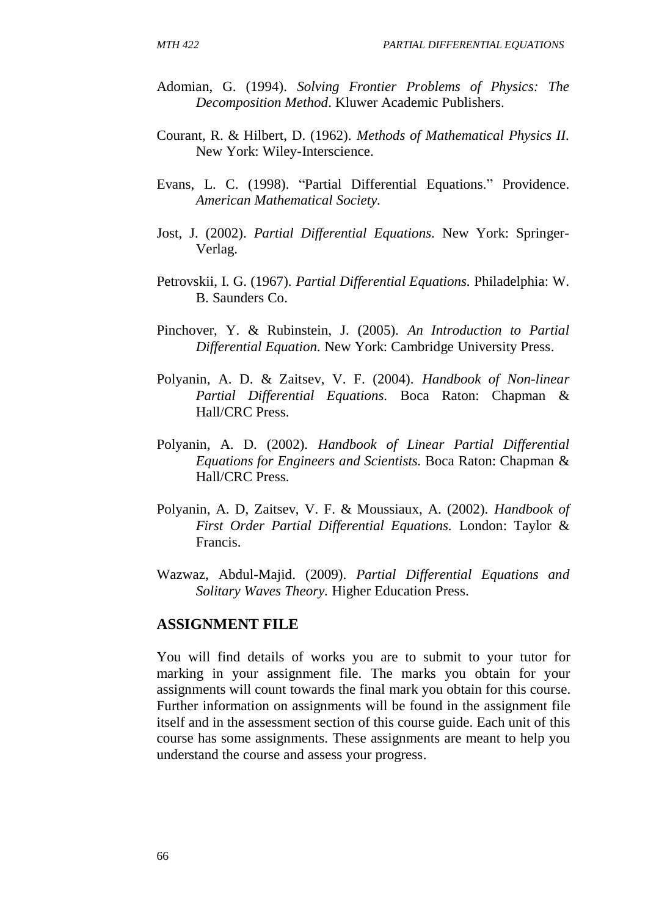Adomian, G. (1994). *Solving Frontier Problems of Physics: The Decomposition Method*. Kluwer Academic Publishers.

Courant, R. & Hilbert, D. (1962). *Methods of Mathematical Physics II.* New York: Wiley-Interscience.

Evans, L. C. (1998). "Partial Differential Equations." Providence. *American Mathematical Society.*

Jost, J. (2002). *Partial Differential Equations.* New York: Springer-Verlag.

Petrovskii, I. G. (1967). *Partial Differential Equations.* Philadelphia: W. B. Saunders Co.

Pinchover, Y. & Rubinstein, J. (2005). *An Introduction to Partial Differential Equation.* New York: Cambridge University Press.

Polyanin, A. D. & Zaitsev, V. F. (2004). *Handbook of Non-linear Partial Differential Equations.* Boca Raton: Chapman & Hall/CRC Press.

Polyanin, A. D. (2002). *Handbook of Linear Partial Differential Equations for Engineers and Scientists.* Boca Raton: Chapman & Hall/CRC Press.

Polyanin, A. D, Zaitsev, V. F. & Moussiaux, A. (2002). *Handbook of First Order Partial Differential Equations.* London: Taylor & Francis.

Wazwaz, Abdul-Majid. (2009). *Partial Differential Equations and Solitary Waves Theory.* Higher Education Press.

## ASSIGNMENT FILE

You will find details of works you are to submit to your tutor for marking in your assignment file. The marks you obtain for your assignments will count towards the final mark you obtain for this course. Further information on assignments will be found in the assignment file itself and in the assessment section of this course guide. Each unit of this course has some assignments. These assignments are meant to help you understand the course and assess your progress.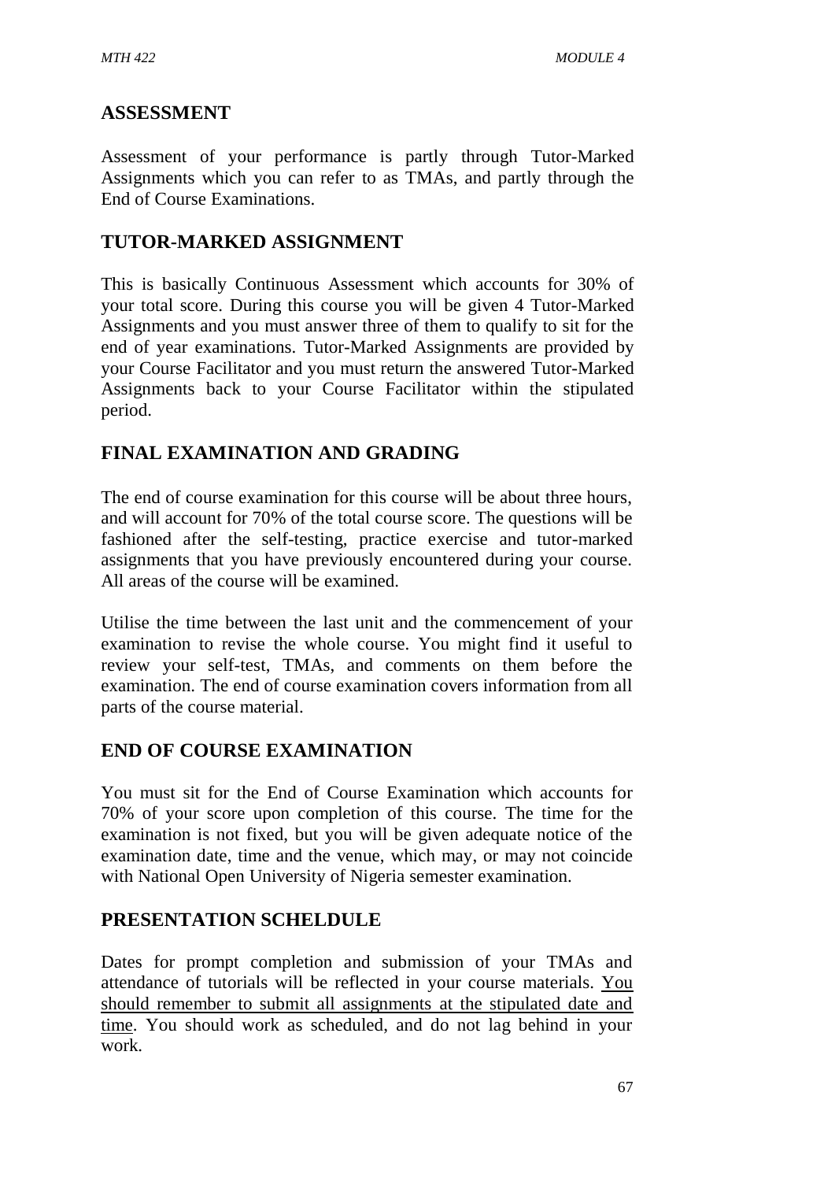## ASSESSMENT

Assessment of your performance is partly through Tutor-Marked Assignments which you can refer to as TMAs, and partly through the End of Course Examinations.

## TUTOR-MARKED ASSIGNMENT

This is basically Continuous Assessment which accounts for 30% of your total score. During this course you will be given 4 Tutor-Marked Assignments and you must answer three of them to qualify to sit for the end of year examinations. Tutor-Marked Assignments are provided by your Course Facilitator and you must return the answered Tutor-Marked Assignments back to your Course Facilitator within the stipulated period.

## FINAL EXAMINATION AND GRADING

The end of course examination for this course will be about three hours, and will account for 70% of the total course score. The questions will be fashioned after the self-testing, practice exercise and tutor-marked assignments that you have previously encountered during your course. All areas of the course will be examined.

Utilise the time between the last unit and the commencement of your examination to revise the whole course. You might find it useful to review your self-test, TMAs, and comments on them before the examination. The end of course examination covers information from all parts of the course material.

## END OF COURSE EXAMINATION

You must sit for the End of Course Examination which accounts for 70% of your score upon completion of this course. The time for the examination is not fixed, but you will be given adequate notice of the examination date, time and the venue, which may, or may not coincide with National Open University of Nigeria semester examination.

## PRESENTATION SCHELDULE

Dates for prompt completion and submission of your TMAs and attendance of tutorials will be reflected in your course materials. <u>You should remember to submit all assignments at the stipulated date and time</u>. You should work as scheduled, and do not lag behind in your work.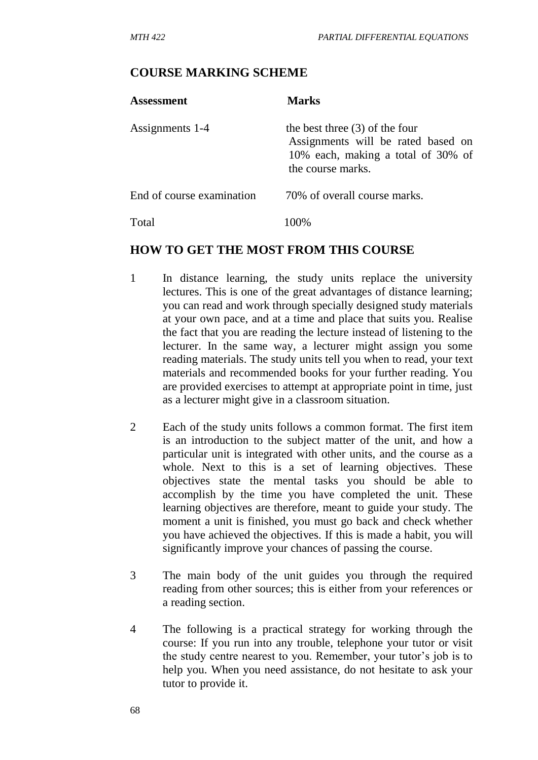## COURSE MARKING SCHEME

| Assessment | Marks |
|---|---|
| Assignments 1-4 | the best three (3) of the four Assignments will be rated based on 10% each, making a total of 30% of the course marks. |
| End of course examination | 70% of overall course marks. |
| Total | 100% |

## HOW TO GET THE MOST FROM THIS COURSE

1. In distance learning, the study units replace the university lectures. This is one of the great advantages of distance learning; you can read and work through specially designed study materials at your own pace, and at a time and place that suits you. Realise the fact that you are reading the lecture instead of listening to the lecturer. In the same way, a lecturer might assign you some reading materials. The study units tell you when to read, your text materials and recommended books for your further reading. You are provided exercises to attempt at appropriate point in time, just as a lecturer might give in a classroom situation.

2. Each of the study units follows a common format. The first item is an introduction to the subject matter of the unit, and how a particular unit is integrated with other units, and the course as a whole. Next to this is a set of learning objectives. These objectives state the mental tasks you should be able to accomplish by the time you have completed the unit. These learning objectives are therefore, meant to guide your study. The moment a unit is finished, you must go back and check whether you have achieved the objectives. If this is made a habit, you will significantly improve your chances of passing the course.

3. The main body of the unit guides you through the required reading from other sources; this is either from your references or a reading section.

4. The following is a practical strategy for working through the course: If you run into any trouble, telephone your tutor or visit the study centre nearest to you. Remember, your tutor's job is to help you. When you need assistance, do not hesitate to ask your tutor to provide it.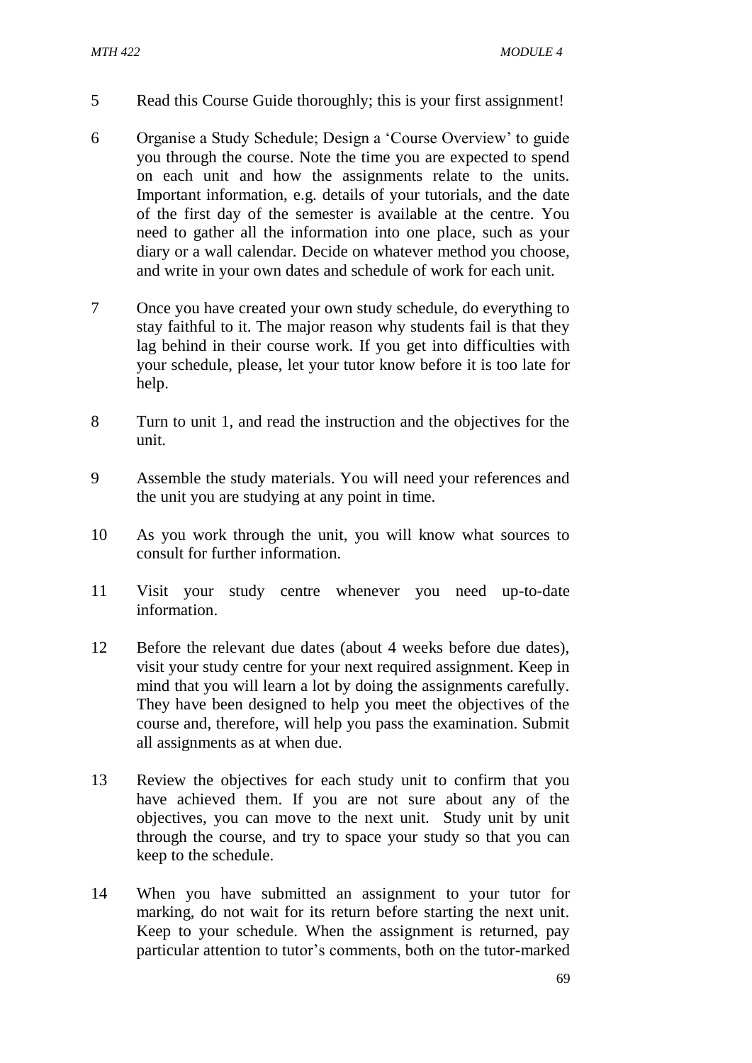5 Read this Course Guide thoroughly; this is your first assignment!

6 Organise a Study Schedule; Design a 'Course Overview' to guide you through the course. Note the time you are expected to spend on each unit and how the assignments relate to the units. Important information, e.g. details of your tutorials, and the date of the first day of the semester is available at the centre. You need to gather all the information into one place, such as your diary or a wall calendar. Decide on whatever method you choose, and write in your own dates and schedule of work for each unit.

7 Once you have created your own study schedule, do everything to stay faithful to it. The major reason why students fail is that they lag behind in their course work. If you get into difficulties with your schedule, please, let your tutor know before it is too late for help.

8 Turn to unit 1, and read the instruction and the objectives for the unit.

9 Assemble the study materials. You will need your references and the unit you are studying at any point in time.

10 As you work through the unit, you will know what sources to consult for further information.

11 Visit your study centre whenever you need up-to-date information.

12 Before the relevant due dates (about 4 weeks before due dates), visit your study centre for your next required assignment. Keep in mind that you will learn a lot by doing the assignments carefully. They have been designed to help you meet the objectives of the course and, therefore, will help you pass the examination. Submit all assignments as at when due.

13 Review the objectives for each study unit to confirm that you have achieved them. If you are not sure about any of the objectives, you can move to the next unit. Study unit by unit through the course, and try to space your study so that you can keep to the schedule.

14 When you have submitted an assignment to your tutor for marking, do not wait for its return before starting the next unit. Keep to your schedule. When the assignment is returned, pay particular attention to tutor's comments, both on the tutor-marked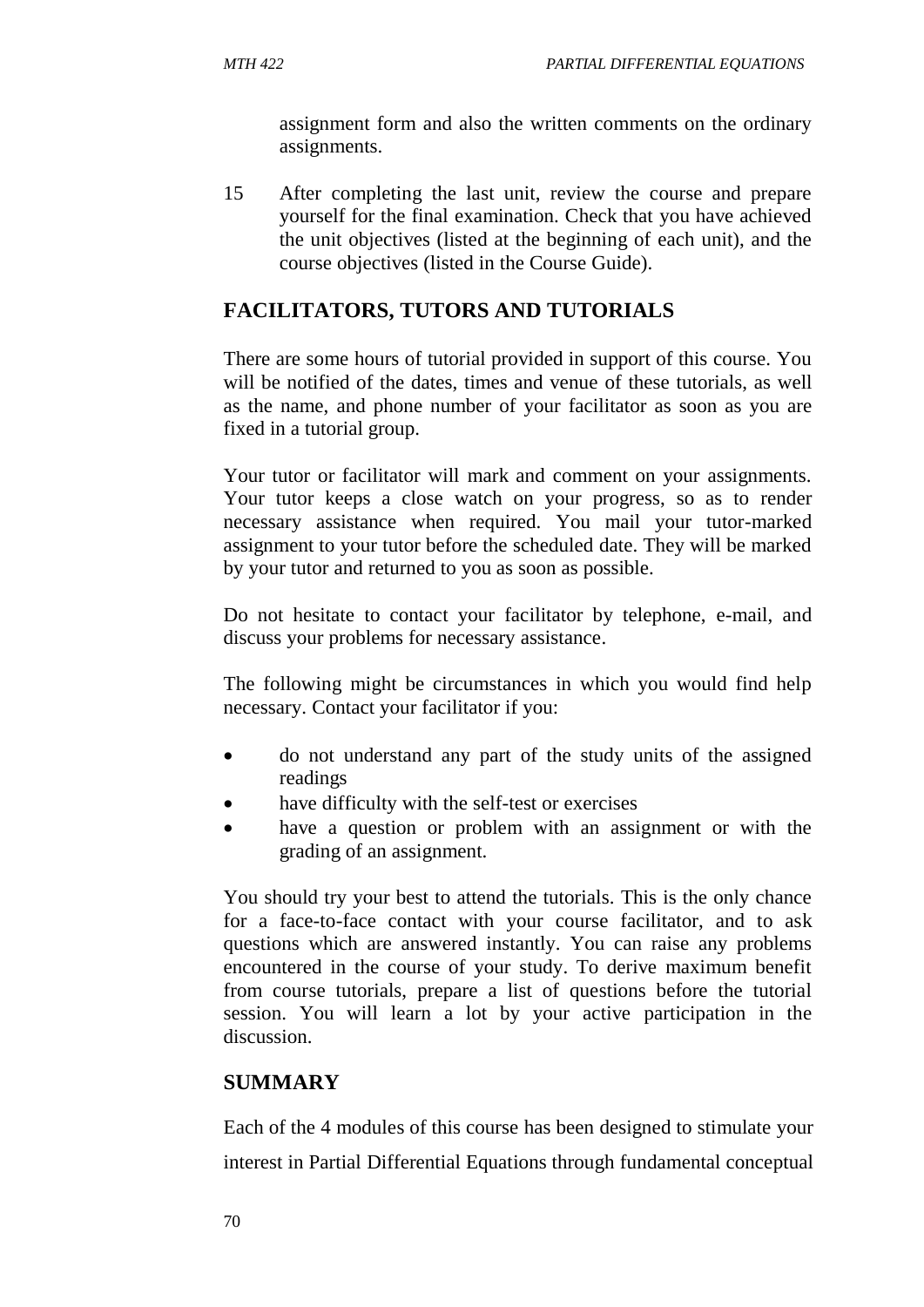assignment form and also the written comments on the ordinary assignments.

15 After completing the last unit, review the course and prepare yourself for the final examination. Check that you have achieved the unit objectives (listed at the beginning of each unit), and the course objectives (listed in the Course Guide).

## FACILITATORS, TUTORS AND TUTORIALS

There are some hours of tutorial provided in support of this course. You will be notified of the dates, times and venue of these tutorials, as well as the name, and phone number of your facilitator as soon as you are fixed in a tutorial group.

Your tutor or facilitator will mark and comment on your assignments. Your tutor keeps a close watch on your progress, so as to render necessary assistance when required. You mail your tutor-marked assignment to your tutor before the scheduled date. They will be marked by your tutor and returned to you as soon as possible.

Do not hesitate to contact your facilitator by telephone, e-mail, and discuss your problems for necessary assistance.

The following might be circumstances in which you would find help necessary. Contact your facilitator if you:

- do not understand any part of the study units of the assigned readings
- have difficulty with the self-test or exercises
- have a question or problem with an assignment or with the grading of an assignment.

You should try your best to attend the tutorials. This is the only chance for a face-to-face contact with your course facilitator, and to ask questions which are answered instantly. You can raise any problems encountered in the course of your study. To derive maximum benefit from course tutorials, prepare a list of questions before the tutorial session. You will learn a lot by your active participation in the discussion.

## SUMMARY

Each of the 4 modules of this course has been designed to stimulate your interest in Partial Differential Equations through fundamental conceptual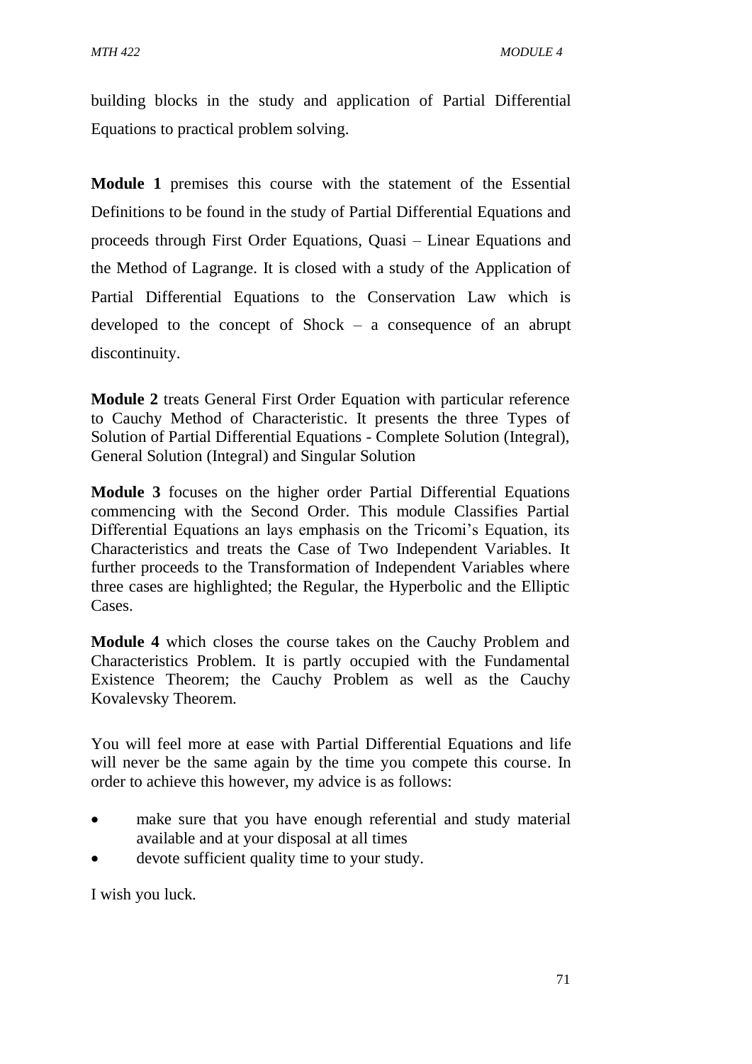building blocks in the study and application of Partial Differential Equations to practical problem solving.

**Module 1** premises this course with the statement of the Essential Definitions to be found in the study of Partial Differential Equations and proceeds through First Order Equations, Quasi – Linear Equations and the Method of Lagrange. It is closed with a study of the Application of Partial Differential Equations to the Conservation Law which is developed to the concept of Shock – a consequence of an abrupt discontinuity.

**Module 2** treats General First Order Equation with particular reference to Cauchy Method of Characteristic. It presents the three Types of Solution of Partial Differential Equations - Complete Solution (Integral), General Solution (Integral) and Singular Solution

**Module 3** focuses on the higher order Partial Differential Equations commencing with the Second Order. This module Classifies Partial Differential Equations an lays emphasis on the Tricomi's Equation, its Characteristics and treats the Case of Two Independent Variables. It further proceeds to the Transformation of Independent Variables where three cases are highlighted; the Regular, the Hyperbolic and the Elliptic Cases.

**Module 4** which closes the course takes on the Cauchy Problem and Characteristics Problem. It is partly occupied with the Fundamental Existence Theorem; the Cauchy Problem as well as the Cauchy Kovalevsky Theorem.

You will feel more at ease with Partial Differential Equations and life will never be the same again by the time you compete this course. In order to achieve this however, my advice is as follows:

- make sure that you have enough referential and study material available and at your disposal at all times
- devote sufficient quality time to your study.

I wish you luck.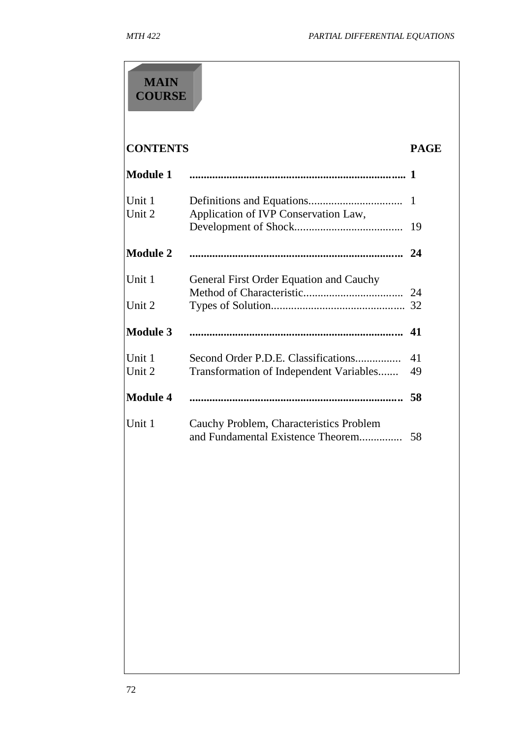# MAIN COURSE

| **CONTENTS** | | **PAGE** |
|---|---|---|
| **Module 1** | | **1** |
| Unit 1 | Definitions and Equations | 1 |
| Unit 2 | Application of IVP Conservation Law, Development of Shock | 19 |
| **Module 2** | | **24** |
| Unit 1 | General First Order Equation and Cauchy Method of Characteristic | 24 |
| Unit 2 | Types of Solution | 32 |
| **Module 3** | | **41** |
| Unit 1 | Second Order P.D.E. Classifications | 41 |
| Unit 2 | Transformation of Independent Variables | 49 |
| **Module 4** | | **58** |
| Unit 1 | Cauchy Problem, Characteristics Problem and Fundamental Existence Theorem | 58 |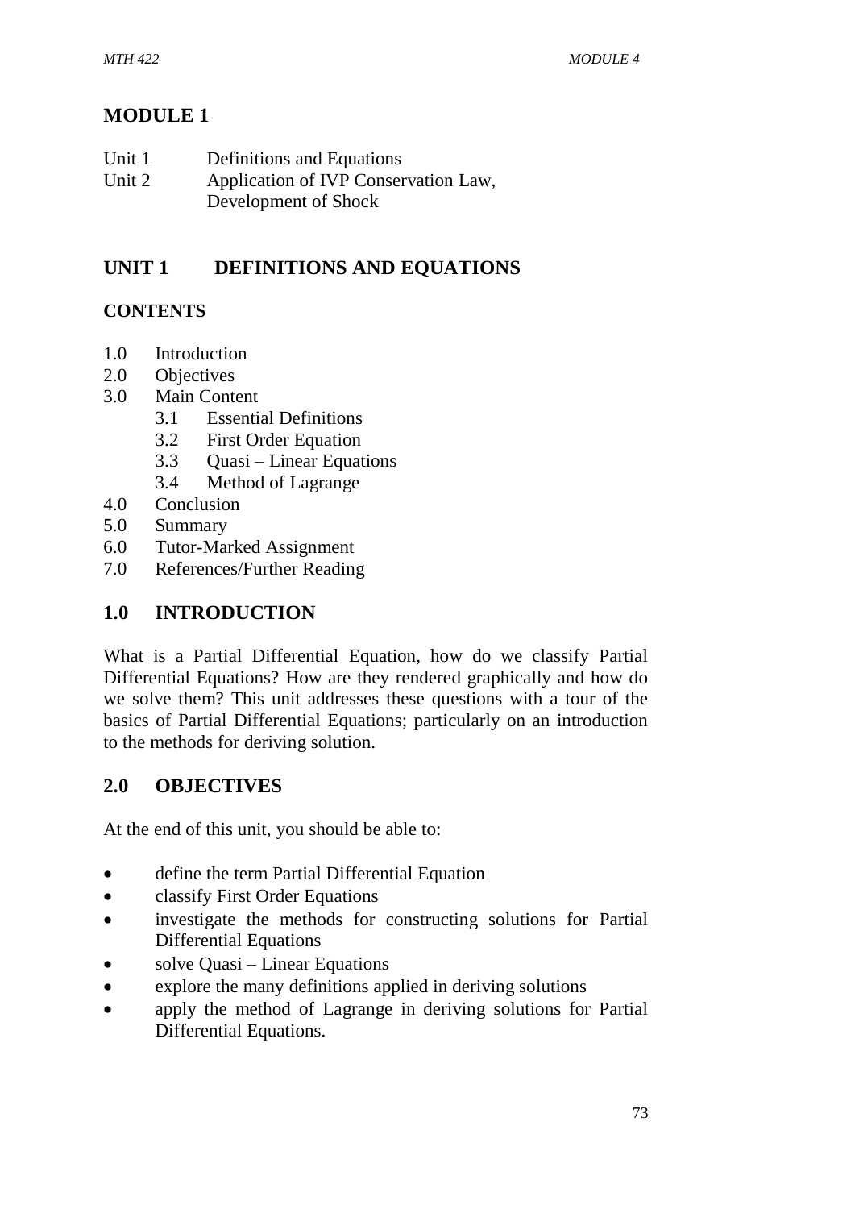# MODULE 1

Unit 1 Definitions and Equations
Unit 2 Application of IVP Conservation Law, Development of Shock

## UNIT 1 DEFINITIONS AND EQUATIONS

### CONTENTS

- 1.0 Introduction
- 2.0 Objectives
- 3.0 Main Content
  - 3.1 Essential Definitions
  - 3.2 First Order Equation
  - 3.3 Quasi – Linear Equations
  - 3.4 Method of Lagrange
- 4.0 Conclusion
- 5.0 Summary
- 6.0 Tutor-Marked Assignment
- 7.0 References/Further Reading

## 1.0 INTRODUCTION

What is a Partial Differential Equation, how do we classify Partial Differential Equations? How are they rendered graphically and how do we solve them? This unit addresses these questions with a tour of the basics of Partial Differential Equations; particularly on an introduction to the methods for deriving solution.

## 2.0 OBJECTIVES

At the end of this unit, you should be able to:

- define the term Partial Differential Equation
- classify First Order Equations
- investigate the methods for constructing solutions for Partial Differential Equations
- solve Quasi – Linear Equations
- explore the many definitions applied in deriving solutions
- apply the method of Lagrange in deriving solutions for Partial Differential Equations.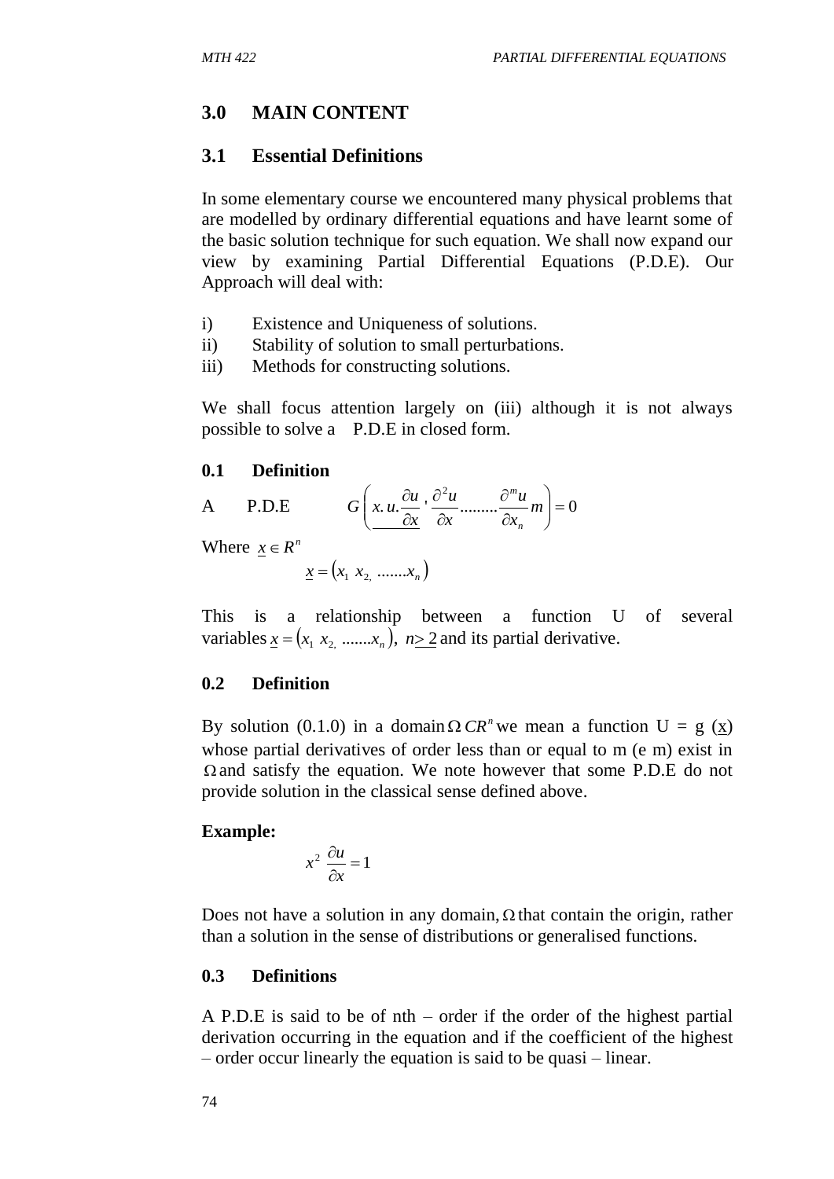## 3.0 MAIN CONTENT

### 3.1 Essential Definitions

In some elementary course we encountered many physical problems that are modelled by ordinary differential equations and have learnt some of the basic solution technique for such equation. We shall now expand our view by examining Partial Differential Equations (P.D.E). Our Approach will deal with:

i) Existence and Uniqueness of solutions.
ii) Stability of solution to small perturbations.
iii) Methods for constructing solutions.

We shall focus attention largely on (iii) although it is not always possible to solve a P.D.E in closed form.

#### 0.1 Definition

A P.D.E $\quad G\left( \underline{x.u.\frac{\partial u}{\partial x}}, \frac{\partial^2 u}{\partial x} ......... \frac{\partial^m u}{\partial x_n} m \right) = 0$

Where $\underline{x} \in R^n$

$$\underline{x} = (x_1 \; x_{2,} \; .......x_n)$$

This is a relationship between a function U of several variables $\underline{x} = (x_1 \; x_{2,} \; .......x_n), \; n \underline{>} 2$ and its partial derivative.

#### 0.2 Definition

By solution (0.1.0) in a domain $\Omega \, CR^n$ we mean a function U = g ($\underline{x}$) whose partial derivatives of order less than or equal to m (e m) exist in $\Omega$ and satisfy the equation. We note however that some P.D.E do not provide solution in the classical sense defined above.

**Example:**

$$x^2 \; \frac{\partial u}{\partial x} = 1$$

Does not have a solution in any domain, $\Omega$ that contain the origin, rather than a solution in the sense of distributions or generalised functions.

#### 0.3 Definitions

A P.D.E is said to be of nth – order if the order of the highest partial derivation occurring in the equation and if the coefficient of the highest – order occur linearly the equation is said to be quasi – linear.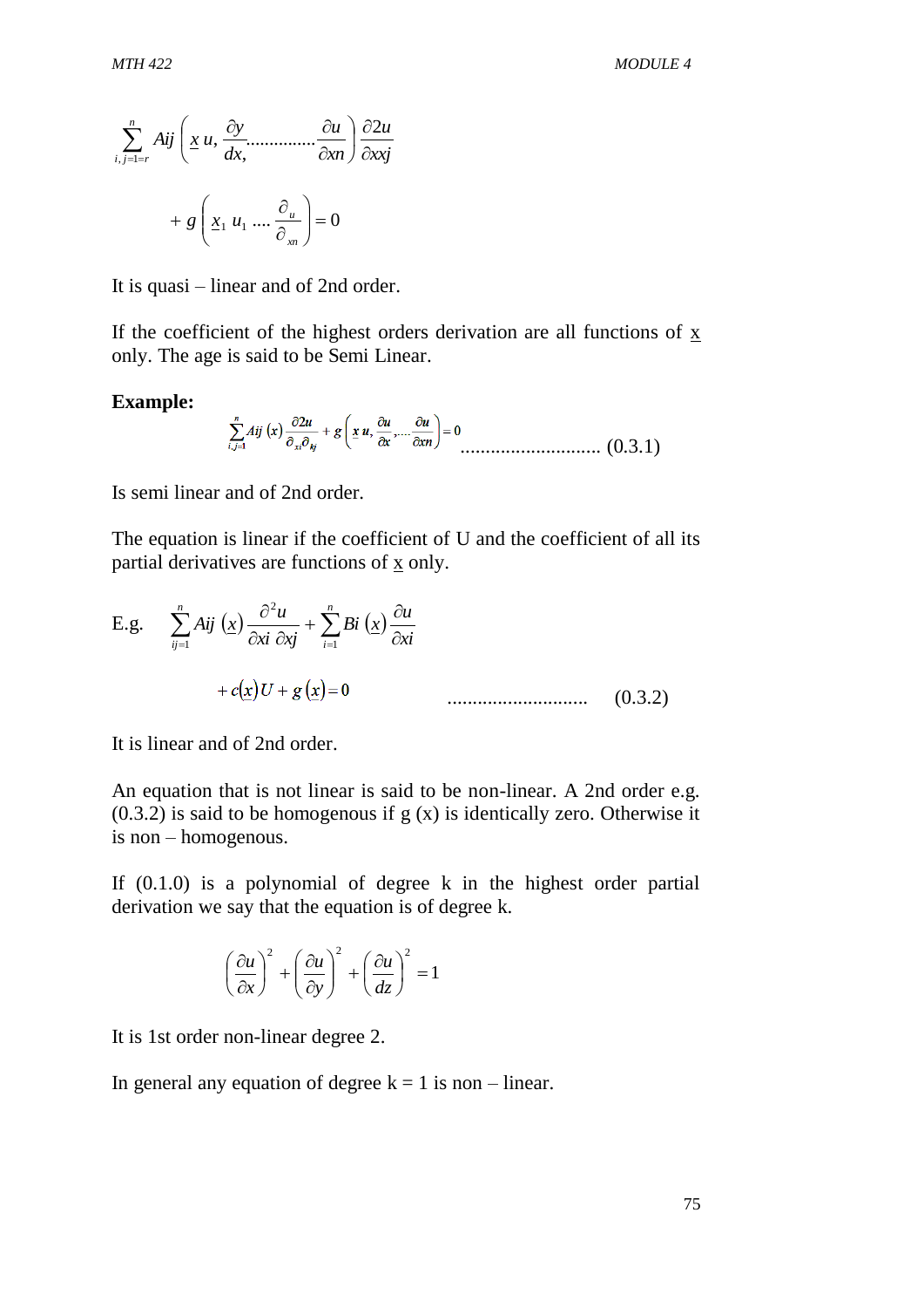$$\sum_{i,j=1=r}^{n} Aij\left(\underline{x}\, u, \frac{\partial y}{dx,}\ldots\ldots\ldots\ldots\ldots\frac{\partial u}{\partial xn}\right)\frac{\partial 2u}{\partial xxj}$$

$$+\, g\left(\underline{x}_1\ u_1 \ \ldots\ \frac{\partial_u}{\partial_{xn}}\right) = 0$$

It is quasi – linear and of 2nd order.

If the coefficient of the highest orders derivation are all functions of $\underline{x}$ only. The age is said to be Semi Linear.

**Example:**

$$\sum_{i,j=1}^{n} Aij\,(x)\,\frac{\partial 2u}{\partial_{xi}\partial_{kj}} + g\left(\underline{x}\,u, \frac{\partial u}{\partial x}, \ldots \frac{\partial u}{\partial xn}\right) = 0 \quad \ldots\ldots\ldots\ldots\ldots\ldots\ldots\ldots\ (0.3.1)$$

Is semi linear and of 2nd order.

The equation is linear if the coefficient of U and the coefficient of all its partial derivatives are functions of $\underline{x}$ only.

E.g.

$$\sum_{ij=1}^{n} Aij\,(\underline{x})\,\frac{\partial^2 u}{\partial xi\ \partial xj} + \sum_{i=1}^{n} Bi\,(\underline{x})\,\frac{\partial u}{\partial xi}$$

$$+\, c(\underline{x})U + g\,(\underline{x}) = 0 \quad \ldots\ldots\ldots\ldots\ldots\ldots\ldots\ldots \quad (0.3.2)$$

It is linear and of 2nd order.

An equation that is not linear is said to be non-linear. A 2nd order e.g. (0.3.2) is said to be homogenous if g (x) is identically zero. Otherwise it is non – homogenous.

If (0.1.0) is a polynomial of degree k in the highest order partial derivation we say that the equation is of degree k.

$$\left(\frac{\partial u}{\partial x}\right)^2 + \left(\frac{\partial u}{\partial y}\right)^2 + \left(\frac{\partial u}{dz}\right)^2 = 1$$

It is 1st order non-linear degree 2.

In general any equation of degree k = 1 is non – linear.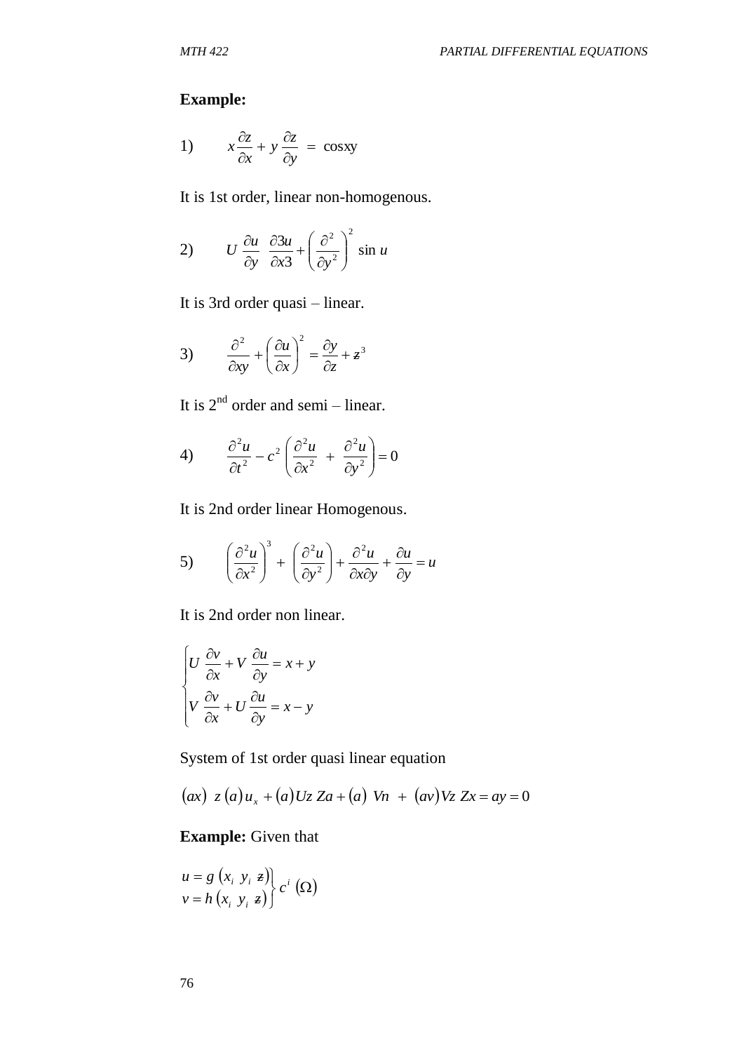**Example:**

1) $$x\frac{\partial z}{\partial x} + y\frac{\partial z}{\partial y} = \cos xy$$

It is 1st order, linear non-homogenous.

2) $$U\frac{\partial u}{\partial y}\;\frac{\partial 3u}{\partial x3} + \left(\frac{\partial^2}{\partial y^2}\right)^2 \sin u$$

It is 3rd order quasi – linear.

3) $$\frac{\partial^2}{\partial xy} + \left(\frac{\partial u}{\partial x}\right)^2 = \frac{\partial y}{\partial z} + z^3$$

It is 2nd order and semi – linear.

4) $$\frac{\partial^2 u}{\partial t^2} - c^2\left(\frac{\partial^2 u}{\partial x^2} + \frac{\partial^2 u}{\partial y^2}\right) = 0$$

It is 2nd order linear Homogenous.

5) $$\left(\frac{\partial^2 u}{\partial x^2}\right)^3 + \left(\frac{\partial^2 u}{\partial y^2}\right) + \frac{\partial^2 u}{\partial x \partial y} + \frac{\partial u}{\partial y} = u$$

It is 2nd order non linear.

$$\begin{cases} U\dfrac{\partial v}{\partial x} + V\dfrac{\partial u}{\partial y} = x + y \\ V\dfrac{\partial v}{\partial x} + U\dfrac{\partial u}{\partial y} = x - y \end{cases}$$

System of 1st order quasi linear equation

$$(ax)\; z\,(a)u_x + (a)Uz\;Za + (a)\;Vn \;+\; (av)Vz\;Zx = ay = 0$$

**Example:** Given that

$$\left.\begin{aligned} u &= g\left(x_i\;y_i\;z\right) \\ v &= h\left(x_i\;y_i\;z\right) \end{aligned}\right\} c^i\,(\Omega)$$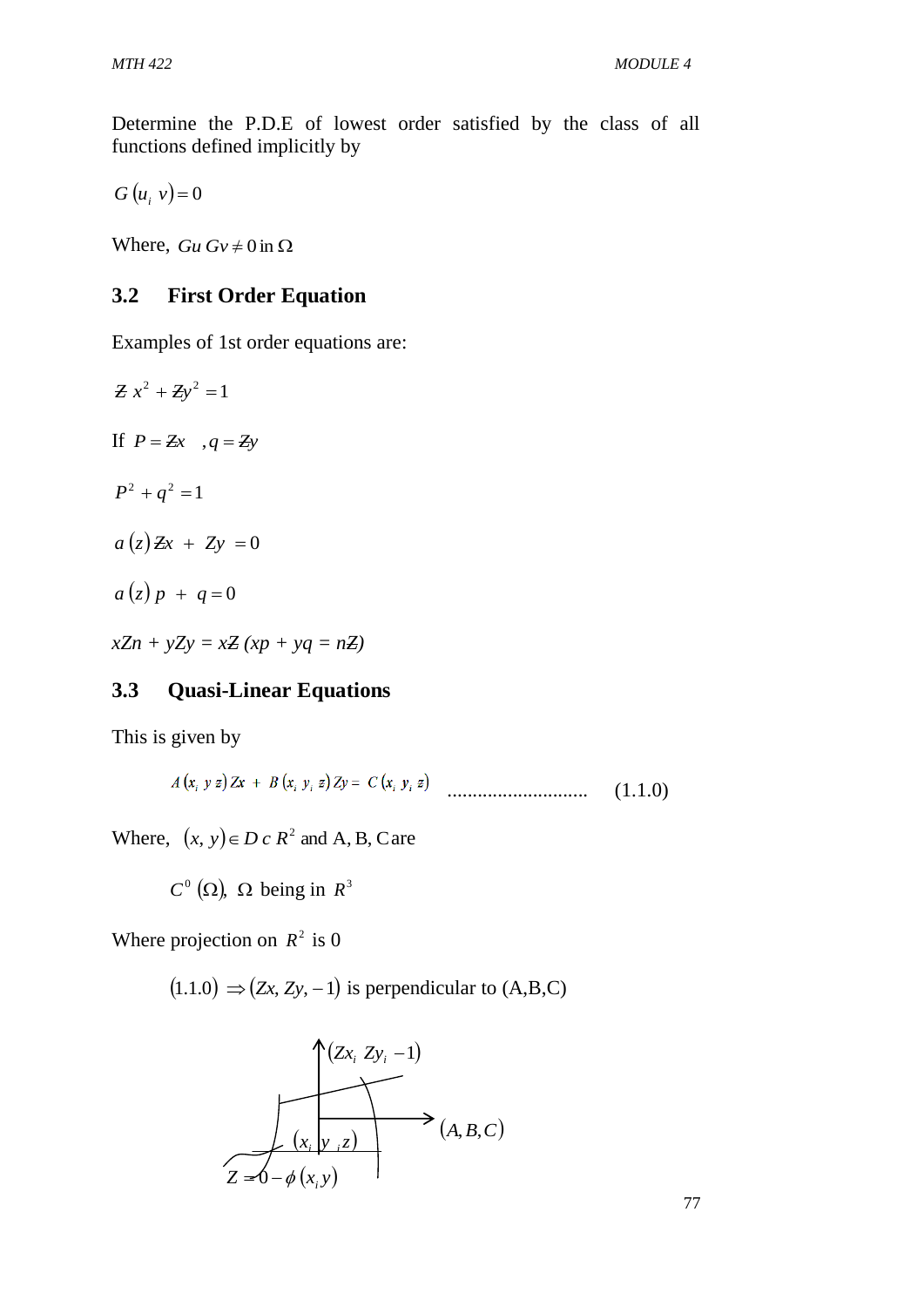Determine the P.D.E of lowest order satisfied by the class of all functions defined implicitly by

$G(u_i\ v) = 0$

Where, $Gu\ Gv \neq 0$ in $\Omega$

## 3.2 First Order Equation

Examples of 1st order equations are:

$Z\ x^2 + Zy^2 = 1$

If $P = Zx \quad , q = Zy$

$P^2 + q^2 = 1$

$a(z)\,Zx \ + \ Zy \ = 0$

$a(z)\,p \ + \ q = 0$

$xZn + yZy = xZ\ (xp + yq = nZ)$

## 3.3 Quasi-Linear Equations

This is given by

$$A(x_i\ y\ z)\,Zx \ + \ B(x_i\ y_i\ z)\,Zy = \ C(x_i\ y_i\ z) \quad \ldots\ldots\ldots\ldots\ldots\ldots \quad (1.1.0)$$

Where, $(x, y) \in D\ c\ R^2$ and A, B, C are

$C^0(\Omega)$, $\Omega$ being in $R^3$

Where projection on $R^2$ is 0

$(1.1.0) \Rightarrow (Zx, Zy, -1)$ is perpendicular to (A,B,C)

$(Zx_i\ Zy_i\ -1)$

$(A, B, C)$

$(x_i\ y_i\ z)$

$Z = 0 - \phi(x_i y)$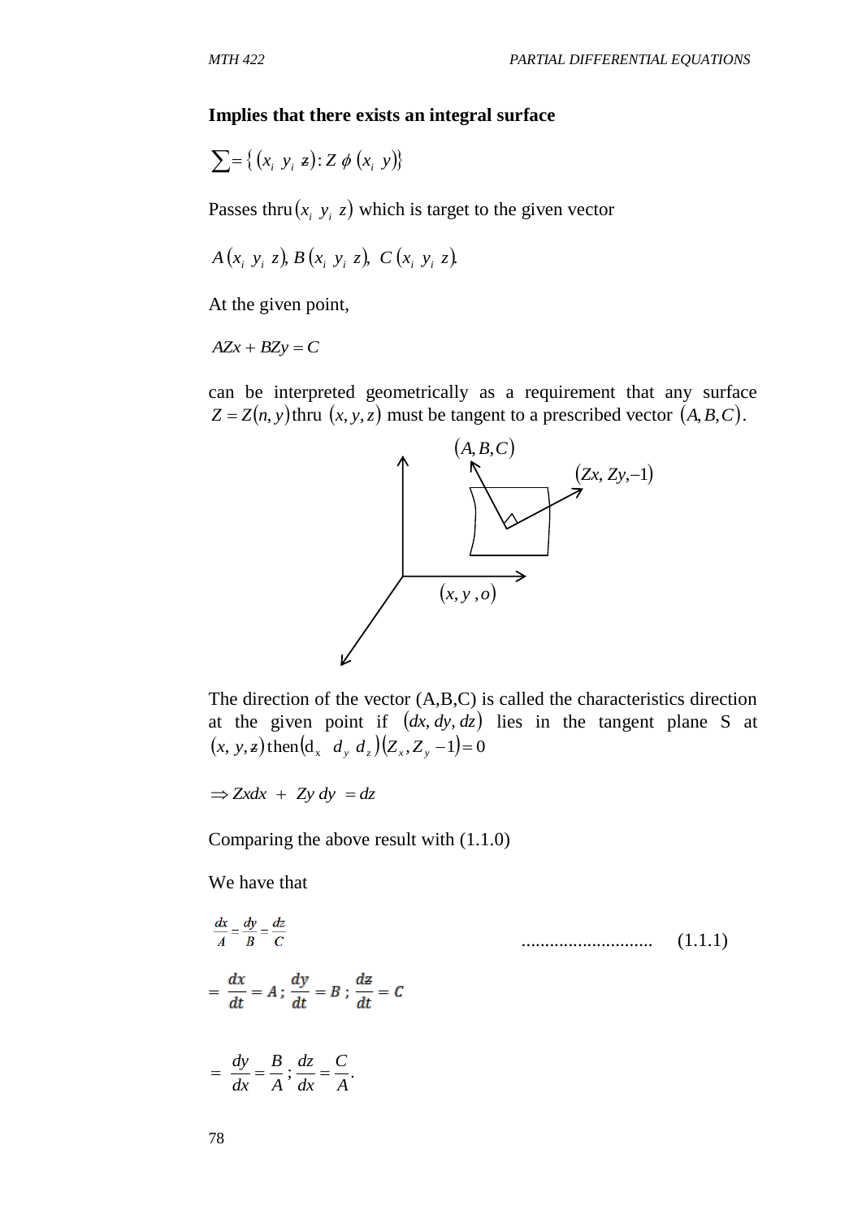**Implies that there exists an integral surface**

$$\sum = \{ (x_i \ y_i \ z) : Z \ \phi \ (x_i \ y) \}$$

Passes thru $(x_i \ y_i \ z)$ which is target to the given vector

$$A(x_i \ y_i \ z),\ B(x_i \ y_i \ z),\ C(x_i \ y_i \ z).$$

At the given point,

$$AZx + BZy = C$$

can be interpreted geometrically as a requirement that any surface $Z = Z(n, y)$ thru $(x, y, z)$ must be tangent to a prescribed vector $(A, B, C)$.

The direction of the vector (A,B,C) is called the characteristics direction at the given point if $(dx, dy, dz)$ lies in the tangent plane S at $(x, y, z)$ then $(d_x \ d_y \ d_z)(Z_x, Z_y -1) = 0$

$$\Rightarrow Zxdx + Zy\,dy = dz$$

Comparing the above result with (1.1.0)

We have that

$$\frac{dx}{A} = \frac{dy}{B} = \frac{dz}{C} \qquad \text{............................} \qquad (1.1.1)$$

$$= \frac{dx}{dt} = A\,;\ \frac{dy}{dt} = B\,;\ \frac{dz}{dt} = C$$

$$= \frac{dy}{dx} = \frac{B}{A}\,;\ \frac{dz}{dx} = \frac{C}{A}.$$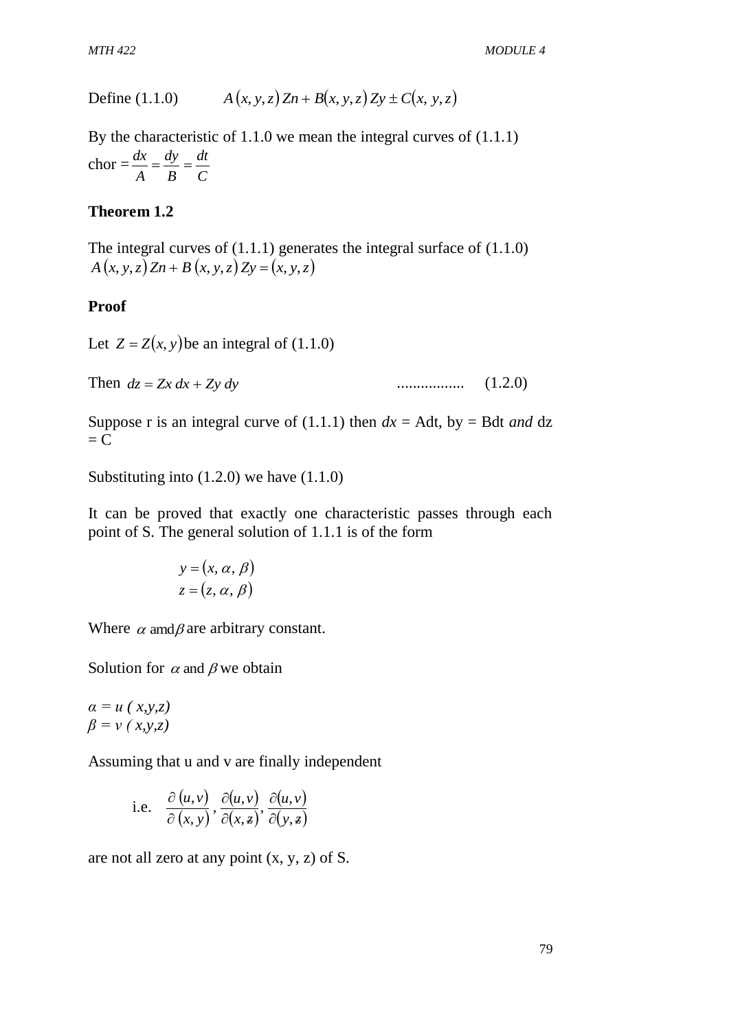Define (1.1.0) $\quad A(x, y, z)\, Zn + B(x, y, z)\, Zy \pm C(x, y, z)$

By the characteristic of 1.1.0 we mean the integral curves of (1.1.1)

chor $= \dfrac{dx}{A} = \dfrac{dy}{B} = \dfrac{dt}{C}$

**Theorem 1.2**

The integral curves of (1.1.1) generates the integral surface of (1.1.0)

$A(x, y, z)\, Zn + B\,(x, y, z)\, Zy = (x, y, z)$

**Proof**

Let $Z = Z(x, y)$ be an integral of (1.1.0)

Then $dz = Zx\, dx + Zy\, dy$ ................. (1.2.0)

Suppose r is an integral curve of (1.1.1) then *dx* = Adt, by = Bdt *and* dz = C

Substituting into (1.2.0) we have (1.1.0)

It can be proved that exactly one characteristic passes through each point of S. The general solution of 1.1.1 is of the form

$$y = (x, \alpha, \beta)$$
$$z = (z, \alpha, \beta)$$

Where $\alpha$ amd $\beta$ are arbitrary constant.

Solution for $\alpha$ and $\beta$ we obtain

$\alpha = u\ (x,y,z)$
$\beta = v\ (x,y,z)$

Assuming that u and v are finally independent

i.e. $\dfrac{\partial\,(u, v)}{\partial\,(x, y)}, \dfrac{\partial(u, v)}{\partial(x, z)}, \dfrac{\partial(u, v)}{\partial(y, z)}$

are not all zero at any point (x, y, z) of S.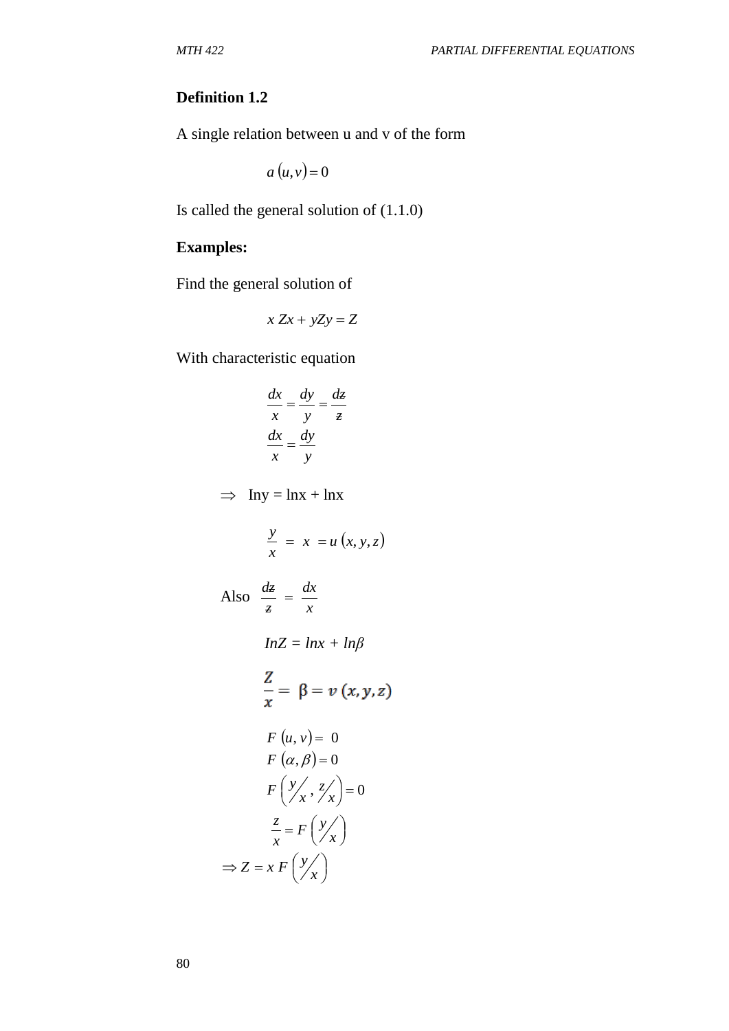**Definition 1.2**

A single relation between u and v of the form

$$a(u,v)=0$$

Is called the general solution of (1.1.0)

**Examples:**

Find the general solution of

$$x\,Zx + yZy = Z$$

With characteristic equation

$$\frac{dx}{x}=\frac{dy}{y}=\frac{dz}{z}$$

$$\frac{dx}{x}=\frac{dy}{y}$$

$\Rightarrow$ Iny = lnx + lnx

$$\frac{y}{x} = x = u(x,y,z)$$

Also $\frac{dz}{z} = \frac{dx}{x}$

$$InZ = lnx + ln\beta$$

$$\frac{Z}{x} = \beta = v(x,y,z)$$

$$F(u,v) = 0$$

$$F(\alpha,\beta)=0$$

$$F\left(y/x, z/x\right)=0$$

$$\frac{z}{x}=F\left(y/x\right)$$

$$\Rightarrow Z = x\,F\left(y/x\right)$$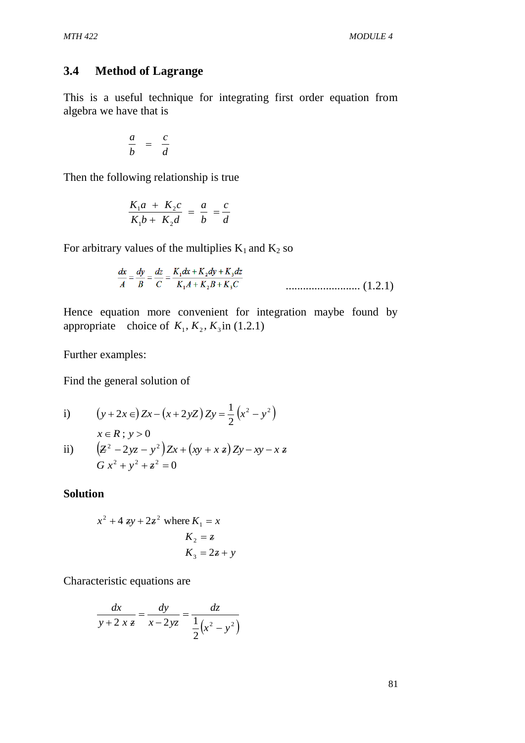### 3.4 Method of Lagrange

This is a useful technique for integrating first order equation from algebra we have that is

$$\frac{a}{b} = \frac{c}{d}$$

Then the following relationship is true

$$\frac{K_1 a + K_2 c}{K_1 b + K_2 d} = \frac{a}{b} = \frac{c}{d}$$

For arbitrary values of the multiplies $K_1$ and $K_2$ so

$$\frac{dx}{A} = \frac{dy}{B} = \frac{dz}{C} = \frac{K_1 dx + K_2 dy + K_3 dz}{K_1 A + K_2 B + K_3 C} \quad \text{.......................... (1.2.1)}$$

Hence equation more convenient for integration maybe found by appropriate choice of $K_1, K_2, K_3$ in (1.2.1)

Further examples:

Find the general solution of

i) $(y + 2x \in) Zx - (x + 2yZ) Zy = \frac{1}{2}\left(x^2 - y^2\right)$

$x \in R$ ; $y > 0$

ii) $\left(Z^2 - 2yz - y^2\right) Zx + (xy + x z) Zy - xy - x z$

$G\ x^2 + y^2 + z^2 = 0$

**Solution**

$$x^2 + 4\ zy + 2z^2 \text{ where } K_1 = x$$
$$K_2 = z$$
$$K_3 = 2z + y$$

Characteristic equations are

$$\frac{dx}{y + 2\ x\ z} = \frac{dy}{x - 2yz} = \frac{dz}{\frac{1}{2}\left(x^2 - y^2\right)}$$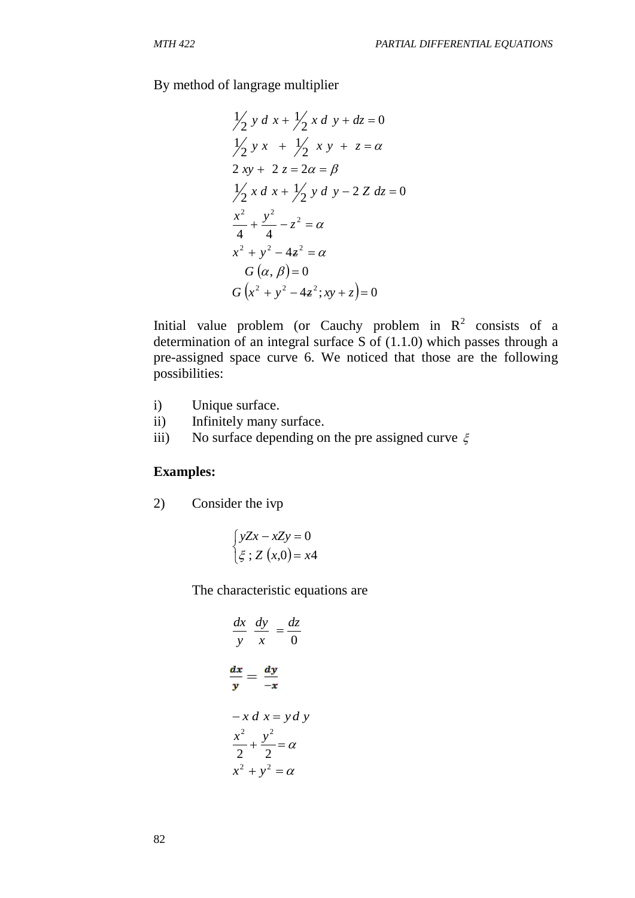By method of langrage multiplier

$$
\begin{aligned}
&\tfrac{1}{2}\, y\, d\, x + \tfrac{1}{2}\, x\, d\, y + dz = 0 \\
&\tfrac{1}{2}\, y\, x \;\; + \;\; \tfrac{1}{2}\;\; x\, y \; + \; z = \alpha \\
&2\; xy + \; 2\; z = 2\alpha = \beta \\
&\tfrac{1}{2}\, x\, d\, x + \tfrac{1}{2}\, y\, d\, y - 2\, Z\, dz = 0 \\
&\frac{x^2}{4} + \frac{y^2}{4} - z^2 = \alpha \\
&x^2 + y^2 - 4z^2 = \alpha \\
&\;\; G(\alpha, \beta) = 0 \\
&G\left(x^2 + y^2 - 4z^2 ; xy + z\right) = 0
\end{aligned}
$$

Initial value problem (or Cauchy problem in $R^2$ consists of a determination of an integral surface S of (1.1.0) which passes through a pre-assigned space curve 6. We noticed that those are the following possibilities:

i) Unique surface.

ii) Infinitely many surface.

iii) No surface depending on the pre assigned curve $\xi$

**Examples:**

2) Consider the ivp

$$
\begin{cases} yZx - xZy = 0 \\ \xi \; ; \; Z\,(x,0) = x4 \end{cases}
$$

The characteristic equations are

$$
\frac{dx}{y} \;\; \frac{dy}{x} \;\; = \frac{dz}{0}
$$

$$
\frac{dx}{y} = \frac{dy}{-x}
$$

$$
\begin{aligned}
&- x\, d\, x = y\, d\, y \\
&\frac{x^2}{2} + \frac{y^2}{2} = \alpha \\
&x^2 + y^2 = \alpha
\end{aligned}
$$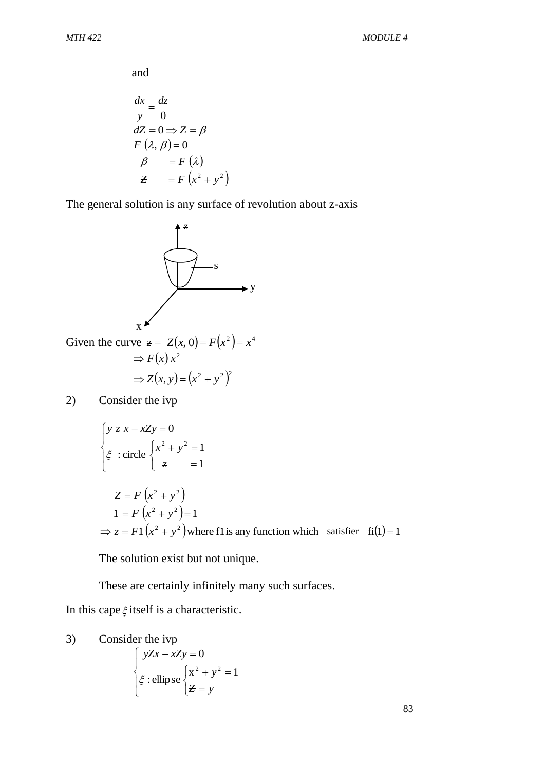and

$$\frac{dx}{y} = \frac{dz}{0}$$
$$dZ = 0 \Rightarrow Z = \beta$$
$$F(\lambda, \beta) = 0$$
$$\beta \quad = F(\lambda)$$
$$Z \quad = F(x^2 + y^2)$$

The general solution is any surface of revolution about z-axis

Given the curve $z = Z(x, 0) = F(x^2) = x^4$

$$\Rightarrow F(x)\, x^2$$
$$\Rightarrow Z(x, y) = (x^2 + y^2)^2$$

2) Consider the ivp

$$\begin{cases} y\ z\ x - xZy = 0 \\ \xi \ \text{: circle} \begin{cases} x^2 + y^2 = 1 \\ z \quad = 1 \end{cases} \end{cases}$$

$$Z = F(x^2 + y^2)$$
$$1 = F(x^2 + y^2) = 1$$
$$\Rightarrow z = F1(x^2 + y^2) \text{ where f1 is any function which satisfier } \text{fi}(1) = 1$$

The solution exist but not unique.

These are certainly infinitely many such surfaces.

In this cape $\xi$ itself is a characteristic.

3) Consider the ivp

$$\begin{cases} yZx - xZy = 0 \\ \xi : \text{ellipse} \begin{cases} x^2 + y^2 = 1 \\ Z = y \end{cases} \end{cases}$$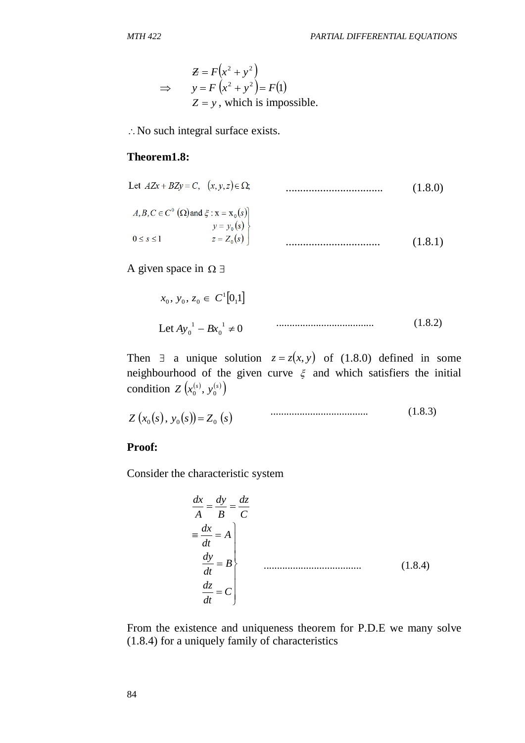$$\begin{aligned} Z &= F\left(x^2 + y^2\right) \\ \Rightarrow \quad y &= F\left(x^2 + y^2\right) = F(1) \\ Z &= y \text{, which is impossible.} \end{aligned}$$

$\therefore$ No such integral surface exists.

**Theorem1.8:**

Let $AZx + BZy = C, \quad (x, y, z) \in \Omega;$ .................................. (1.8.0)

$$A, B, C \in C^0(\Omega) \text{ and } \xi : \left.\begin{aligned} x &= x_0(s) \\ y &= y_0(s) \\ z &= Z_0(s) \end{aligned}\right\} \quad 0 \le s \le 1 \qquad \text{.................................} \quad (1.8.1)$$

A given space in $\Omega \ \exists$

$x_0, y_0, z_0 \in C^1[0{,}1]$

Let $Ay_0{}^1 - Bx_0{}^1 \neq 0$ ..................................... (1.8.2)

Then $\exists$ a unique solution $z = z(x, y)$ of (1.8.0) defined in some neighbourhood of the given curve $\xi$ and which satisfiers the initial condition $Z\left(x_0^{(s)}, y_0^{(s)}\right)$

$Z\left(x_0(s), y_0(s)\right) = Z_0(s)$ ..................................... (1.8.3)

**Proof:**

Consider the characteristic system

$$\frac{dx}{A} = \frac{dy}{B} = \frac{dz}{C}$$

$$\left.\begin{aligned} \equiv \frac{dx}{dt} &= A \\ \frac{dy}{dt} &= B \\ \frac{dz}{dt} &= C \end{aligned}\right\} \qquad \text{.....................................} \quad (1.8.4)$$

From the existence and uniqueness theorem for P.D.E we many solve (1.8.4) for a uniquely family of characteristics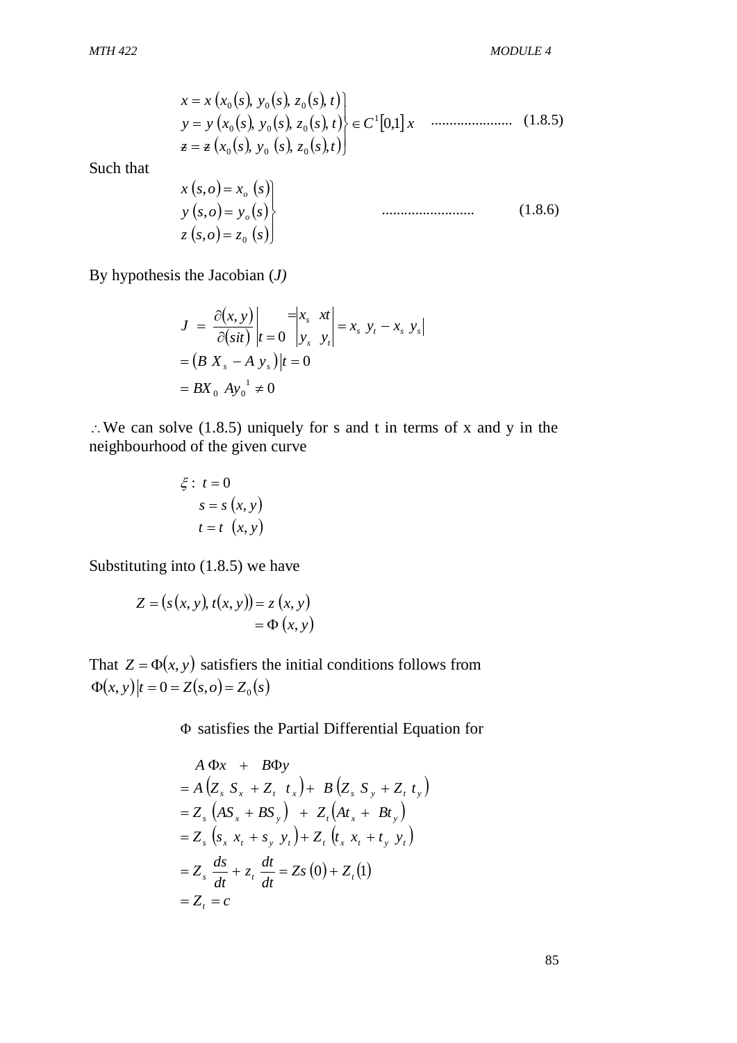$$
\left.\begin{aligned}
x &= x\left(x_0(s),\, y_0(s),\, z_0(s),\, t\right) \\
y &= y\left(x_0(s),\, y_0(s),\, z_0(s),\, t\right) \\
z &= z\left(x_0(s),\, y_0(s),\, z_0(s),t\right)
\end{aligned}\right\} \in C^1[0,1]\, x \quad \text{......................} \quad (1.8.5)
$$

Such that

$$
\left.\begin{aligned}
x\,(s,o) &= x_o\,(s) \\
y\,(s,o) &= y_o(s) \\
z\,(s,o) &= z_0\,(s)
\end{aligned}\right\} \quad \text{.........................} \quad (1.8.6)
$$

By hypothesis the Jacobian (*J)*

$$
\begin{aligned}
J \;&=\; \frac{\partial(x,y)}{\partial(sit)}\bigg|t=0 \;=\begin{vmatrix} x_s & xt \\ y_s & y_t \end{vmatrix} = x_s\; y_t - x_s\; y_s\big| \\
&= \left(B\; X_s - A\; y_s\right)\big|t=0 \\
&= BX_0\; Ay_0{}^1 \neq 0
\end{aligned}
$$

$\therefore$ We can solve (1.8.5) uniquely for s and t in terms of x and y in the neighbourhood of the given curve

$$
\begin{aligned}
\xi:\; & t=0 \\
& s = s\,(x,y) \\
& t = t\;\;(x,y)
\end{aligned}
$$

Substituting into (1.8.5) we have

$$
\begin{aligned}
Z = \left(s(x,y),\, t(x,y)\right) &= z\,(x,y) \\
&= \Phi\,(x,y)
\end{aligned}
$$

That $Z = \Phi(x,y)$ satisfiers the initial conditions follows from $\Phi(x,y)\big|t=0 = Z(s,o) = Z_0(s)$

$\Phi$ satisfies the Partial Differential Equation for

$$
\begin{aligned}
& A\,\Phi x \;\;+\;\; B\Phi y \\
&= A\left(Z_s\; S_x + Z_t\;\; t_x\right) +\;\; B\left(Z_s\; S_y + Z_t\; t_y\right) \\
&= Z_s\;\left(AS_x + BS_y\right) \;\;+\;\; Z_t\left(At_x +\;\; Bt_y\right) \\
&= Z_s\;\left(s_x\; x_t + s_y\;\; y_t\right) + Z_t\;\left(t_x\; x_t + t_y\;\; y_t\right) \\
&= Z_s\;\frac{ds}{dt} + z_t\;\frac{dt}{dt} = Zs\;(0) + Z_t\,(1) \\
&= Z_t = c
\end{aligned}
$$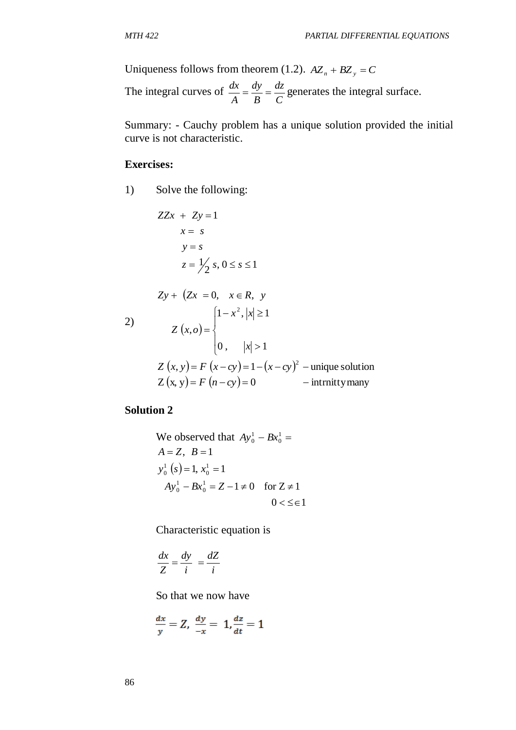Uniqueness follows from theorem (1.2). $AZ_n + BZ_y = C$

The integral curves of $\frac{dx}{A} = \frac{dy}{B} = \frac{dz}{C}$ generates the integral surface.

Summary: - Cauchy problem has a unique solution provided the initial curve is not characteristic.

**Exercises:**

1) Solve the following:

$$ZZx + Zy = 1$$
$$x = s$$
$$y = s$$
$$z = \tfrac{1}{2}s, \; 0 \le s \le 1$$

2)

$$Zy + (Zx = 0, \quad x \in R, \; y$$

$$Z(x,o) = \begin{cases} 1 - x^2, & |x| \ge 1 \\ \\ 0, & |x| > 1 \end{cases}$$

$$Z(x,y) = F(x - cy) = 1 - (x - cy)^2 \text{ – unique solution}$$
$$Z(x,y) = F(n - cy) = 0 \qquad \text{– intrnitty many}$$

**Solution 2**

We observed that $Ay_0^1 - Bx_0^1 =$

$$A = Z, \; B = 1$$
$$y_0^1(s) = 1, \; x_0^1 = 1$$
$$Ay_0^1 - Bx_0^1 = Z - 1 \ne 0 \quad \text{for } Z \ne 1$$
$$0 < \le \in 1$$

Characteristic equation is

$$\frac{dx}{Z} = \frac{dy}{i} = \frac{dZ}{i}$$

So that we now have

$$\frac{dx}{y} = Z, \; \frac{dy}{-x} = 1, \frac{dz}{dt} = 1$$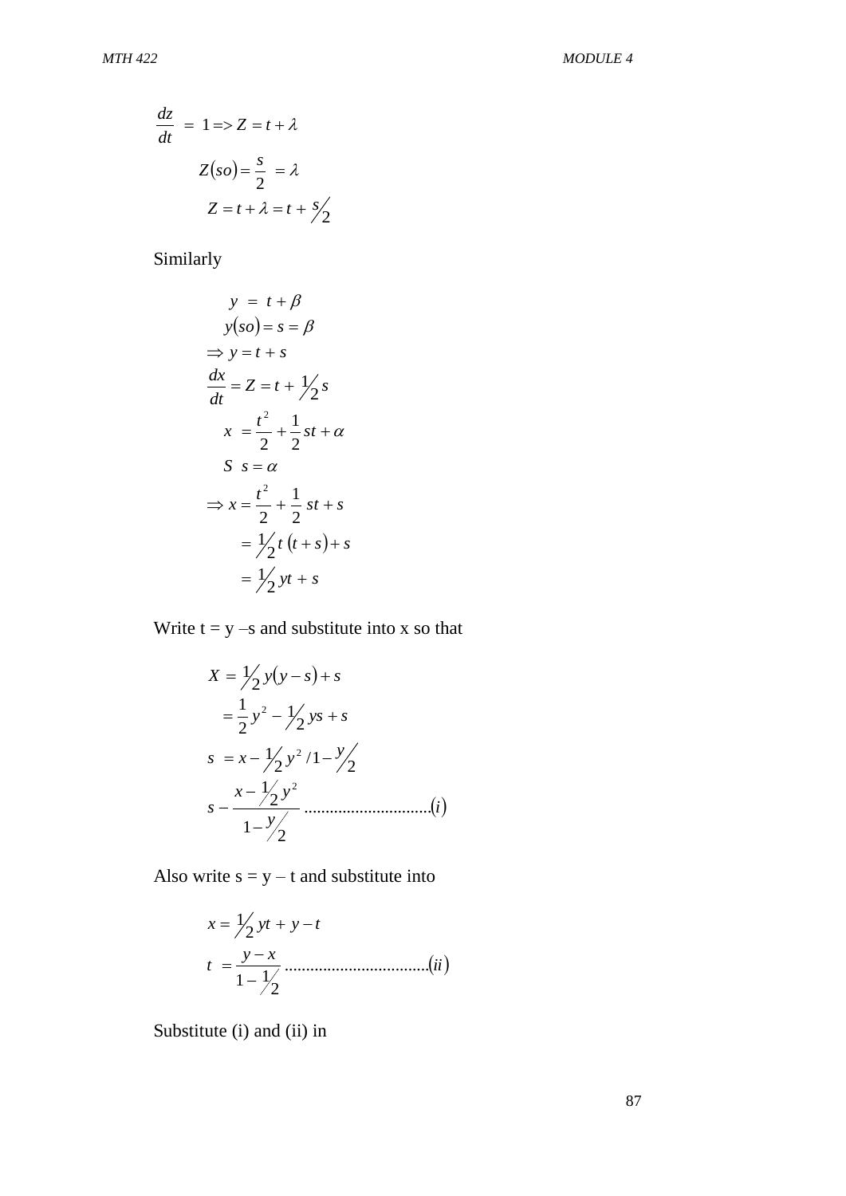$$\frac{dz}{dt} = 1 \Rightarrow Z = t + \lambda$$

$$Z(so) = \frac{s}{2} = \lambda$$

$$Z = t + \lambda = t + s/2$$

Similarly

$$y = t + \beta$$

$$y(so) = s = \beta$$

$$\Rightarrow y = t + s$$

$$\frac{dx}{dt} = Z = t + 1/2\, s$$

$$x = \frac{t^2}{2} + \frac{1}{2}st + \alpha$$

$$S \;\; s = \alpha$$

$$\Rightarrow x = \frac{t^2}{2} + \frac{1}{2}\, st + s$$

$$= 1/2\, t\,(t + s) + s$$

$$= 1/2\, yt + s$$

Write t = y –s and substitute into x so that

$$X = 1/2\, y(y - s) + s$$

$$= \frac{1}{2}y^2 - 1/2\, ys + s$$

$$s = x - 1/2\, y^2 / 1 - y/2$$

$$s - \frac{x - 1/2\, y^2}{1 - y/2} \;\ldots\ldots\ldots\ldots\ldots\ldots\ldots\ldots\ldots\ldots (i)$$

Also write s = y – t and substitute into

$$x = 1/2\, yt + y - t$$

$$t = \frac{y - x}{1 - 1/2} \;\ldots\ldots\ldots\ldots\ldots\ldots\ldots\ldots\ldots\ldots\ldots (ii)$$

Substitute (i) and (ii) in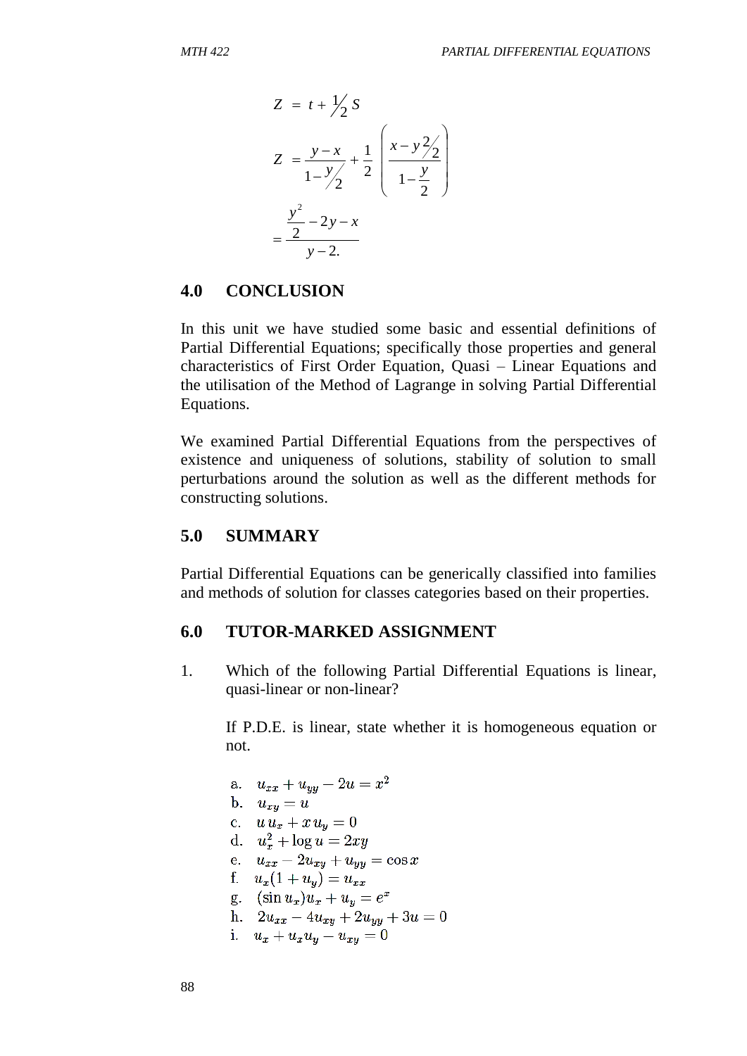$$Z = t + \frac{1}{2} S$$

$$Z = \frac{y - x}{1 - y/2} + \frac{1}{2}\left(\frac{x - y^2/2}{1 - \frac{y}{2}}\right)$$

$$= \frac{\frac{y^2}{2} - 2y - x}{y - 2.}$$

## 4.0 CONCLUSION

In this unit we have studied some basic and essential definitions of Partial Differential Equations; specifically those properties and general characteristics of First Order Equation, Quasi – Linear Equations and the utilisation of the Method of Lagrange in solving Partial Differential Equations.

We examined Partial Differential Equations from the perspectives of existence and uniqueness of solutions, stability of solution to small perturbations around the solution as well as the different methods for constructing solutions.

## 5.0 SUMMARY

Partial Differential Equations can be generically classified into families and methods of solution for classes categories based on their properties.

## 6.0 TUTOR-MARKED ASSIGNMENT

1. Which of the following Partial Differential Equations is linear, quasi-linear or non-linear?

   If P.D.E. is linear, state whether it is homogeneous equation or not.

   a. $u_{xx} + u_{yy} - 2u = x^2$
   b. $u_{xy} = u$
   c. $u\,u_x + x\,u_y = 0$
   d. $u_x^2 + \log u = 2xy$
   e. $u_{xx} - 2u_{xy} + u_{yy} = \cos x$
   f. $u_x(1 + u_y) = u_{xx}$
   g. $(\sin u_x)u_x + u_y = e^x$
   h. $2u_{xx} - 4u_{xy} + 2u_{yy} + 3u = 0$
   i. $u_x + u_x u_y - u_{xy} = 0$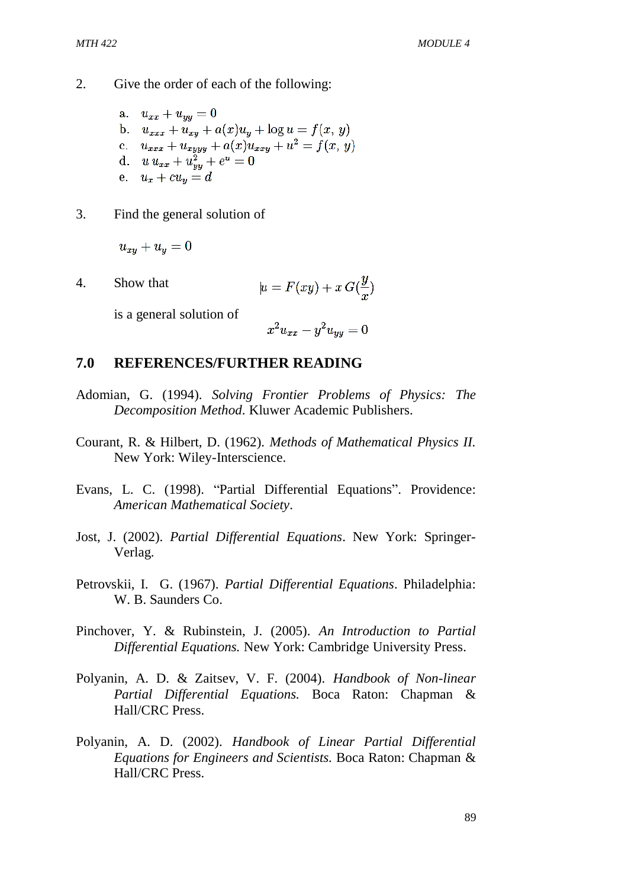2. Give the order of each of the following:

   a. $u_{xx} + u_{yy} = 0$
   b. $u_{xxx} + u_{xy} + a(x)u_y + \log u = f(x, y)$
   c. $u_{xxx} + u_{xyyy} + a(x)u_{xxy} + u^2 = f(x, y)$
   d. $u\, u_{xx} + u_{yy}^2 + e^u = 0$
   e. $u_x + cu_y = d$

3. Find the general solution of

$$u_{xy} + u_y = 0$$

4. Show that $u = F(xy) + x\,G(\frac{y}{x})$

   is a general solution of $x^2 u_{xx} - y^2 u_{yy} = 0$

## 7.0 REFERENCES/FURTHER READING

Adomian, G. (1994). *Solving Frontier Problems of Physics: The Decomposition Method*. Kluwer Academic Publishers.

Courant, R. & Hilbert, D. (1962). *Methods of Mathematical Physics II.* New York: Wiley-Interscience.

Evans, L. C. (1998). "Partial Differential Equations". Providence: *American Mathematical Society*.

Jost, J. (2002). *Partial Differential Equations*. New York: Springer-Verlag.

Petrovskii, I. G. (1967). *Partial Differential Equations*. Philadelphia: W. B. Saunders Co.

Pinchover, Y. & Rubinstein, J. (2005). *An Introduction to Partial Differential Equations.* New York: Cambridge University Press.

Polyanin, A. D. & Zaitsev, V. F. (2004). *Handbook of Non-linear Partial Differential Equations.* Boca Raton: Chapman & Hall/CRC Press.

Polyanin, A. D. (2002). *Handbook of Linear Partial Differential Equations for Engineers and Scientists.* Boca Raton: Chapman & Hall/CRC Press.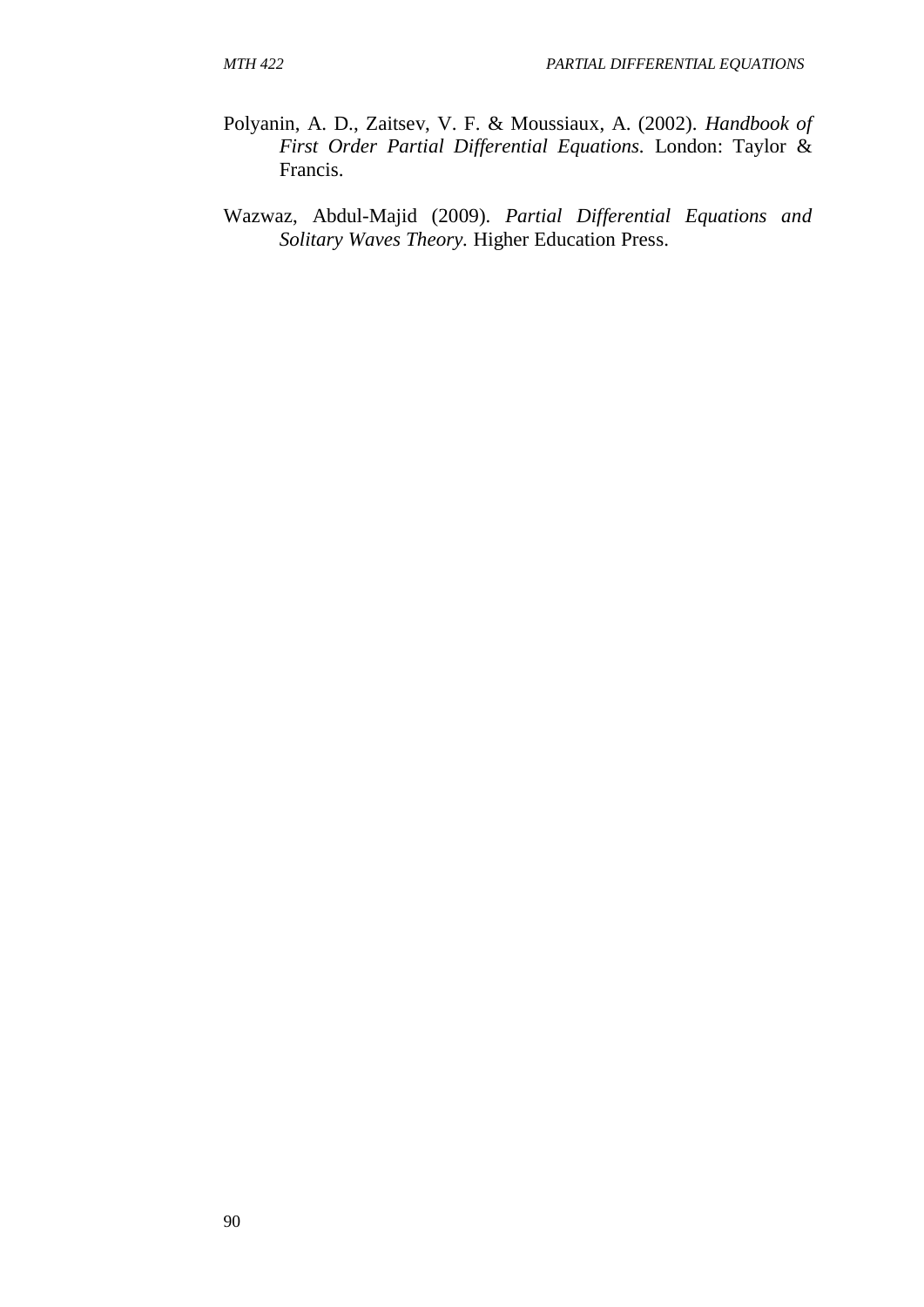Polyanin, A. D., Zaitsev, V. F. & Moussiaux, A. (2002). *Handbook of First Order Partial Differential Equations.* London: Taylor & Francis.

Wazwaz, Abdul-Majid (2009). *Partial Differential Equations and Solitary Waves Theory*. Higher Education Press.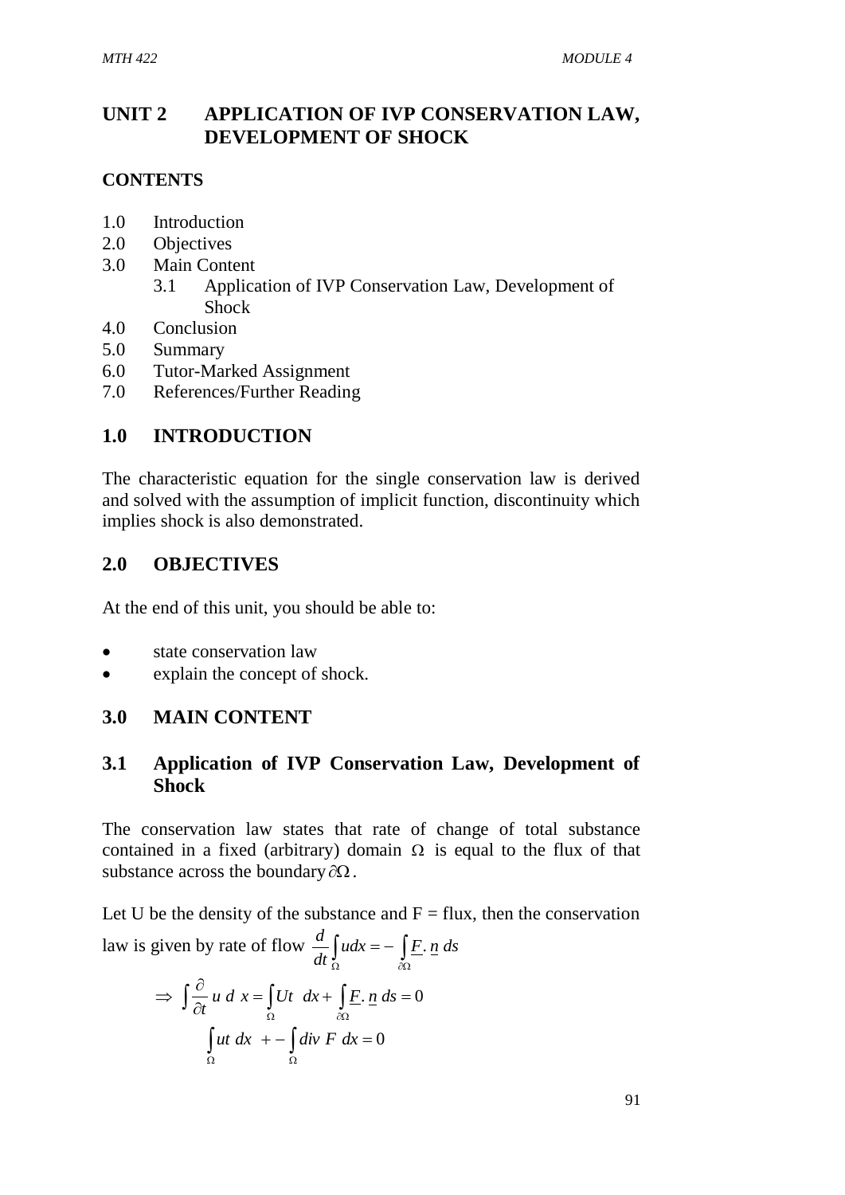## UNIT 2 APPLICATION OF IVP CONSERVATION LAW, DEVELOPMENT OF SHOCK

**CONTENTS**

- 1.0 Introduction
- 2.0 Objectives
- 3.0 Main Content
  - 3.1 Application of IVP Conservation Law, Development of Shock
- 4.0 Conclusion
- 5.0 Summary
- 6.0 Tutor-Marked Assignment
- 7.0 References/Further Reading

## 1.0 INTRODUCTION

The characteristic equation for the single conservation law is derived and solved with the assumption of implicit function, discontinuity which implies shock is also demonstrated.

## 2.0 OBJECTIVES

At the end of this unit, you should be able to:

- state conservation law
- explain the concept of shock.

## 3.0 MAIN CONTENT

### 3.1 Application of IVP Conservation Law, Development of Shock

The conservation law states that rate of change of total substance contained in a fixed (arbitrary) domain $\Omega$ is equal to the flux of that substance across the boundary $\partial\Omega$.

Let U be the density of the substance and F = flux, then the conservation law is given by rate of flow $\frac{d}{dt}\int_{\Omega} u dx = -\int_{\partial\Omega} \underline{F}.\,\underline{n}\, ds$

$$\Rightarrow \int \frac{\partial}{\partial t} u\, d\, x = \int_{\Omega} Ut \;\; dx + \int_{\partial\Omega} \underline{F}.\,\underline{n}\; ds = 0$$

$$\int_{\Omega} ut\; dx \;\; + - \int_{\Omega} div\; F\; dx = 0$$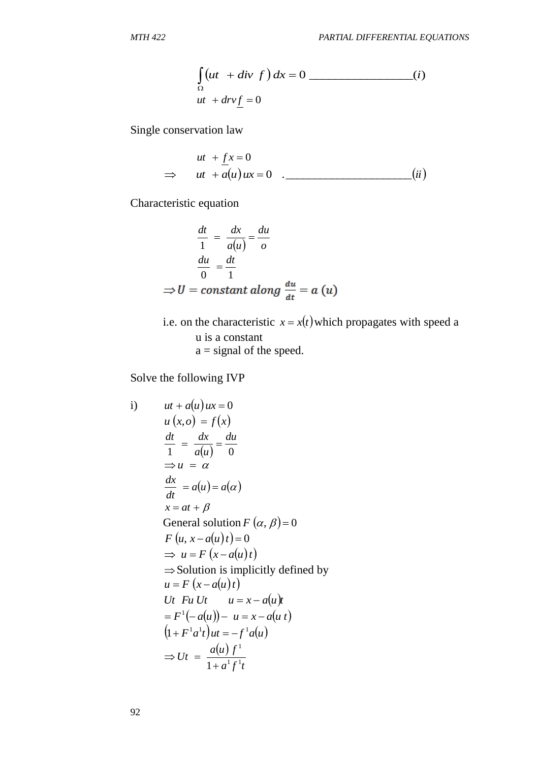$$\int_{\Omega} (ut \;\; + div \;\; f \;) \, dx = 0 \;\_\_\_\_\_\_\_\_\_\_\_\_\_\_\_\_\_\_ (i)$$

$$ut \;\; + drv \underline{f} \; = 0$$

Single conservation law

$$ut \;\; + \underline{f} x = 0$$

$$\Rightarrow \quad ut \;\; + a(u) \, ux = 0 \quad . \_\_\_\_\_\_\_\_\_\_\_\_\_\_\_\_\_\_\_\_\_\_\_\_ (ii)$$

Characteristic equation

$$\frac{dt}{1} \;=\; \frac{dx}{a(u)} = \frac{du}{o}$$

$$\frac{du}{0} \;\; = \frac{dt}{1}$$

$$\Rightarrow U = constant \; along \; \frac{du}{dt} = a \; (u)$$

i.e. on the characteristic $x = x(t)$ which propagates with speed a
u is a constant
a = signal of the speed.

Solve the following IVP

i) $ut + a(u) \, ux = 0$

$u \, (x, o) \; = \; f(x)$

$\frac{dt}{1} \;=\; \frac{dx}{a(u)} = \frac{du}{0}$

$\Rightarrow u \; = \; \alpha$

$\frac{dx}{dt} \;\; = a(u) = a(\alpha)$

$x = at + \beta$

General solution $F \; (\alpha, \, \beta) = 0$

$F \; (u, \, x - a(u) \, t) = 0$

$\Rightarrow \; u = F \; (x - a(u) \, t)$

$\Rightarrow$ Solution is implicitly defined by

$u = F \; (x - a(u) \, t)$

$Ut \;\; Fu \; Ut \qquad u = x - a(u)t$

$= F^1(-a(u)) - \; u = x - a(u \; t)$

$(1 + F^1 a^1 t) \, ut = -f^1 a(u)$

$\Rightarrow Ut \; = \; \frac{a(u) \; f^1}{1 + a^1 f^1 t}$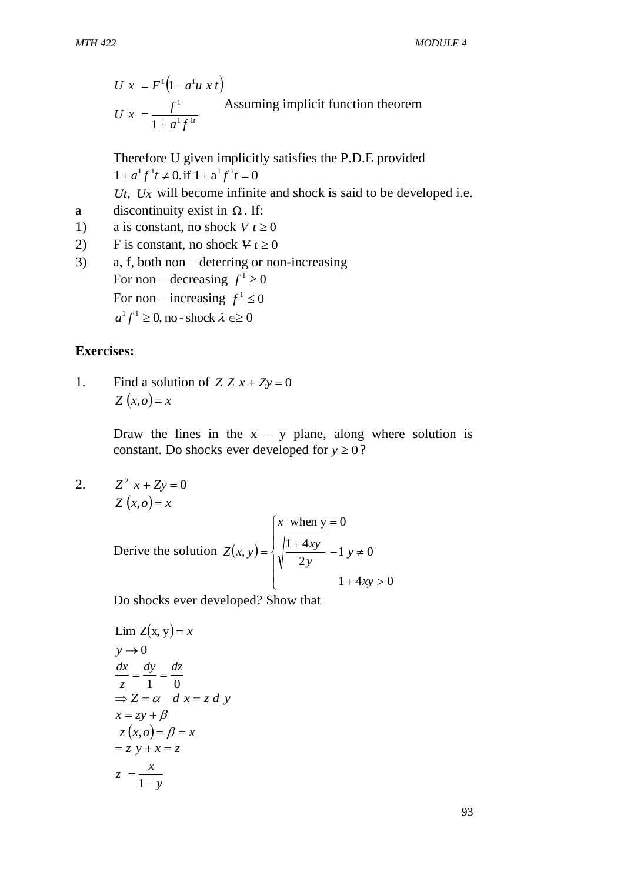$$U\ x\ = F^1\left(1 - a^1 u\ x\ t\right)$$

$$U\ x\ = \frac{f^1}{1 + a^1 f^{1t}}$$ Assuming implicit function theorem

Therefore U given implicitly satisfies the P.D.E provided $1 + a^1 f^1 t \neq 0.$ if $1 + a^1 f^1 t = 0$

$Ut,\ Ux$ will become infinite and shock is said to be developed i.e.

a discontinuity exist in $\Omega$. If:

1) a is constant, no shock $\forall\ t \geq 0$
2) F is constant, no shock $\forall\ t \geq 0$
3) a, f, both non – deterring or non-increasing

For non – decreasing $f^1 \geq 0$

For non – increasing $f^1 \leq 0$

$a^1 f^1 \geq 0,$ no - shock $\lambda \in \geq 0$

**Exercises:**

1. Find a solution of $Z\ Z\ x + Zy = 0$

   $Z\left(x, o\right) = x$

   Draw the lines in the x – y plane, along where solution is constant. Do shocks ever developed for $y \geq 0$?

2. $Z^2\ x + Zy = 0$

   $Z\left(x, o\right) = x$

   Derive the solution $Z\left(x, y\right) = \begin{cases} x \text{ when y} = 0 \\ \sqrt{\dfrac{1 + 4xy}{2y}} - 1\ y \neq 0 \\ \qquad 1 + 4xy > 0 \end{cases}$

   Do shocks ever developed? Show that

$$\text{Lim Z}\left(\text{x, y}\right) = x$$
$$y \to 0$$
$$\frac{dx}{z} = \frac{dy}{1} = \frac{dz}{0}$$
$$\Rightarrow Z = \alpha \quad d\ x = z\ d\ y$$
$$x = zy + \beta$$
$$z\left(x, o\right) = \beta = x$$
$$= z\ y + x = z$$
$$z\ = \frac{x}{1 - y}$$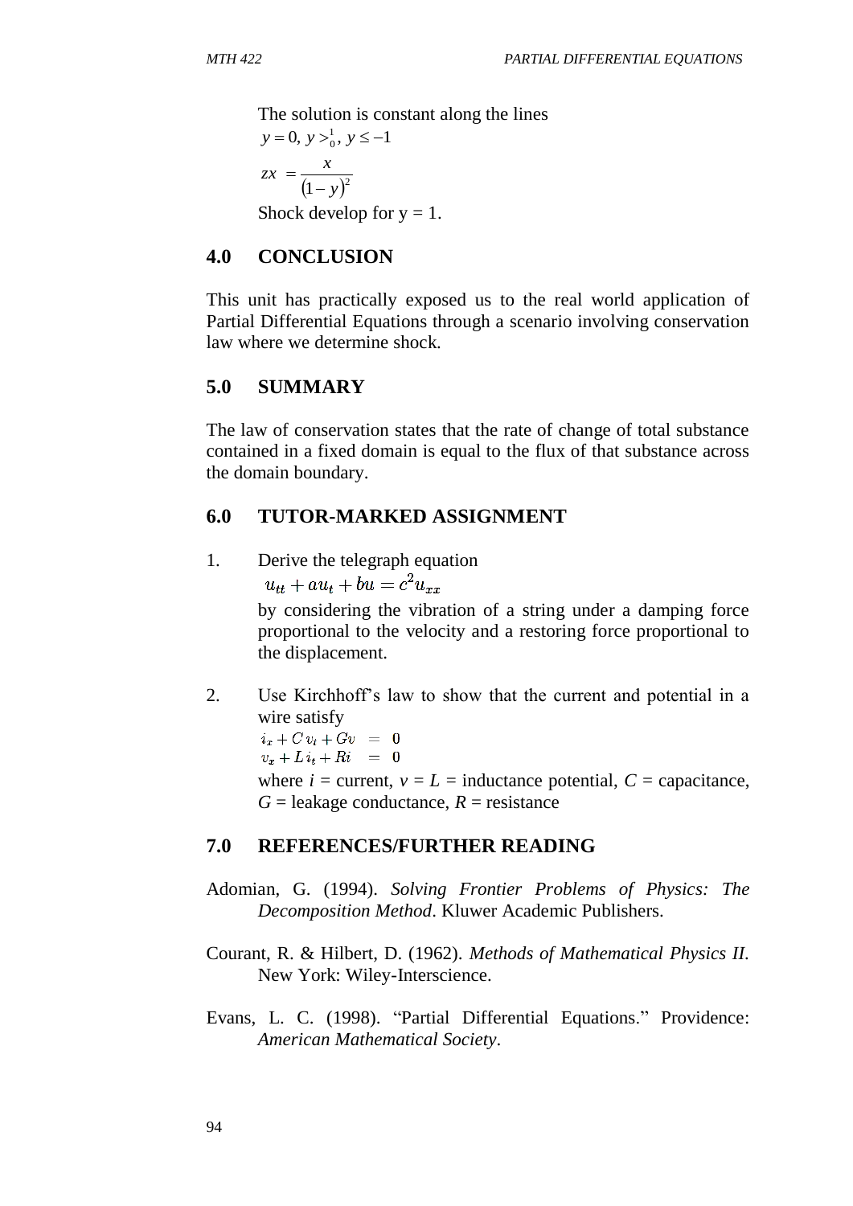The solution is constant along the lines

$$y = 0,\ y >_{0}^{1},\ y \le -1$$

$$zx = \frac{x}{(1-y)^2}$$

Shock develop for y = 1.

## 4.0 CONCLUSION

This unit has practically exposed us to the real world application of Partial Differential Equations through a scenario involving conservation law where we determine shock.

## 5.0 SUMMARY

The law of conservation states that the rate of change of total substance contained in a fixed domain is equal to the flux of that substance across the domain boundary.

## 6.0 TUTOR-MARKED ASSIGNMENT

1. Derive the telegraph equation

   $$u_{tt} + au_t + bu = c^2 u_{xx}$$

   by considering the vibration of a string under a damping force proportional to the velocity and a restoring force proportional to the displacement.

2. Use Kirchhoff's law to show that the current and potential in a wire satisfy

   $$\begin{aligned} i_x + C\,v_t + Gv &= 0 \\ v_x + L\,i_t + Ri &= 0 \end{aligned}$$

   where $i$ = current, $v$ = $L$ = inductance potential, $C$ = capacitance, $G$ = leakage conductance, $R$ = resistance

## 7.0 REFERENCES/FURTHER READING

Adomian, G. (1994). *Solving Frontier Problems of Physics: The Decomposition Method*. Kluwer Academic Publishers.

Courant, R. & Hilbert, D. (1962). *Methods of Mathematical Physics II*. New York: Wiley-Interscience.

Evans, L. C. (1998). "Partial Differential Equations." Providence: *American Mathematical Society*.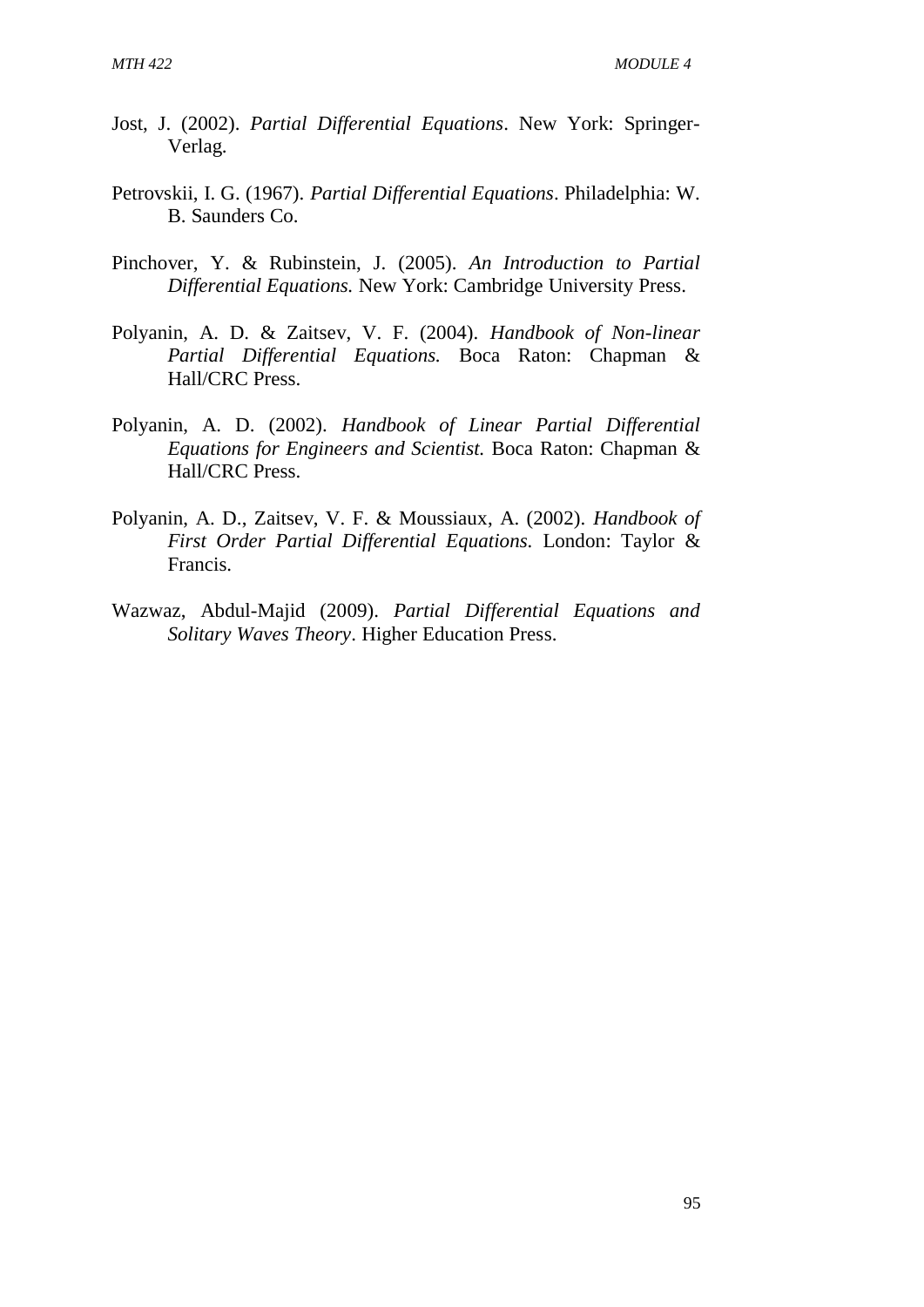Jost, J. (2002). *Partial Differential Equations*. New York: Springer-Verlag.

Petrovskii, I. G. (1967). *Partial Differential Equations*. Philadelphia: W. B. Saunders Co.

Pinchover, Y. & Rubinstein, J. (2005). *An Introduction to Partial Differential Equations.* New York: Cambridge University Press.

Polyanin, A. D. & Zaitsev, V. F. (2004). *Handbook of Non-linear Partial Differential Equations.* Boca Raton: Chapman & Hall/CRC Press.

Polyanin, A. D. (2002). *Handbook of Linear Partial Differential Equations for Engineers and Scientist.* Boca Raton: Chapman & Hall/CRC Press.

Polyanin, A. D., Zaitsev, V. F. & Moussiaux, A. (2002). *Handbook of First Order Partial Differential Equations.* London: Taylor & Francis.

Wazwaz, Abdul-Majid (2009). *Partial Differential Equations and Solitary Waves Theory*. Higher Education Press.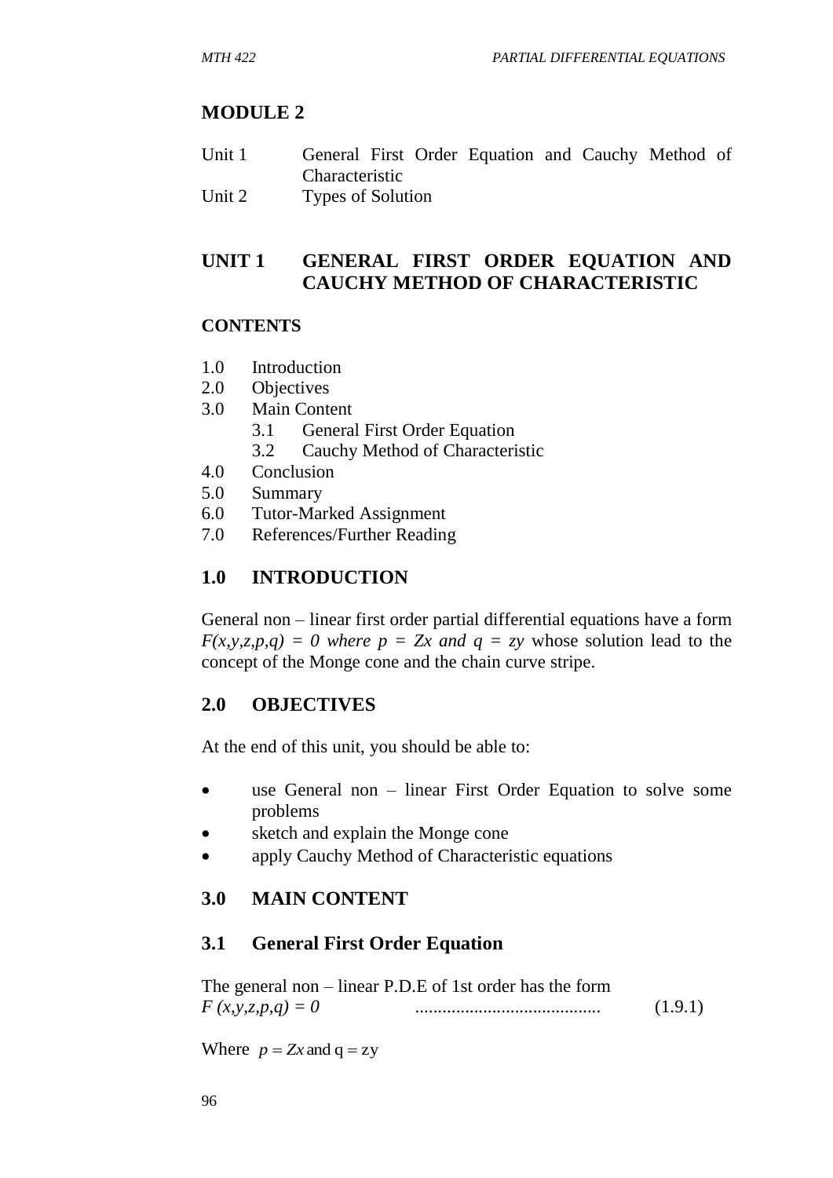# MODULE 2

| | |
|---|---|
| Unit 1 | General First Order Equation and Cauchy Method of Characteristic |
| Unit 2 | Types of Solution |

## UNIT 1 GENERAL FIRST ORDER EQUATION AND CAUCHY METHOD OF CHARACTERISTIC

### CONTENTS

1.0 Introduction
2.0 Objectives
3.0 Main Content
  3.1 General First Order Equation
  3.2 Cauchy Method of Characteristic
4.0 Conclusion
5.0 Summary
6.0 Tutor-Marked Assignment
7.0 References/Further Reading

## 1.0 INTRODUCTION

General non – linear first order partial differential equations have a form $F(x,y,z,p,q) = 0$ *where* $p = Zx$ *and* $q = zy$ whose solution lead to the concept of the Monge cone and the chain curve stripe.

## 2.0 OBJECTIVES

At the end of this unit, you should be able to:

- use General non – linear First Order Equation to solve some problems
- sketch and explain the Monge cone
- apply Cauchy Method of Characteristic equations

## 3.0 MAIN CONTENT

### 3.1 General First Order Equation

The general non – linear P.D.E of 1st order has the form

$$F(x,y,z,p,q) = 0 \qquad \text{.........................................} \qquad (1.9.1)$$

Where $p = Zx$ and $\mathrm{q} = \mathrm{zy}$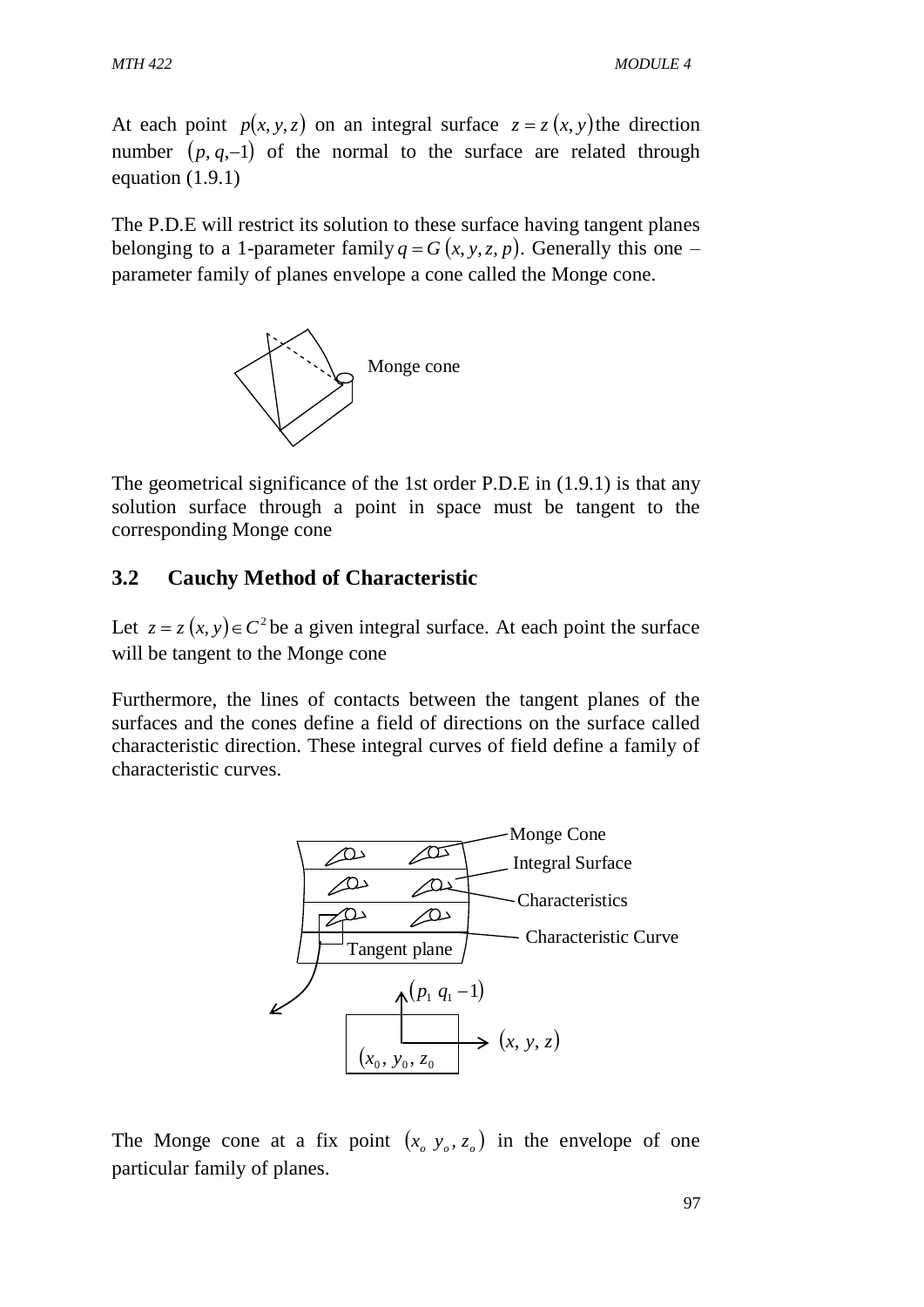At each point $p(x, y, z)$ on an integral surface $z = z(x, y)$ the direction number $(p, q, -1)$ of the normal to the surface are related through equation (1.9.1)

The P.D.E will restrict its solution to these surface having tangent planes belonging to a 1-parameter family $q = G(x, y, z, p)$. Generally this one – parameter family of planes envelope a cone called the Monge cone.

Monge cone

The geometrical significance of the 1st order P.D.E in (1.9.1) is that any solution surface through a point in space must be tangent to the corresponding Monge cone

## 3.2 Cauchy Method of Characteristic

Let $z = z(x, y) \in C^2$ be a given integral surface. At each point the surface will be tangent to the Monge cone

Furthermore, the lines of contacts between the tangent planes of the surfaces and the cones define a field of directions on the surface called characteristic direction. These integral curves of field define a family of characteristic curves.

Monge Cone

Integral Surface

Characteristics

Characteristic Curve

Tangent plane

$(p_1 \; q_1 - 1)$

$(x, y, z)$

$(x_0, y_0, z_0$

The Monge cone at a fix point $(x_o \; y_o, z_o)$ in the envelope of one particular family of planes.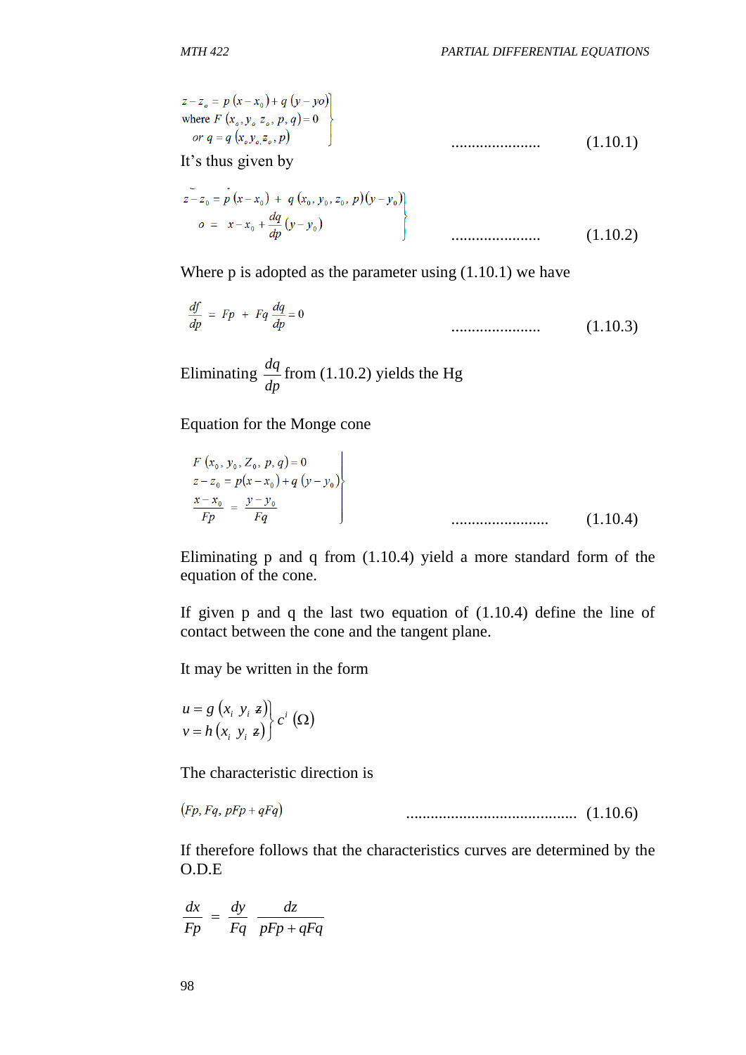$$\left.\begin{aligned} z - z_o &= p\,(x - x_0) + q\,(y - yo) \\ \text{where } F\,(x_o, y_o\, z_o, p, q) &= 0 \\ or\ q &= q\,(x_o y_o z_o, p) \end{aligned}\right\} \qquad \text{......................} \qquad (1.10.1)$$

It's thus given by

$$\left.\begin{aligned} z - z_0 &= p\,(x - x_0) + q\,(x_0, y_0, z_0, p)(y - y_0) \\ o &= x - x_0 + \frac{dq}{dp}(y - y_0) \end{aligned}\right\} \qquad \text{......................} \qquad (1.10.2)$$

Where p is adopted as the parameter using (1.10.1) we have

$$\frac{df}{dp} = Fp + Fq\frac{dq}{dp} = 0 \qquad \text{......................} \qquad (1.10.3)$$

Eliminating $\dfrac{dq}{dp}$ from (1.10.2) yields the Hg

Equation for the Monge cone

$$\left.\begin{aligned} F\,(x_0, y_0, Z_0, p, q) &= 0 \\ z - z_0 &= p(x - x_0) + q\,(y - y_0) \\ \frac{x - x_0}{Fp} &= \frac{y - y_0}{Fq} \end{aligned}\right\} \qquad \text{........................} \qquad (1.10.4)$$

Eliminating p and q from (1.10.4) yield a more standard form of the equation of the cone.

If given p and q the last two equation of (1.10.4) define the line of contact between the cone and the tangent plane.

It may be written in the form

$$\left.\begin{aligned} u &= g\,(x_i\ y_i\ z) \\ v &= h\,(x_i\ y_i\ z) \end{aligned}\right\} c^i\,(\Omega)$$

The characteristic direction is

$$(Fp, Fq, pFp + qFq) \qquad \text{..........................................} \qquad (1.10.6)$$

If therefore follows that the characteristics curves are determined by the O.D.E

$$\frac{dx}{Fp} = \frac{dy}{Fq}\ \frac{dz}{pFp + qFq}$$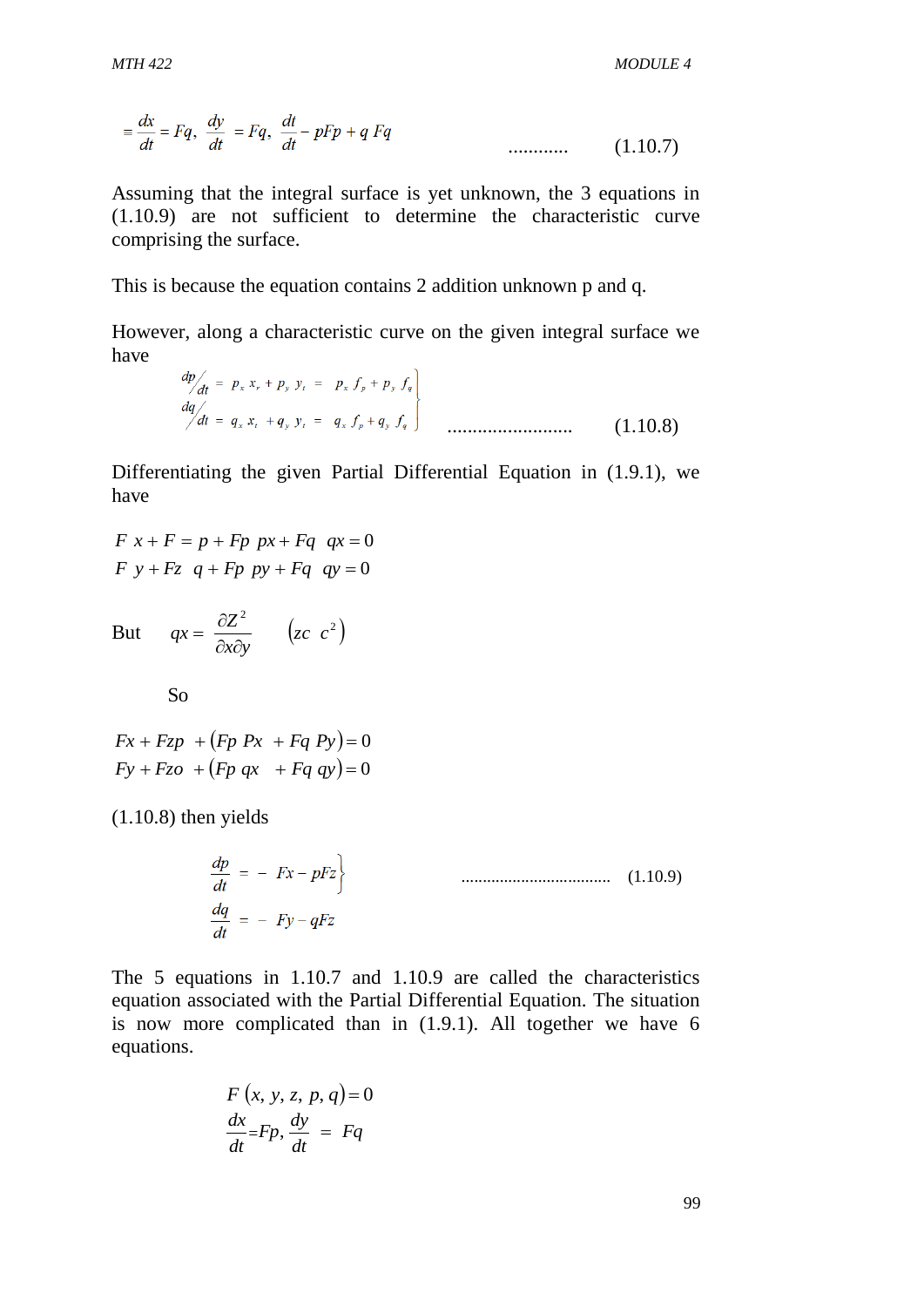$$\equiv \frac{dx}{dt} = Fq, \; \frac{dy}{dt} = Fq, \; \frac{dt}{dt} - pFp + q\,Fq \qquad \ldots\ldots\ldots\ldots \qquad (1.10.7)$$

Assuming that the integral surface is yet unknown, the 3 equations in (1.10.9) are not sufficient to determine the characteristic curve comprising the surface.

This is because the equation contains 2 addition unknown p and q.

However, along a characteristic curve on the given integral surface we have

$$\left.\begin{aligned} {dp}/{dt} &= p_x\, x_r + p_y\, y_t = p_x\, f_p + p_y\, f_q \\ {dq}/{dt} &= q_x\, x_t + q_y\, y_t = q_x\, f_p + q_y\, f_q \end{aligned}\right\} \qquad \ldots\ldots\ldots\ldots\ldots\ldots\ldots\ldots\ldots \qquad (1.10.8)$$

Differentiating the given Partial Differential Equation in (1.9.1), we have

$$F\;x + F = p + Fp\;\;px + Fq\;\;qx = 0$$

$$F\;\;y + Fz\;\;\;q + Fp\;\;py + Fq\;\;\;qy = 0$$

But $\quad qx = \dfrac{\partial Z^2}{\partial x \partial y} \qquad \left(zc\;\;c^2\right)$

So

$$Fx + Fzp\;\;+\left(Fp\;\;Px\;\;+ Fq\;\;Py\right) = 0$$

$$Fy + Fzo\;\;+\left(Fp\;\;qx\;\;\;+ Fq\;\;qy\right) = 0$$

(1.10.8) then yields

$$\left.\begin{aligned} \frac{dp}{dt} &= -\;\; Fx - pFz \\ \frac{dq}{dt} &= -\;\; Fy - qFz \end{aligned}\right\} \qquad \ldots\ldots\ldots\ldots\ldots\ldots\ldots\ldots\ldots\ldots\ldots \qquad (1.10.9)$$

The 5 equations in 1.10.7 and 1.10.9 are called the characteristics equation associated with the Partial Differential Equation. The situation is now more complicated than in (1.9.1). All together we have 6 equations.

$$F\left(x,\, y,\, z,\, p,\, q\right) = 0$$

$$\frac{dx}{dt} = Fp,\; \frac{dy}{dt} \;=\; Fq$$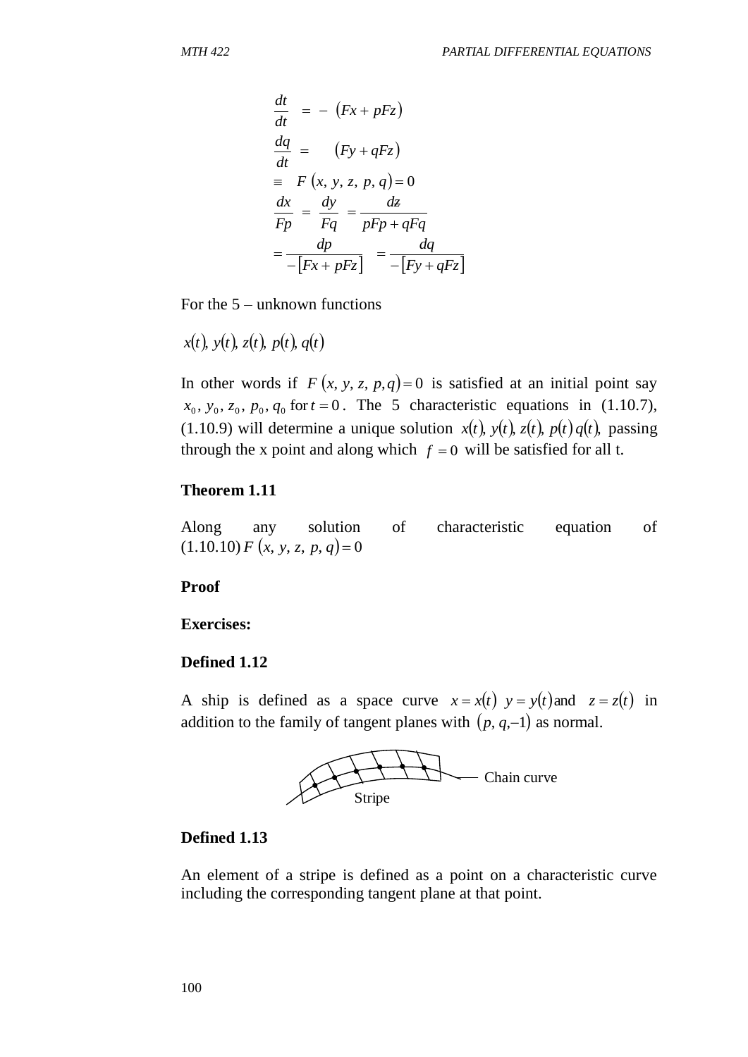$$\frac{dt}{dt} = -\left(Fx + pFz\right)$$

$$\frac{dq}{dt} = \left(Fy + qFz\right)$$

$$\equiv F\left(x, y, z, p, q\right) = 0$$

$$\frac{dx}{Fp} = \frac{dy}{Fq} = \frac{dz}{pFp + qFq}$$

$$= \frac{dp}{-\left[Fx + pFz\right]} = \frac{dq}{-\left[Fy + qFz\right]}$$

For the 5 – unknown functions

$x(t), y(t), z(t), p(t), q(t)$

In other words if $F\left(x, y, z, p, q\right) = 0$ is satisfied at an initial point say $x_0, y_0, z_0, p_0, q_0$ for $t = 0$. The 5 characteristic equations in (1.10.7), (1.10.9) will determine a unique solution $x(t), y(t), z(t), p(t)\, q(t)$, passing through the x point and along which $f = 0$ will be satisfied for all t.

**Theorem 1.11**

Along any solution of characteristic equation of (1.10.10) $F\left(x, y, z, p, q\right) = 0$

**Proof**

**Exercises:**

**Defined 1.12**

A ship is defined as a space curve $x = x(t)$ $y = y(t)$ and $z = z(t)$ in addition to the family of tangent planes with $\left(p, q, -1\right)$ as normal.

Chain curve

Stripe

**Defined 1.13**

An element of a stripe is defined as a point on a characteristic curve including the corresponding tangent plane at that point.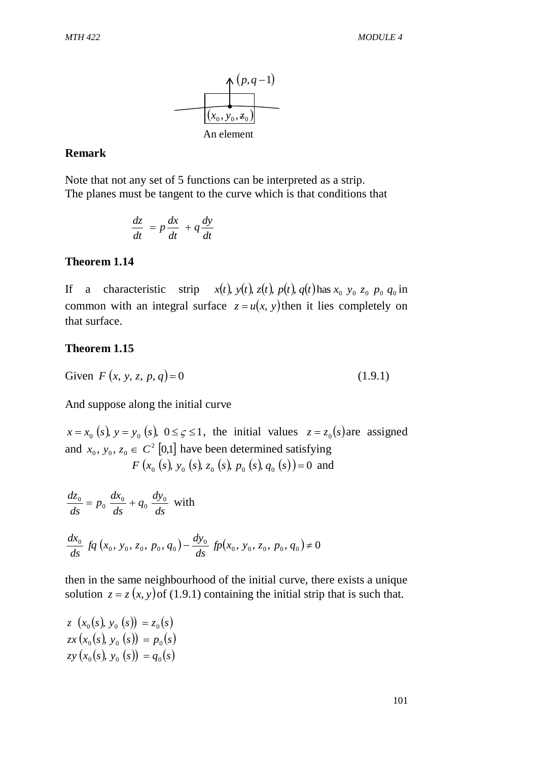$(p, q-1)$

$(x_0, y_0, z_0)$

An element

**Remark**

Note that not any set of 5 functions can be interpreted as a strip.
The planes must be tangent to the curve which is that conditions that

$$\frac{dz}{dt} = p\frac{dx}{dt} + q\frac{dy}{dt}$$

**Theorem 1.14**

If a characteristic strip $x(t), y(t), z(t), p(t), q(t)$ has $x_0\ y_0\ z_0\ p_0\ q_0$ in common with an integral surface $z = u(x, y)$ then it lies completely on that surface.

**Theorem 1.15**

Given $F(x, y, z, p, q) = 0$ (1.9.1)

And suppose along the initial curve

$x = x_0(s), y = y_0(s), 0 \le \varsigma \le 1$, the initial values $z = z_0(s)$ are assigned and $x_0, y_0, z_0 \in C^2[0,1]$ have been determined satisfying

$F(x_0(s), y_0(s), z_0(s), p_0(s), q_0(s)) = 0$ and

$$\frac{dz_0}{ds} = p_0\frac{dx_0}{ds} + q_0\frac{dy_0}{ds} \text{ with}$$

$$\frac{dx_0}{ds}\ fq(x_0, y_0, z_0, p_0, q_0) - \frac{dy_0}{ds}\ fp(x_0, y_0, z_0, p_0, q_0) \ne 0$$

then in the same neighbourhood of the initial curve, there exists a unique solution $z = z(x, y)$ of (1.9.1) containing the initial strip that is such that.

$$z\ (x_0(s), y_0(s)) = z_0(s)$$
$$zx(x_0(s), y_0(s)) = p_0(s)$$
$$zy(x_0(s), y_0(s)) = q_0(s)$$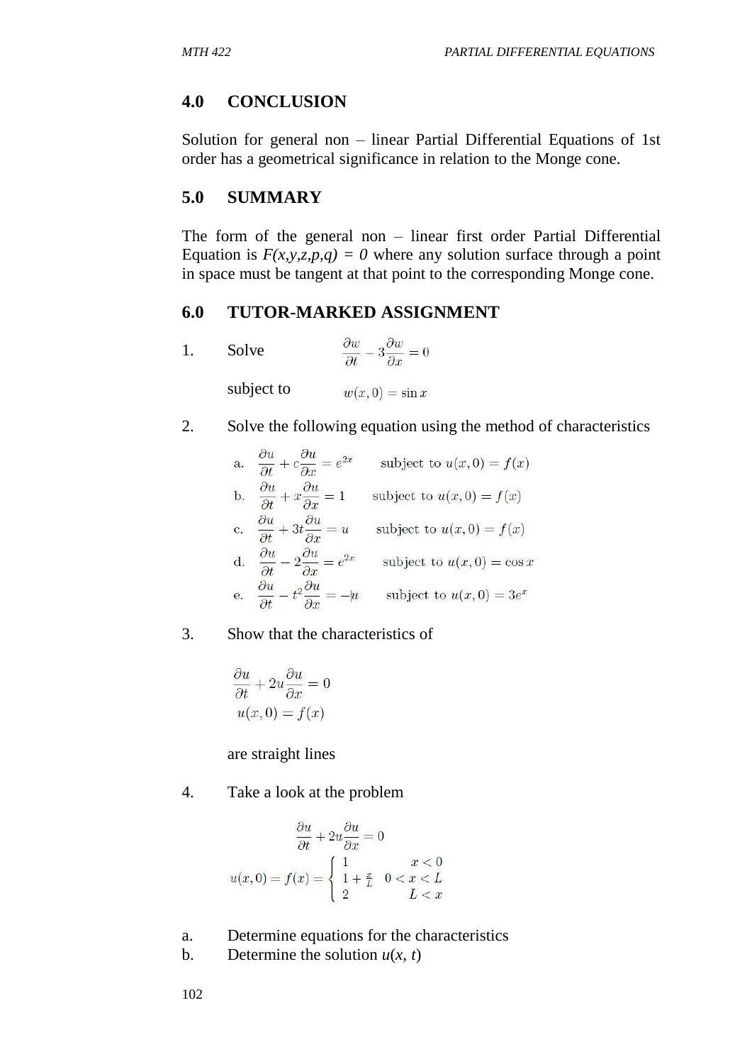## 4.0 CONCLUSION

Solution for general non – linear Partial Differential Equations of 1st order has a geometrical significance in relation to the Monge cone.

## 5.0 SUMMARY

The form of the general non – linear first order Partial Differential Equation is $F(x,y,z,p,q) = 0$ where any solution surface through a point in space must be tangent at that point to the corresponding Monge cone.

## 6.0 TUTOR-MARKED ASSIGNMENT

1. Solve $$\frac{\partial w}{\partial t} - 3\frac{\partial w}{\partial x} = 0$$

   subject to $$w(x,0) = \sin x$$

2. Solve the following equation using the method of characteristics

   a. $\dfrac{\partial u}{\partial t} + c\dfrac{\partial u}{\partial x} = e^{2x}$ subject to $u(x,0) = f(x)$

   b. $\dfrac{\partial u}{\partial t} + x\dfrac{\partial u}{\partial x} = 1$ subject to $u(x,0) = f(x)$

   c. $\dfrac{\partial u}{\partial t} + 3t\dfrac{\partial u}{\partial x} = u$ subject to $u(x,0) = f(x)$

   d. $\dfrac{\partial u}{\partial t} - 2\dfrac{\partial u}{\partial x} = e^{2x}$ subject to $u(x,0) = \cos x$

   e. $\dfrac{\partial u}{\partial t} - t^2\dfrac{\partial u}{\partial x} = -u$ subject to $u(x,0) = 3e^{x}$

3. Show that the characteristics of

$$\frac{\partial u}{\partial t} + 2u\frac{\partial u}{\partial x} = 0$$
$$u(x,0) = f(x)$$

   are straight lines

4. Take a look at the problem

$$\frac{\partial u}{\partial t} + 2u\frac{\partial u}{\partial x} = 0$$
$$u(x,0) = f(x) = \begin{cases} 1 & x < 0 \\ 1 + \frac{x}{L} & 0 < x < L \\ 2 & L < x \end{cases}$$

a. Determine equations for the characteristics

b. Determine the solution $u(x, t)$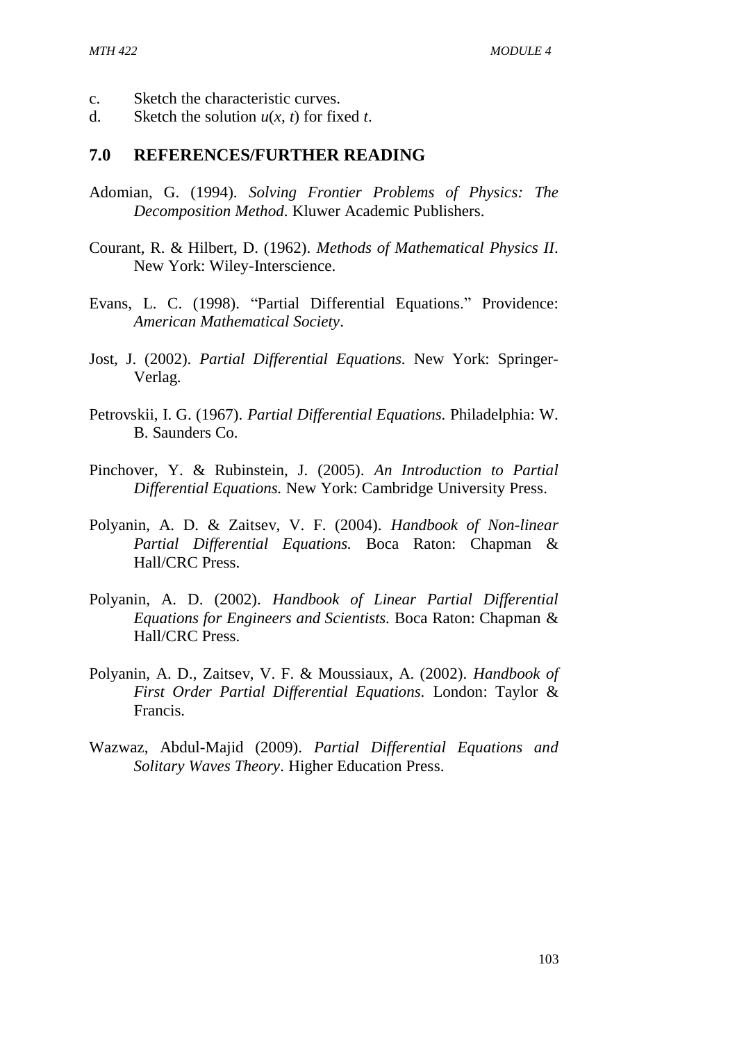c. Sketch the characteristic curves.
d. Sketch the solution $u(x, t)$ for fixed $t$.

## 7.0 REFERENCES/FURTHER READING

Adomian, G. (1994). *Solving Frontier Problems of Physics: The Decomposition Method*. Kluwer Academic Publishers.

Courant, R. & Hilbert, D. (1962). *Methods of Mathematical Physics II*. New York: Wiley-Interscience.

Evans, L. C. (1998). "Partial Differential Equations." Providence: *American Mathematical Society*.

Jost, J. (2002). *Partial Differential Equations.* New York: Springer-Verlag.

Petrovskii, I. G. (1967). *Partial Differential Equations.* Philadelphia: W. B. Saunders Co.

Pinchover, Y. & Rubinstein, J. (2005). *An Introduction to Partial Differential Equations.* New York: Cambridge University Press.

Polyanin, A. D. & Zaitsev, V. F. (2004). *Handbook of Non-linear Partial Differential Equations.* Boca Raton: Chapman & Hall/CRC Press.

Polyanin, A. D. (2002). *Handbook of Linear Partial Differential Equations for Engineers and Scientists*. Boca Raton: Chapman & Hall/CRC Press.

Polyanin, A. D., Zaitsev, V. F. & Moussiaux, A. (2002). *Handbook of First Order Partial Differential Equations.* London: Taylor & Francis.

Wazwaz, Abdul-Majid (2009). *Partial Differential Equations and Solitary Waves Theory*. Higher Education Press.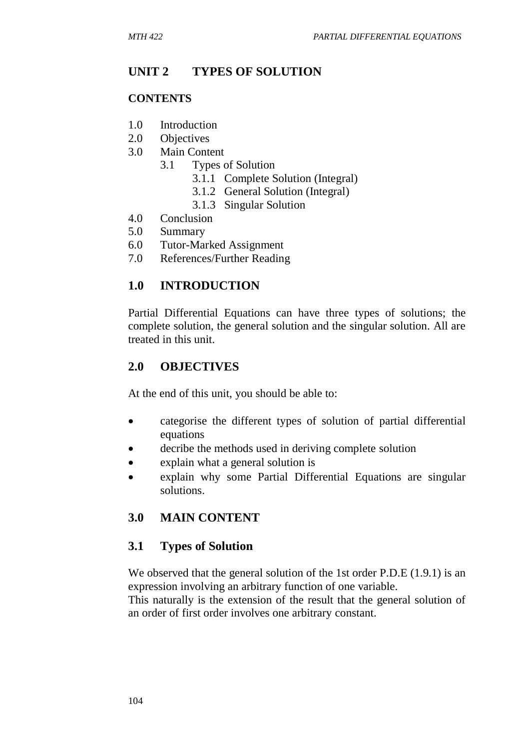## UNIT 2 TYPES OF SOLUTION

**CONTENTS**

1.0 Introduction
2.0 Objectives
3.0 Main Content
  3.1 Types of Solution
    3.1.1 Complete Solution (Integral)
    3.1.2 General Solution (Integral)
    3.1.3 Singular Solution
4.0 Conclusion
5.0 Summary
6.0 Tutor-Marked Assignment
7.0 References/Further Reading

## 1.0 INTRODUCTION

Partial Differential Equations can have three types of solutions; the complete solution, the general solution and the singular solution. All are treated in this unit.

## 2.0 OBJECTIVES

At the end of this unit, you should be able to:

- categorise the different types of solution of partial differential equations
- decribe the methods used in deriving complete solution
- explain what a general solution is
- explain why some Partial Differential Equations are singular solutions.

## 3.0 MAIN CONTENT

### 3.1 Types of Solution

We observed that the general solution of the 1st order P.D.E (1.9.1) is an expression involving an arbitrary function of one variable.
This naturally is the extension of the result that the general solution of an order of first order involves one arbitrary constant.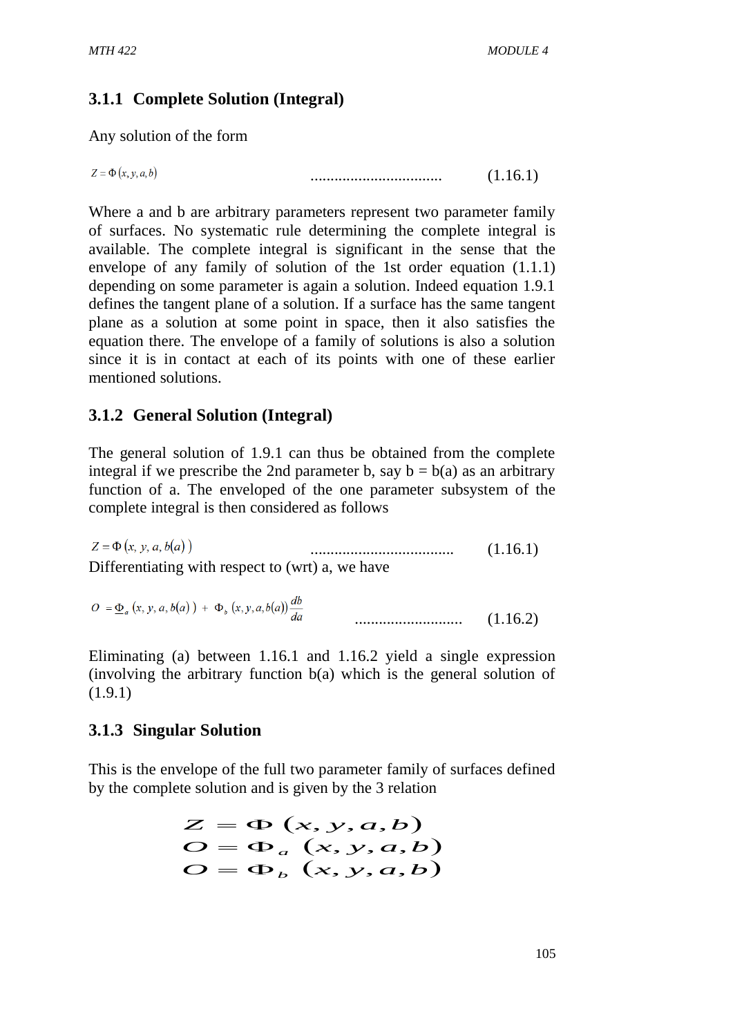### 3.1.1 Complete Solution (Integral)

Any solution of the form

$$Z = \Phi(x, y, a, b) \quad \text{.................................} \quad (1.16.1)$$

Where a and b are arbitrary parameters represent two parameter family of surfaces. No systematic rule determining the complete integral is available. The complete integral is significant in the sense that the envelope of any family of solution of the 1st order equation (1.1.1) depending on some parameter is again a solution. Indeed equation 1.9.1 defines the tangent plane of a solution. If a surface has the same tangent plane as a solution at some point in space, then it also satisfies the equation there. The envelope of a family of solutions is also a solution since it is in contact at each of its points with one of these earlier mentioned solutions.

### 3.1.2 General Solution (Integral)

The general solution of 1.9.1 can thus be obtained from the complete integral if we prescribe the 2nd parameter b, say b = b(a) as an arbitrary function of a. The enveloped of the one parameter subsystem of the complete integral is then considered as follows

$$Z = \Phi(x, y, a, b(a)) \quad \text{...................................} \quad (1.16.1)$$

Differentiating with respect to (wrt) a, we have

$$O = \underline{\Phi}_a(x, y, a, b(a)) + \Phi_b(x, y, a, b(a))\frac{db}{da} \quad \text{...........................} \quad (1.16.2)$$

Eliminating (a) between 1.16.1 and 1.16.2 yield a single expression (involving the arbitrary function b(a) which is the general solution of (1.9.1)

### 3.1.3 Singular Solution

This is the envelope of the full two parameter family of surfaces defined by the complete solution and is given by the 3 relation

$$Z = \Phi(x, y, a, b)$$
$$O = \Phi_a(x, y, a, b)$$
$$O = \Phi_b(x, y, a, b)$$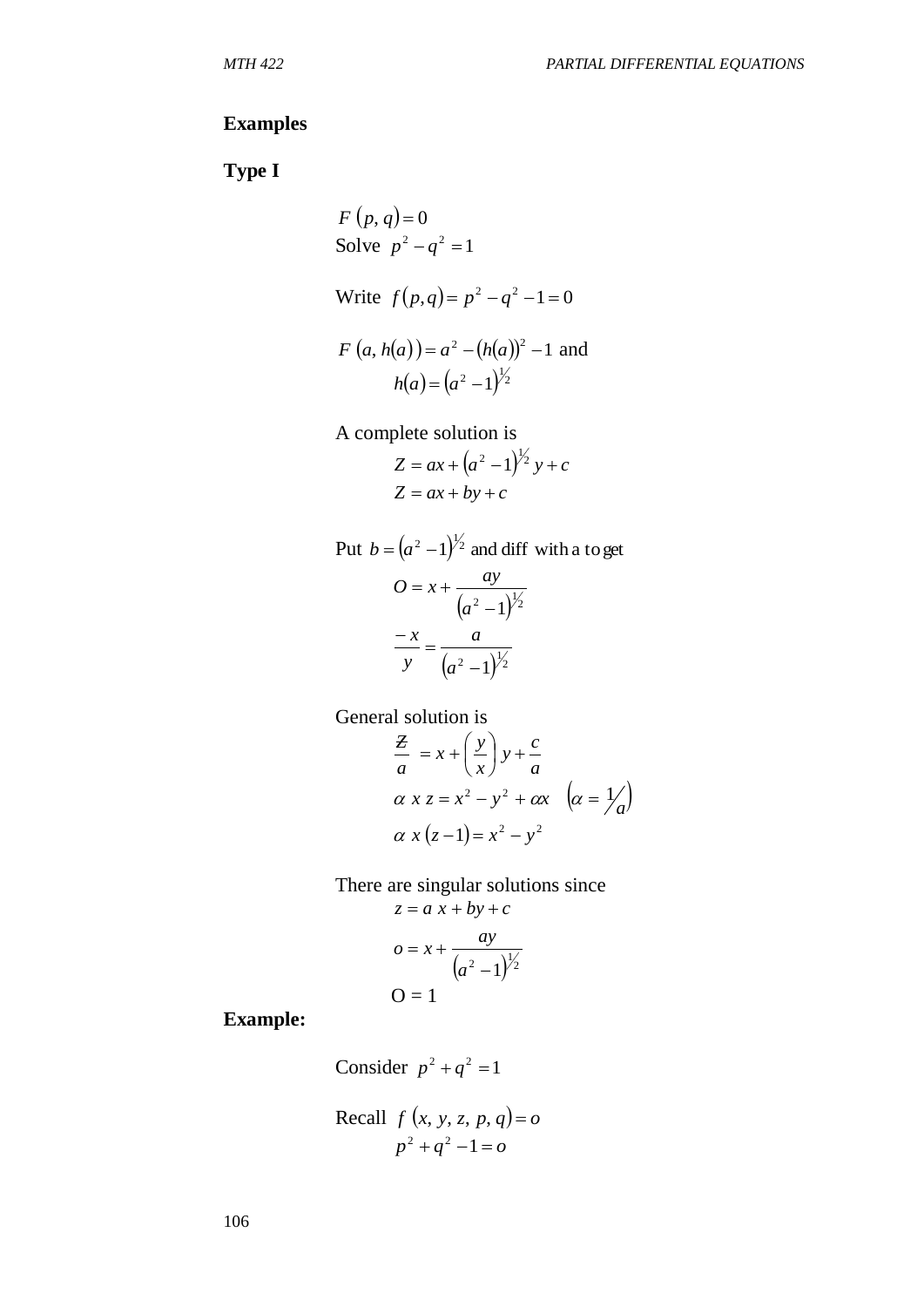**Examples**

**Type I**

$F\left(p,q\right)=0$

Solve $p^2 - q^2 = 1$

Write $f\left(p,q\right)= p^2 - q^2 - 1 = 0$

$F\left(a, h(a)\right)= a^2 - \left(h(a)\right)^2 - 1$ and

$$h(a) = \left(a^2 - 1\right)^{1/2}$$

A complete solution is

$$Z = ax + \left(a^2 - 1\right)^{1/2} y + c$$

$$Z = ax + by + c$$

Put $b = \left(a^2 - 1\right)^{1/2}$ and diff with a to get

$$O = x + \frac{ay}{\left(a^2 - 1\right)^{1/2}}$$

$$\frac{-x}{y} = \frac{a}{\left(a^2 - 1\right)^{1/2}}$$

General solution is

$$\frac{z}{a} = x + \left(\frac{y}{x}\right) y + \frac{c}{a}$$

$$\alpha\, x\, z = x^2 - y^2 + \alpha x \quad \left(\alpha = 1/a\right)$$

$$\alpha\, x\left(z-1\right) = x^2 - y^2$$

There are singular solutions since

$$z = a\, x + by + c$$

$$o = x + \frac{ay}{\left(a^2 - 1\right)^{1/2}}$$

$$O = 1$$

**Example:**

Consider $p^2 + q^2 = 1$

Recall $f\left(x, y, z, p, q\right) = o$

$$p^2 + q^2 - 1 = o$$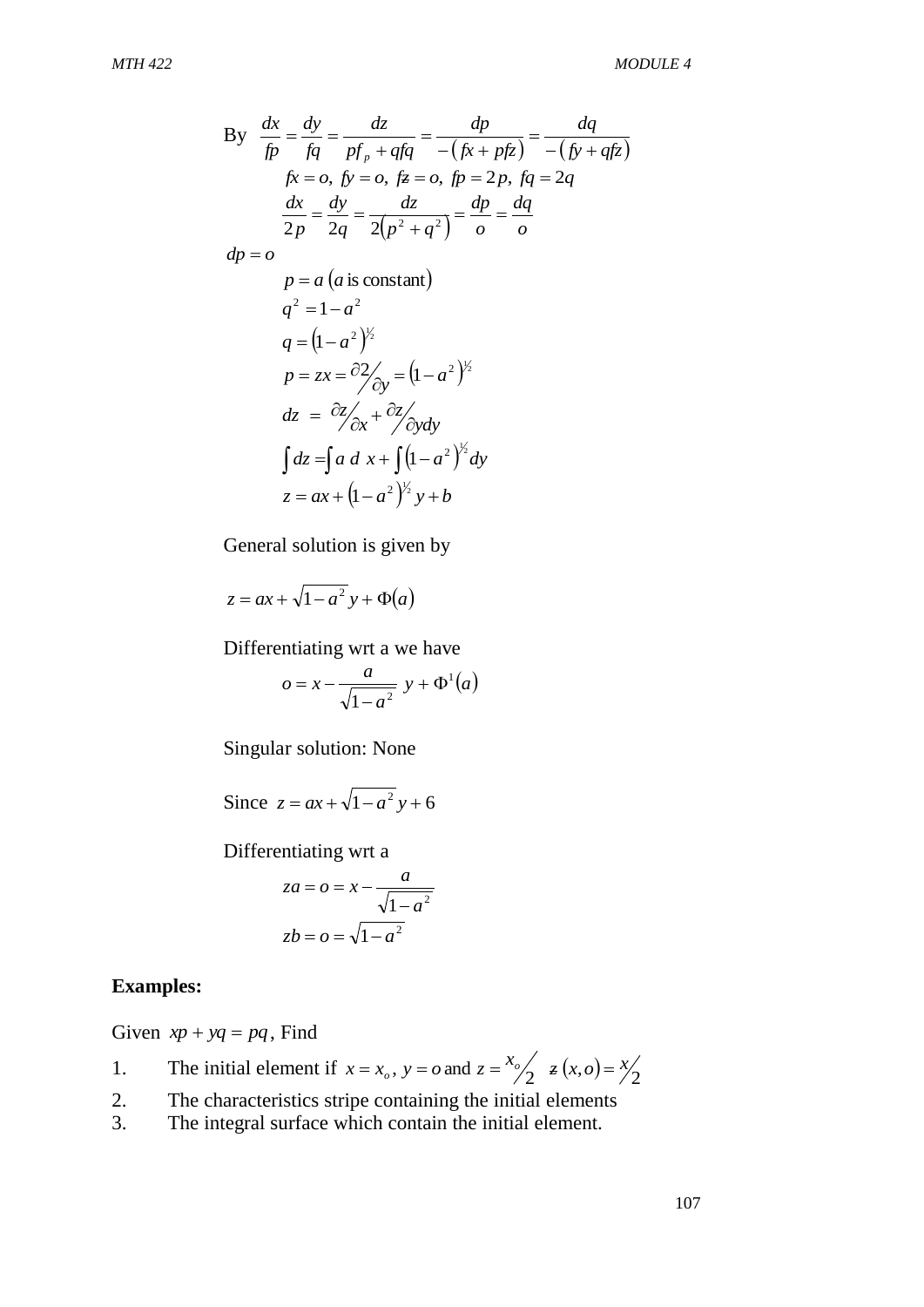By $\dfrac{dx}{fp} = \dfrac{dy}{fq} = \dfrac{dz}{pf_p + qfq} = \dfrac{dp}{-(fx + pfz)} = \dfrac{dq}{-(fy + qfz)}$

$$fx = o,\ fy = o,\ fz = o,\ fp = 2p,\ fq = 2q$$

$$\frac{dx}{2p} = \frac{dy}{2q} = \frac{dz}{2(p^2 + q^2)} = \frac{dp}{o} = \frac{dq}{o}$$

$dp = o$

$$p = a\ (a \text{ is constant})$$

$$q^2 = 1 - a^2$$

$$q = (1 - a^2)^{1/2}$$

$$p = zx = \partial 2 / \partial y = (1 - a^2)^{1/2}$$

$$dz = \partial z / \partial x + \partial z / \partial y dy$$

$$\int dz = \int a\ d\ x + \int (1 - a^2)^{1/2} dy$$

$$z = ax + (1 - a^2)^{1/2} y + b$$

General solution is given by

$$z = ax + \sqrt{1 - a^2}\, y + \Phi(a)$$

Differentiating wrt a we have

$$o = x - \frac{a}{\sqrt{1 - a^2}}\ y + \Phi^1(a)$$

Singular solution: None

Since $z = ax + \sqrt{1 - a^2}\, y + 6$

Differentiating wrt a

$$za = o = x - \frac{a}{\sqrt{1 - a^2}}$$

$$zb = o = \sqrt{1 - a^2}$$

**Examples:**

Given $xp + yq = pq$, Find

1. The initial element if $x = x_o$, $y = o$ and $z = x_o / 2$ $\ z(x, o) = x / 2$
2. The characteristics stripe containing the initial elements
3. The integral surface which contain the initial element.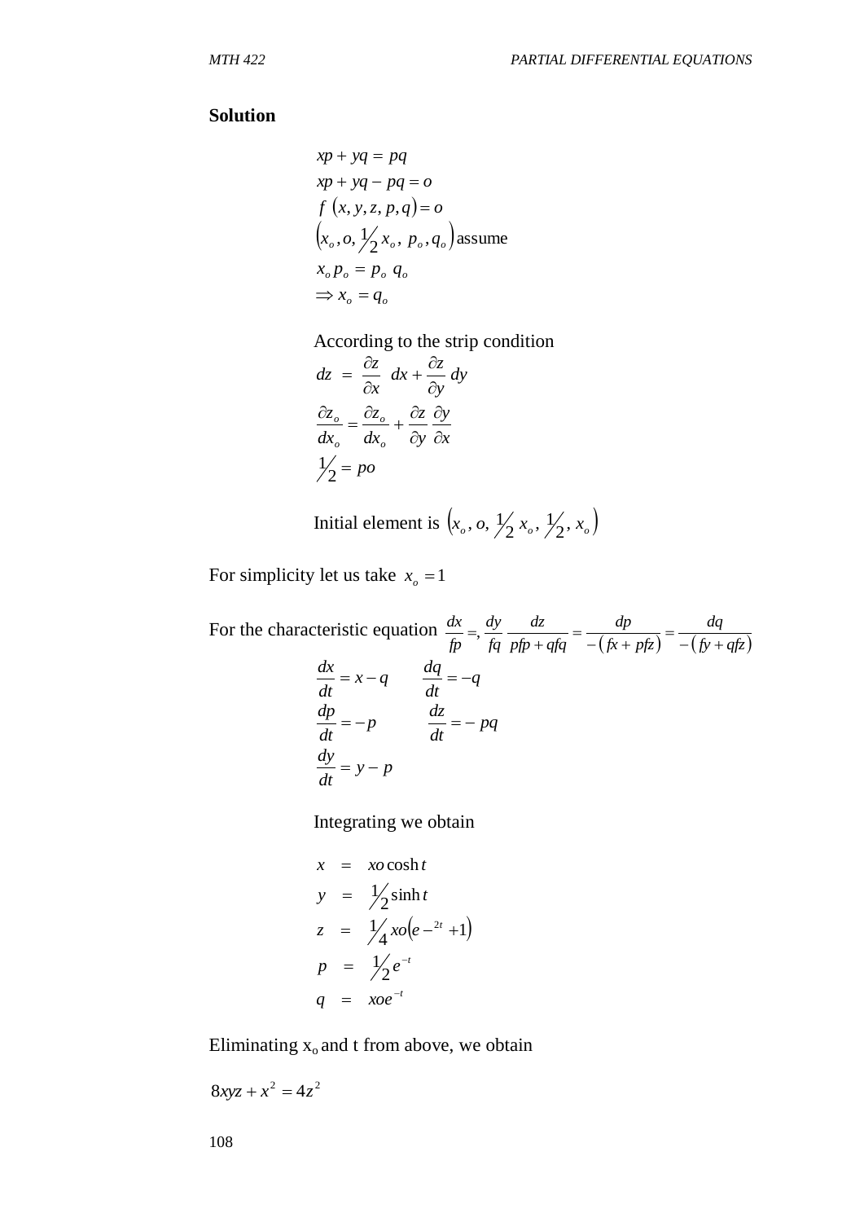**Solution**

$$xp + yq = pq$$
$$xp + yq - pq = o$$
$$f\ (x, y, z, p, q) = o$$
$$\left(x_o, o, \tfrac{1}{2}x_o,\ p_o, q_o\right) \text{assume}$$
$$x_o p_o = p_o\ q_o$$
$$\Rightarrow x_o = q_o$$

According to the strip condition

$$dz\ =\ \frac{\partial z}{\partial x}\ dx + \frac{\partial z}{\partial y}\ dy$$
$$\frac{\partial z_o}{dx_o} = \frac{\partial z_o}{dx_o} + \frac{\partial z}{\partial y}\frac{\partial y}{\partial x}$$
$$\tfrac{1}{2} = po$$

Initial element is $\left(x_o, o, \tfrac{1}{2}x_o, \tfrac{1}{2}, x_o\right)$

For simplicity let us take $x_o = 1$

For the characteristic equation $\frac{dx}{fp} =, \frac{dy}{fq}\ \frac{dz}{pfp + qfq} = \frac{dp}{-(fx + pfz)} = \frac{dq}{-(fy + qfz)}$

$$\frac{dx}{dt} = x - q \qquad \frac{dq}{dt} = -q$$
$$\frac{dp}{dt} = -p \qquad \frac{dz}{dt} = -\ pq$$
$$\frac{dy}{dt} = y - p$$

Integrating we obtain

$$x\ =\ xo\cosh t$$
$$y\ =\ \tfrac{1}{2}\sinh t$$
$$z\ =\ \tfrac{1}{4}xo\left(e-^{2t} + 1\right)$$
$$p\ =\ \tfrac{1}{2}e^{-t}$$
$$q\ =\ xoe^{-t}$$

Eliminating $x_o$ and t from above, we obtain

$$8xyz + x^2 = 4z^2$$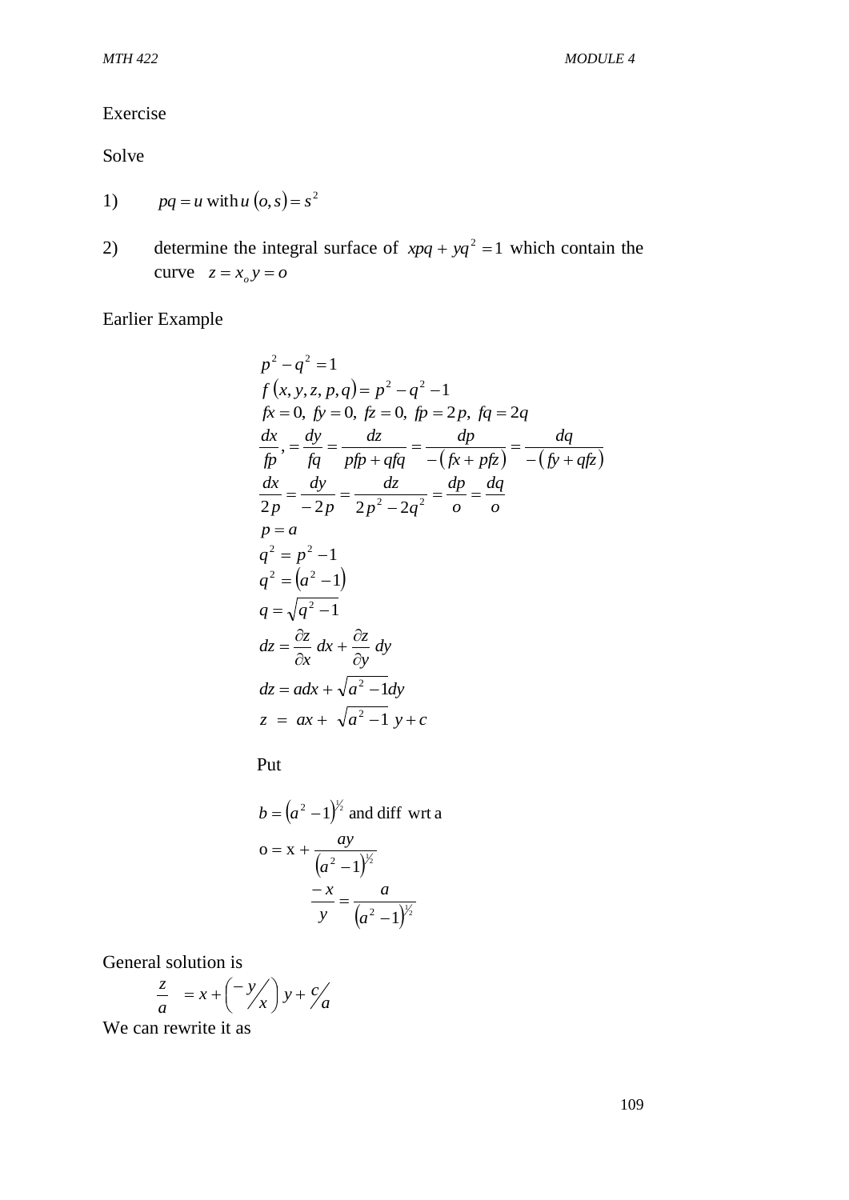Exercise

Solve

1) $pq = u$ with $u(o,s) = s^2$

2) determine the integral surface of $xpq + yq^2 = 1$ which contain the curve $z = x_o y = o$

Earlier Example

$$p^2 - q^2 = 1$$
$$f(x, y, z, p, q) = p^2 - q^2 - 1$$
$$fx = 0,\ fy = 0,\ fz = 0,\ fp = 2p,\ fq = 2q$$
$$\frac{dx}{fp}, = \frac{dy}{fq} = \frac{dz}{pfp + qfq} = \frac{dp}{-(fx + pfz)} = \frac{dq}{-(fy + qfz)}$$
$$\frac{dx}{2p} = \frac{dy}{-2p} = \frac{dz}{2p^2 - 2q^2} = \frac{dp}{o} = \frac{dq}{o}$$
$$p = a$$
$$q^2 = p^2 - 1$$
$$q^2 = (a^2 - 1)$$
$$q = \sqrt{q^2 - 1}$$
$$dz = \frac{\partial z}{\partial x}\,dx + \frac{\partial z}{\partial y}\,dy$$
$$dz = adx + \sqrt{a^2 - 1}dy$$
$$z = ax + \sqrt{a^2 - 1}\ y + c$$

Put

$$b = (a^2 - 1)^{1/2} \text{ and diff wrt a}$$
$$\text{o} = \text{x} + \frac{ay}{(a^2 - 1)^{1/2}}$$
$$\frac{-x}{y} = \frac{a}{(a^2 - 1)^{1/2}}$$

General solution is

$$\frac{z}{a} = x + \left(-\frac{y}{x}\right) y + \frac{c}{a}$$

We can rewrite it as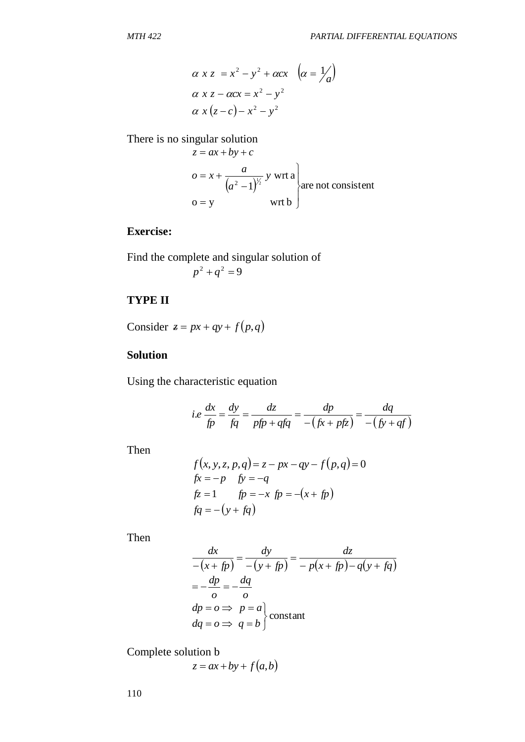$$\alpha\ x\ z\ = x^2 - y^2 + \alpha cx \quad \left(\alpha = \tfrac{1}{a}\right)$$

$$\alpha\ x\ z - \alpha cx = x^2 - y^2$$

$$\alpha\ x\ (z - c) - x^2 - y^2$$

There is no singular solution

$$z = ax + by + c$$

$$\left.\begin{array}{ll} o = x + \dfrac{a}{\left(a^2 - 1\right)^{1/2}}\, y & \text{wrt a} \\ \text{o} = \text{y} & \text{wrt b} \end{array}\right\} \text{are not consistent}$$

**Exercise:**

Find the complete and singular solution of

$$p^2 + q^2 = 9$$

**TYPE II**

Consider $z = px + qy + f(p,q)$

**Solution**

Using the characteristic equation

$$i.e\ \frac{dx}{fp} = \frac{dy}{fq} = \frac{dz}{pfp + qfq} = \frac{dp}{-(fx + pfz)} = \frac{dq}{-(fy + qf)}$$

Then

$$f(x, y, z, p, q) = z - px - qy - f(p,q) = 0$$

$$fx = -p \quad fy = -q$$

$$fz = 1 \qquad fp = -x\ \ fp = -(x + fp)$$

$$fq = -(y + fq)$$

Then

$$\frac{dx}{-(x + fp)} = \frac{dy}{-(y + fp)} = \frac{dz}{-p(x + fp) - q(y + fq)}$$

$$= -\frac{dp}{o} = -\frac{dq}{o}$$

$$\left.\begin{array}{l} dp = o \Rightarrow\ \ p = a \\ dq = o \Rightarrow\ \ q = b \end{array}\right\} \text{constant}$$

Complete solution b

$$z = ax + by + f(a,b)$$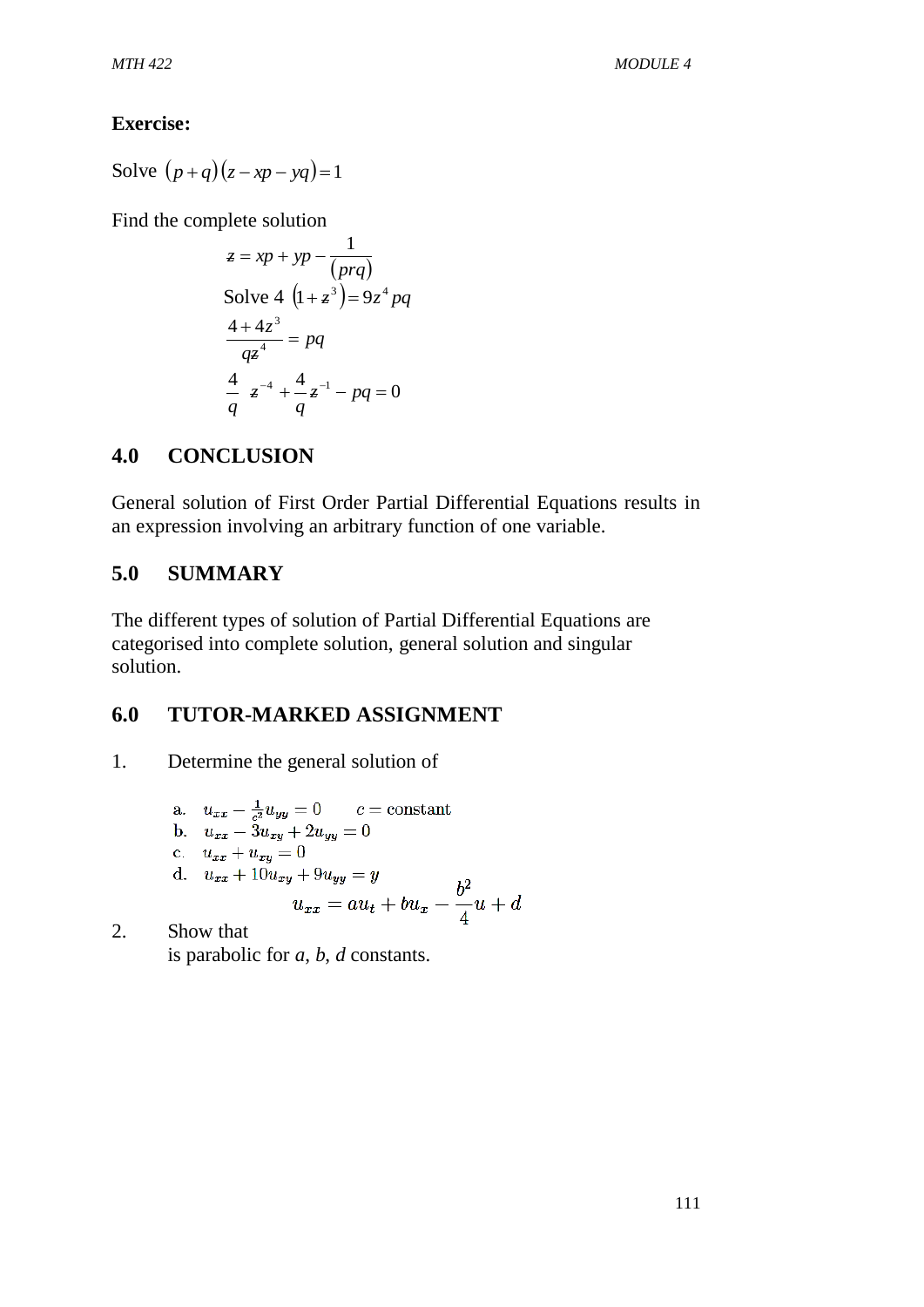**Exercise:**

Solve $(p+q)(z - xp - yq) = 1$

Find the complete solution

$$z = xp + yp - \frac{1}{(prq)}$$

Solve 4 $(1+z^3) = 9z^4 pq$

$$\frac{4+4z^3}{qz^4} = pq$$

$$\frac{4}{q}\ z^{-4} + \frac{4}{q}z^{-1} - pq = 0$$

## 4.0 CONCLUSION

General solution of First Order Partial Differential Equations results in an expression involving an arbitrary function of one variable.

## 5.0 SUMMARY

The different types of solution of Partial Differential Equations are categorised into complete solution, general solution and singular solution.

## 6.0 TUTOR-MARKED ASSIGNMENT

1. Determine the general solution of

   a. $u_{xx} - \frac{1}{c^2}u_{yy} = 0 \qquad c = \text{constant}$
   b. $u_{xx} - 3u_{xy} + 2u_{yy} = 0$
   c. $u_{xx} + u_{xy} = 0$
   d. $u_{xx} + 10u_{xy} + 9u_{yy} = y$

2. Show that

$$u_{xx} = au_t + bu_x - \frac{b^2}{4}u + d$$

   is parabolic for *a*, *b*, *d* constants.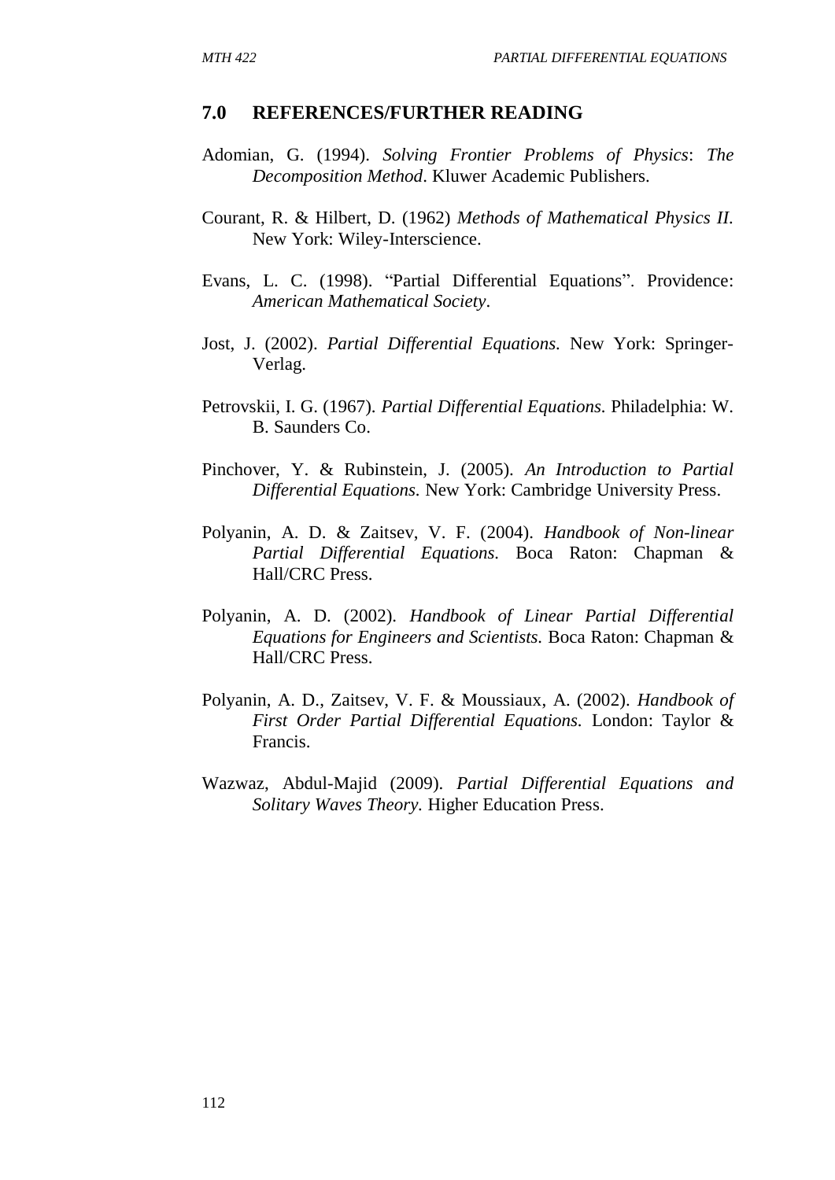## 7.0 REFERENCES/FURTHER READING

Adomian, G. (1994). *Solving Frontier Problems of Physics*: *The Decomposition Method*. Kluwer Academic Publishers.

Courant, R. & Hilbert, D. (1962) *Methods of Mathematical Physics II*. New York: Wiley-Interscience.

Evans, L. C. (1998). "Partial Differential Equations". Providence: *American Mathematical Society*.

Jost, J. (2002). *Partial Differential Equations.* New York: Springer-Verlag.

Petrovskii, I. G. (1967). *Partial Differential Equations.* Philadelphia: W. B. Saunders Co.

Pinchover, Y. & Rubinstein, J. (2005). *An Introduction to Partial Differential Equations.* New York: Cambridge University Press.

Polyanin, A. D. & Zaitsev, V. F. (2004). *Handbook of Non-linear Partial Differential Equations.* Boca Raton: Chapman & Hall/CRC Press.

Polyanin, A. D. (2002). *Handbook of Linear Partial Differential Equations for Engineers and Scientists.* Boca Raton: Chapman & Hall/CRC Press.

Polyanin, A. D., Zaitsev, V. F. & Moussiaux, A. (2002). *Handbook of First Order Partial Differential Equations.* London: Taylor & Francis.

Wazwaz, Abdul-Majid (2009). *Partial Differential Equations and Solitary Waves Theory.* Higher Education Press.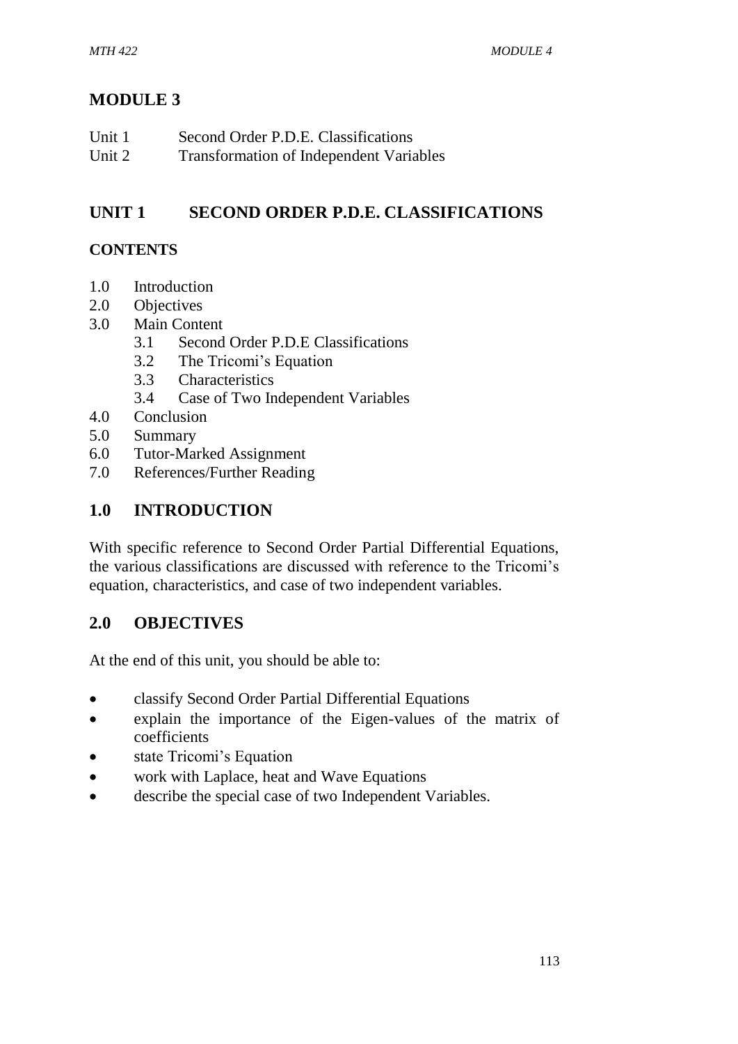# MODULE 3

Unit 1 Second Order P.D.E. Classifications
Unit 2 Transformation of Independent Variables

## UNIT 1 SECOND ORDER P.D.E. CLASSIFICATIONS

### CONTENTS

1.0 Introduction
2.0 Objectives
3.0 Main Content
 3.1 Second Order P.D.E Classifications
 3.2 The Tricomi's Equation
 3.3 Characteristics
 3.4 Case of Two Independent Variables
4.0 Conclusion
5.0 Summary
6.0 Tutor-Marked Assignment
7.0 References/Further Reading

## 1.0 INTRODUCTION

With specific reference to Second Order Partial Differential Equations, the various classifications are discussed with reference to the Tricomi's equation, characteristics, and case of two independent variables.

## 2.0 OBJECTIVES

At the end of this unit, you should be able to:

- classify Second Order Partial Differential Equations
- explain the importance of the Eigen-values of the matrix of coefficients
- state Tricomi's Equation
- work with Laplace, heat and Wave Equations
- describe the special case of two Independent Variables.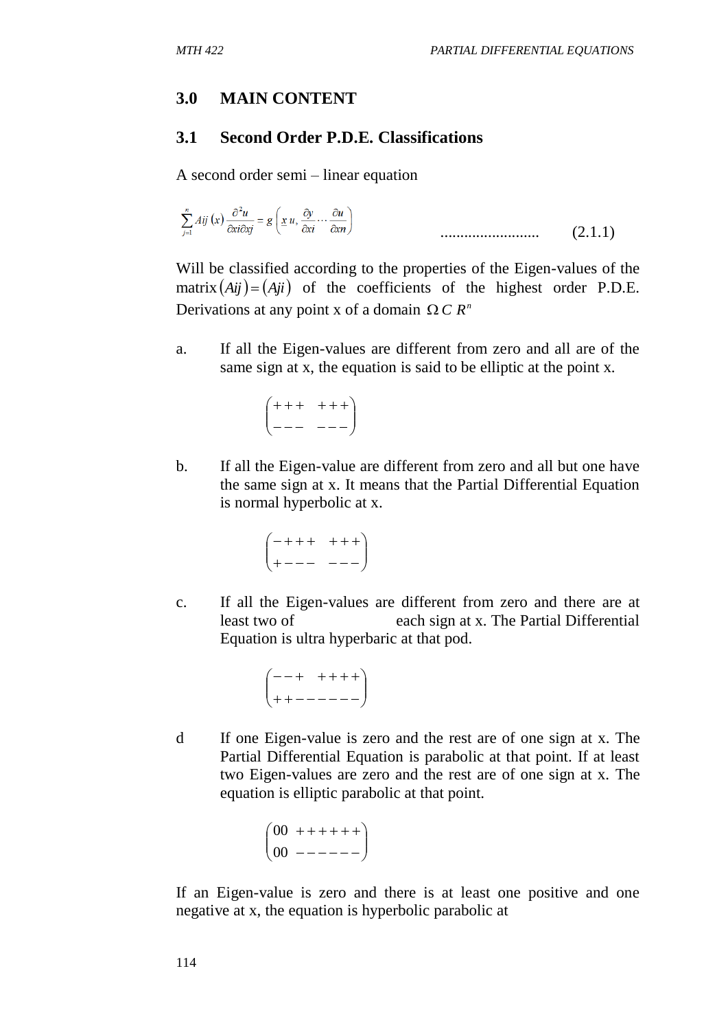## 3.0 MAIN CONTENT

### 3.1 Second Order P.D.E. Classifications

A second order semi – linear equation

$$\sum_{j=1}^{n} Aij\,(x)\,\frac{\partial^2 u}{\partial xi \partial xj} = g\left(\underline{x}\,u, \frac{\partial y}{\partial xi} \cdots \frac{\partial u}{\partial xn}\right) \quad \ldots\ldots\ldots\ldots\ldots\ldots\ldots \quad (2.1.1)$$

Will be classified according to the properties of the Eigen-values of the matrix $(Aij) = (Aji)$ of the coefficients of the highest order P.D.E. Derivations at any point x of a domain $\Omega\, C\, R^n$

a. If all the Eigen-values are different from zero and all are of the same sign at x, the equation is said to be elliptic at the point x.

$$\begin{pmatrix} +++ & +++ \\ --- & --- \end{pmatrix}$$

b. If all the Eigen-value are different from zero and all but one have the same sign at x. It means that the Partial Differential Equation is normal hyperbolic at x.

$$\begin{pmatrix} -+++ & +++ \\ +--- & --- \end{pmatrix}$$

c. If all the Eigen-values are different from zero and there are at least two of each sign at x. The Partial Differential Equation is ultra hyperbaric at that pod.

$$\begin{pmatrix} --+ & ++++ \\ ++------ & \end{pmatrix}$$

d If one Eigen-value is zero and the rest are of one sign at x. The Partial Differential Equation is parabolic at that point. If at least two Eigen-values are zero and the rest are of one sign at x. The equation is elliptic parabolic at that point.

$$\begin{pmatrix} 00 & ++++++ \\ 00 & ------ \end{pmatrix}$$

If an Eigen-value is zero and there is at least one positive and one negative at x, the equation is hyperbolic parabolic at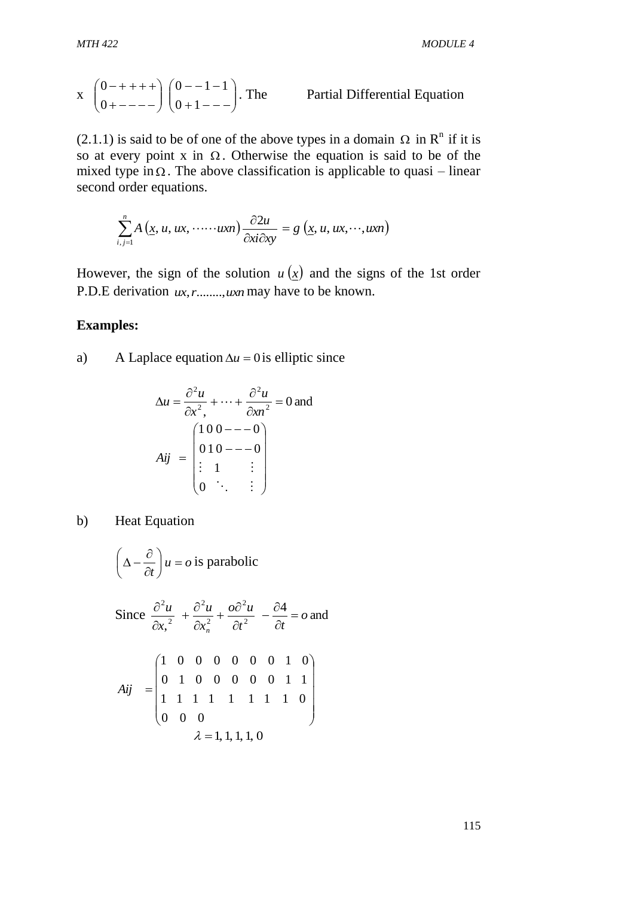x $\begin{pmatrix} 0-+++ + \\ 0+---- \end{pmatrix} \begin{pmatrix} 0--1-1 \\ 0+1--- \end{pmatrix}$. The Partial Differential Equation

(2.1.1) is said to be of one of the above types in a domain $\Omega$ in $R^n$ if it is so at every point x in $\Omega$. Otherwise the equation is said to be of the mixed type in $\Omega$. The above classification is applicable to quasi – linear second order equations.

$$\sum_{i,j=1}^{n} A\left(\underline{x}, u, ux, \cdots\cdots uxn\right) \frac{\partial 2u}{\partial xi \partial xy} = g\left(\underline{x}, u, ux, \cdots, uxn\right)$$

However, the sign of the solution $u\left(\underline{x}\right)$ and the signs of the 1st order P.D.E derivation $ux, r........, uxn$ may have to be known.

**Examples:**

a) A Laplace equation $\Delta u = 0$ is elliptic since

$$\Delta u = \frac{\partial^2 u}{\partial x^2,} + \cdots + \frac{\partial^2 u}{\partial xn^2} = 0 \text{ and}$$

$$Aij = \begin{pmatrix} 1\,0\,0---0 \\ 0\,1\,0---0 \\ \vdots \quad 1 \qquad \vdots \\ 0 \quad \ddots \qquad \vdots \end{pmatrix}$$

b) Heat Equation

$$\left(\Delta - \frac{\partial}{\partial t}\right) u = o \text{ is parabolic}$$

$$\text{Since } \frac{\partial^2 u}{\partial x,^2} + \frac{\partial^2 u}{\partial x_n^2} + \frac{o\partial^2 u}{\partial t^2} - \frac{\partial 4}{\partial t} = o \text{ and}$$

$$Aij = \begin{pmatrix} 1 & 0 & 0 & 0 & 0 & 0 & 0 & 1 & 0 \\ 0 & 1 & 0 & 0 & 0 & 0 & 0 & 1 & 1 \\ 1 & 1 & 1 & 1 & 1 & 1 & 1 & 1 & 0 \\ 0 & 0 & 0 & & & & & & \end{pmatrix}$$

$$\lambda = 1, 1, 1, 1, 0$$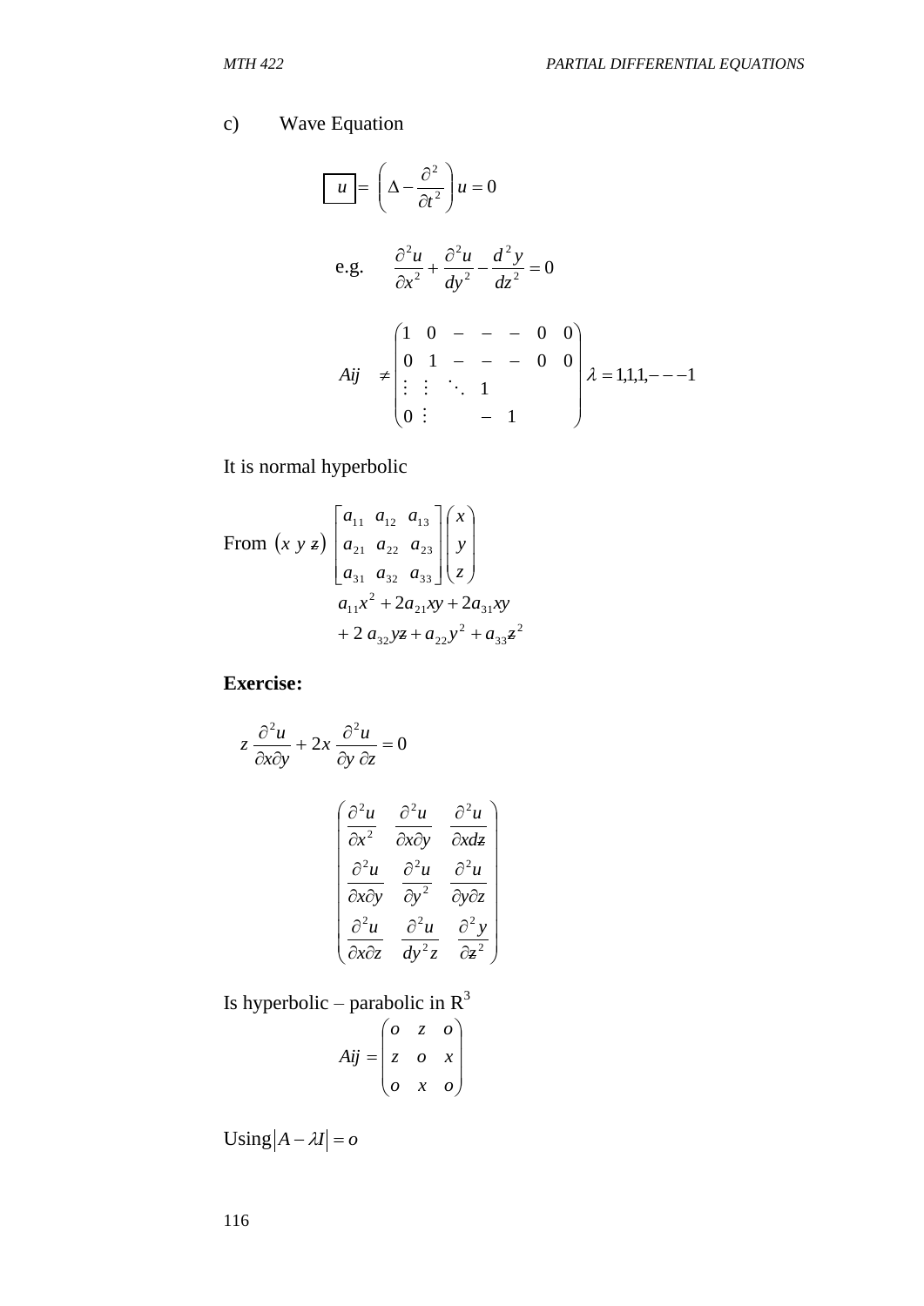c) Wave Equation

$$\boxed{u} = \left(\Delta - \frac{\partial^2}{\partial t^2}\right) u = 0$$

e.g. $$\frac{\partial^2 u}{\partial x^2} + \frac{\partial^2 u}{dy^2} - \frac{d^2 y}{dz^2} = 0$$

$$Aij \neq \begin{pmatrix} 1 & 0 & - & - & - & 0 & 0 \\ 0 & 1 & - & - & - & 0 & 0 \\ \vdots & \vdots & \ddots & 1 & & & \\ 0 & \vdots & & - & 1 & & \end{pmatrix} \lambda = 1,1,1,---1$$

It is normal hyperbolic

$$\text{From } (x\ y\ z) \begin{bmatrix} a_{11} & a_{12} & a_{13} \\ a_{21} & a_{22} & a_{23} \\ a_{31} & a_{32} & a_{33} \end{bmatrix} \begin{pmatrix} x \\ y \\ z \end{pmatrix}$$

$$a_{11}x^2 + 2a_{21}xy + 2a_{31}xy$$
$$+ 2\, a_{32}yz + a_{22}y^2 + a_{33}z^2$$

**Exercise:**

$$z\,\frac{\partial^2 u}{\partial x \partial y} + 2x\,\frac{\partial^2 u}{\partial y\, \partial z} = 0$$

$$\begin{pmatrix} \frac{\partial^2 u}{\partial x^2} & \frac{\partial^2 u}{\partial x \partial y} & \frac{\partial^2 u}{\partial x dz} \\ \frac{\partial^2 u}{\partial x \partial y} & \frac{\partial^2 u}{\partial y^2} & \frac{\partial^2 u}{\partial y \partial z} \\ \frac{\partial^2 u}{\partial x \partial z} & \frac{\partial^2 u}{dy^2 z} & \frac{\partial^2 y}{\partial z^2} \end{pmatrix}$$

Is hyperbolic – parabolic in $R^3$

$$Aij = \begin{pmatrix} o & z & o \\ z & o & x \\ o & x & o \end{pmatrix}$$

Using $|A - \lambda I| = o$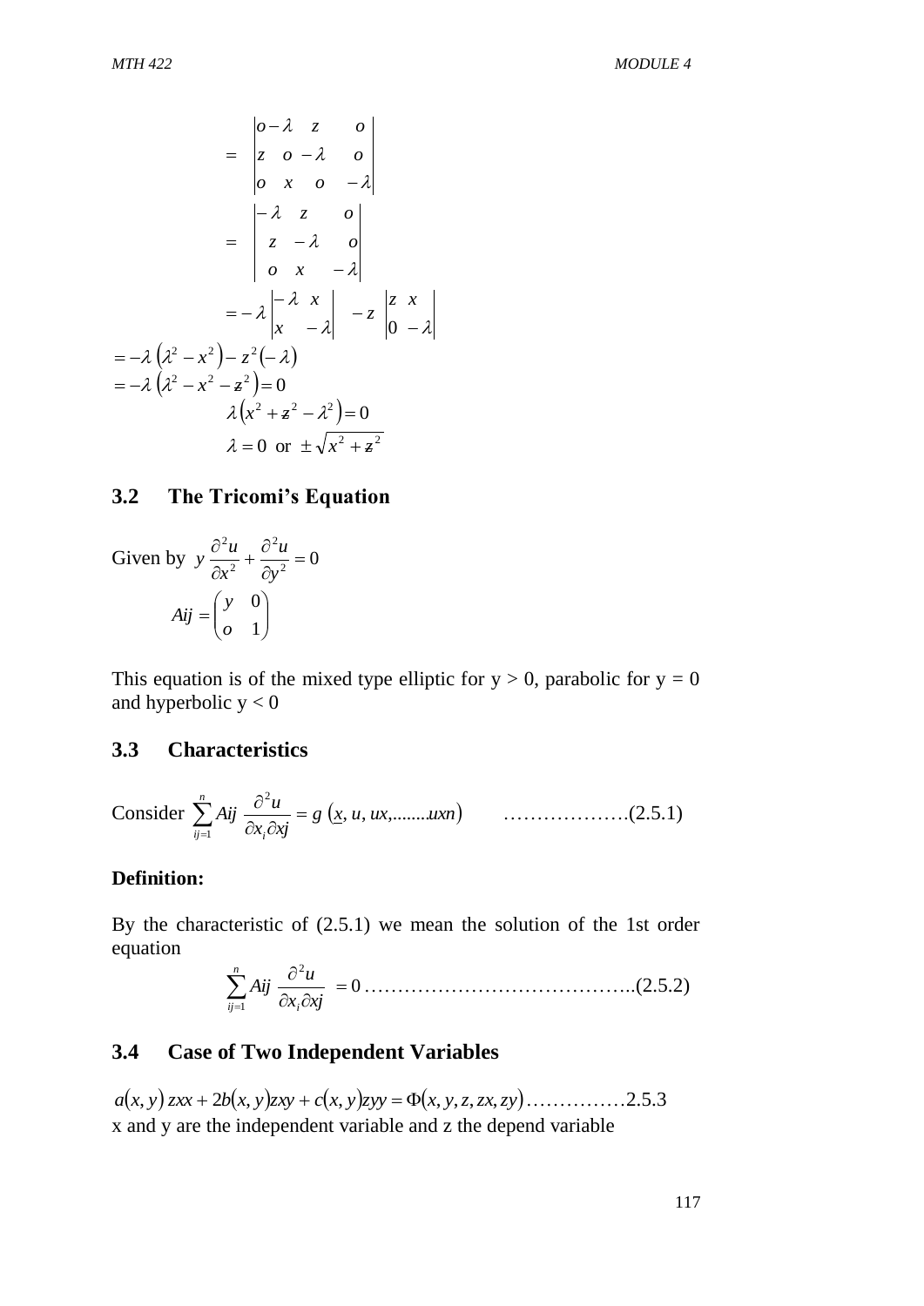$$= \begin{vmatrix} o-\lambda & z & o \\ z & o-\lambda & o \\ o & x & o & -\lambda \end{vmatrix}$$

$$= \begin{vmatrix} -\lambda & z & o \\ z & -\lambda & o \\ o & x & -\lambda \end{vmatrix}$$

$$= -\lambda \begin{vmatrix} -\lambda & x \\ x & -\lambda \end{vmatrix} - z \begin{vmatrix} z & x \\ 0 & -\lambda \end{vmatrix}$$

$$= -\lambda \left(\lambda^2 - x^2\right) - z^2(-\lambda)$$

$$= -\lambda \left(\lambda^2 - x^2 - z^2\right) = 0$$

$$\lambda\left(x^2 + z^2 - \lambda^2\right) = 0$$

$$\lambda = 0 \text{ or } \pm\sqrt{x^2 + z^2}$$

## 3.2 The Tricomi's Equation

Given by $y\,\dfrac{\partial^2 u}{\partial x^2} + \dfrac{\partial^2 u}{\partial y^2} = 0$

$$Aij = \begin{pmatrix} y & 0 \\ o & 1 \end{pmatrix}$$

This equation is of the mixed type elliptic for y > 0, parabolic for y = 0 and hyperbolic y < 0

## 3.3 Characteristics

Consider $\sum_{ij=1}^{n} Aij\,\dfrac{\partial^2 u}{\partial x_i \partial xj} = g\left(\underline{x}, u, ux, ........uxn\right)$ ……………….(2.5.1)

**Definition:**

By the characteristic of (2.5.1) we mean the solution of the 1st order equation

$$\sum_{ij=1}^{n} Aij\,\frac{\partial^2 u}{\partial x_i \partial xj} = 0 \text{ …………………………………..(2.5.2)}$$

## 3.4 Case of Two Independent Variables

$a(x,y)\,zxx + 2b(x,y)zxy + c(x,y)zyy = \Phi(x,y,z,zx,zy)$……………2.5.3

x and y are the independent variable and z the depend variable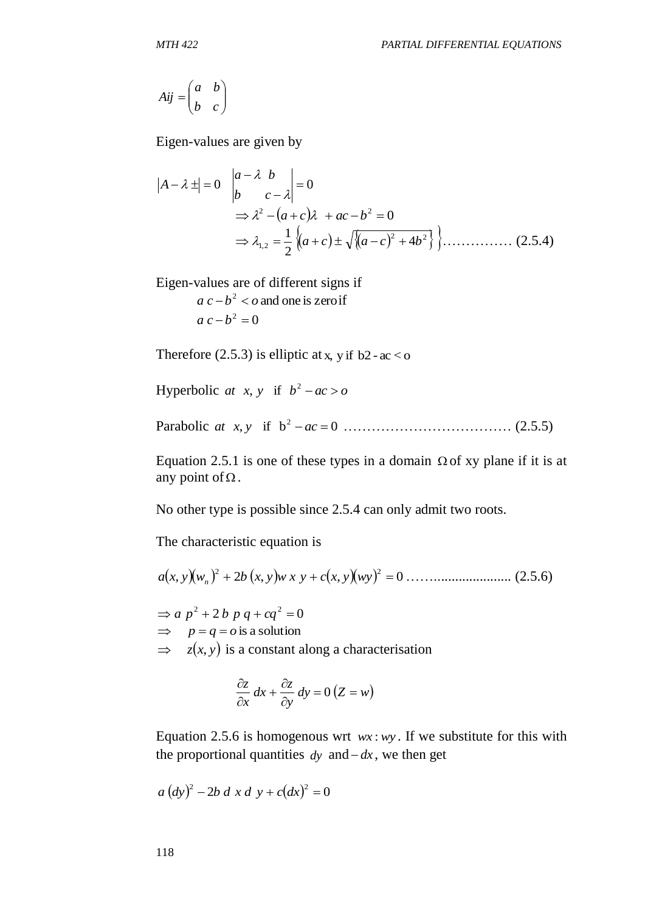$$Aij = \begin{pmatrix} a & b \\ b & c \end{pmatrix}$$

Eigen-values are given by

$$|A - \lambda \pm| = 0 \quad \begin{vmatrix} a-\lambda & b \\ b & c-\lambda \end{vmatrix} = 0$$

$$\Rightarrow \lambda^2 - (a+c)\lambda + ac - b^2 = 0$$

$$\Rightarrow \lambda_{1,2} = \frac{1}{2}\left\{(a+c) \pm \sqrt{\left\{(a-c)^2 + 4b^2\right\}}\right\} \ldots\ldots\ldots\ldots\ldots (2.5.4)$$

Eigen-values are of different signs if

$a\,c - b^2 < o$ and one is zero if

$a\,c - b^2 = 0$

Therefore (2.5.3) is elliptic at x, y if $b2 - ac < o$

Hyperbolic *at* $x, y$ if $b^2 - ac > o$

Parabolic *at* $x, y$ if $b^2 - ac = 0$ ……………………………… (2.5.5)

Equation 2.5.1 is one of these types in a domain $\Omega$ of xy plane if it is at any point of $\Omega$.

No other type is possible since 2.5.4 can only admit two roots.

The characteristic equation is

$$a(x,y)(w_n)^2 + 2b\,(x,y)w\,x\,y + c(x,y)(wy)^2 = 0 \ldots\ldots\ldots\ldots\ldots\ldots\ldots\ldots\ldots (2.5.6)$$

$\Rightarrow a\,p^2 + 2\,b\,p\,q + cq^2 = 0$

$\Rightarrow \quad p = q = o$ is a solution

$\Rightarrow \quad z(x,y)$ is a constant along a characterisation

$$\frac{\partial z}{\partial x}dx + \frac{\partial z}{\partial y}dy = 0\;(Z = w)$$

Equation 2.5.6 is homogenous wrt $wx : wy$. If we substitute for this with the proportional quantities $dy$ and $-dx$, we then get

$$a\,(dy)^2 - 2b\,d\,x\,d\,y + c(dx)^2 = 0$$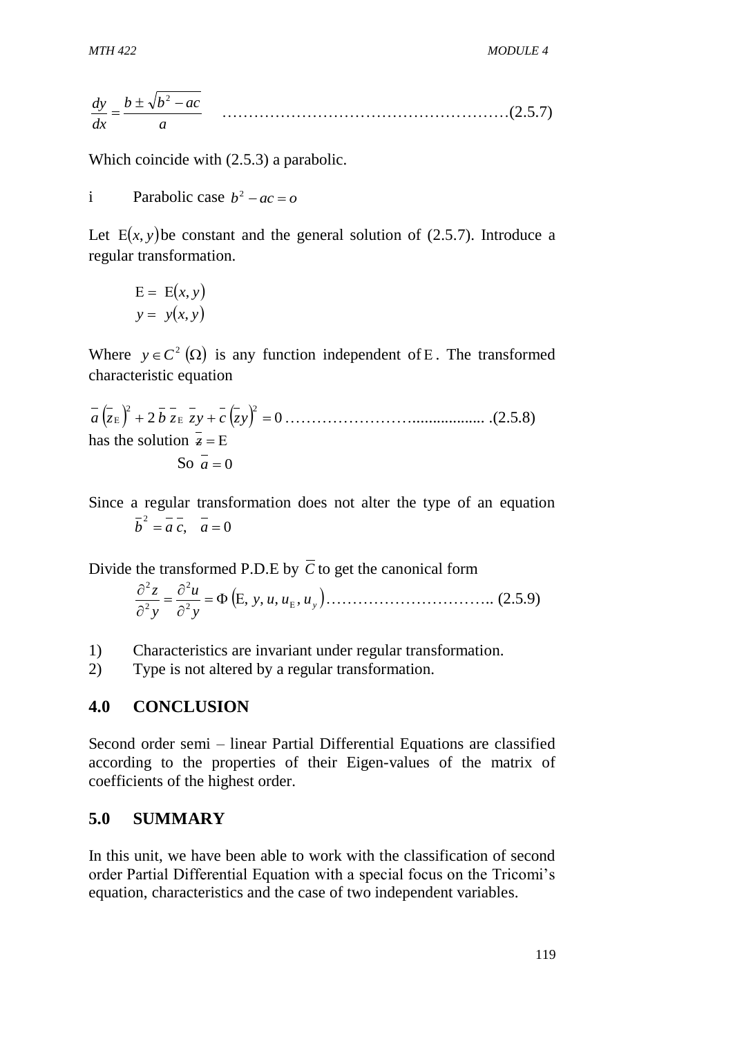$$\frac{dy}{dx} = \frac{b \pm \sqrt{b^2 - ac}}{a} \quad \text{……………………………………………….(2.5.7)}$$

Which coincide with (2.5.3) a parabolic.

i Parabolic case $b^2 - ac = o$

Let $\mathrm{E}(x, y)$ be constant and the general solution of (2.5.7). Introduce a regular transformation.

$$\mathrm{E} = \mathrm{E}(x, y)$$
$$y = y(x, y)$$

Where $y \in C^2(\Omega)$ is any function independent of $\mathrm{E}$. The transformed characteristic equation

$$\bar{a}\left(\bar{z}_{\mathrm{E}}\right)^2 + 2\,\bar{b}\,\bar{z}_{\mathrm{E}}\,\bar{z}y + \bar{c}\left(\bar{z}y\right)^2 = 0 \text{ …………………….................. .(2.5.8)}$$

has the solution $\bar{z} = \mathrm{E}$

So $\bar{a} = 0$

Since a regular transformation does not alter the type of an equation

$$\bar{b}^2 = \bar{a}\,\bar{c}, \quad \bar{a} = 0$$

Divide the transformed P.D.E by $\bar{C}$ to get the canonical form

$$\frac{\partial^2 z}{\partial^2 y} = \frac{\partial^2 u}{\partial^2 y} = \Phi\left(\mathrm{E}, y, u, u_{\mathrm{E}}, u_y\right) \text{………………………….. (2.5.9)}$$

1) Characteristics are invariant under regular transformation.
2) Type is not altered by a regular transformation.

## 4.0 CONCLUSION

Second order semi – linear Partial Differential Equations are classified according to the properties of their Eigen-values of the matrix of coefficients of the highest order.

## 5.0 SUMMARY

In this unit, we have been able to work with the classification of second order Partial Differential Equation with a special focus on the Tricomi's equation, characteristics and the case of two independent variables.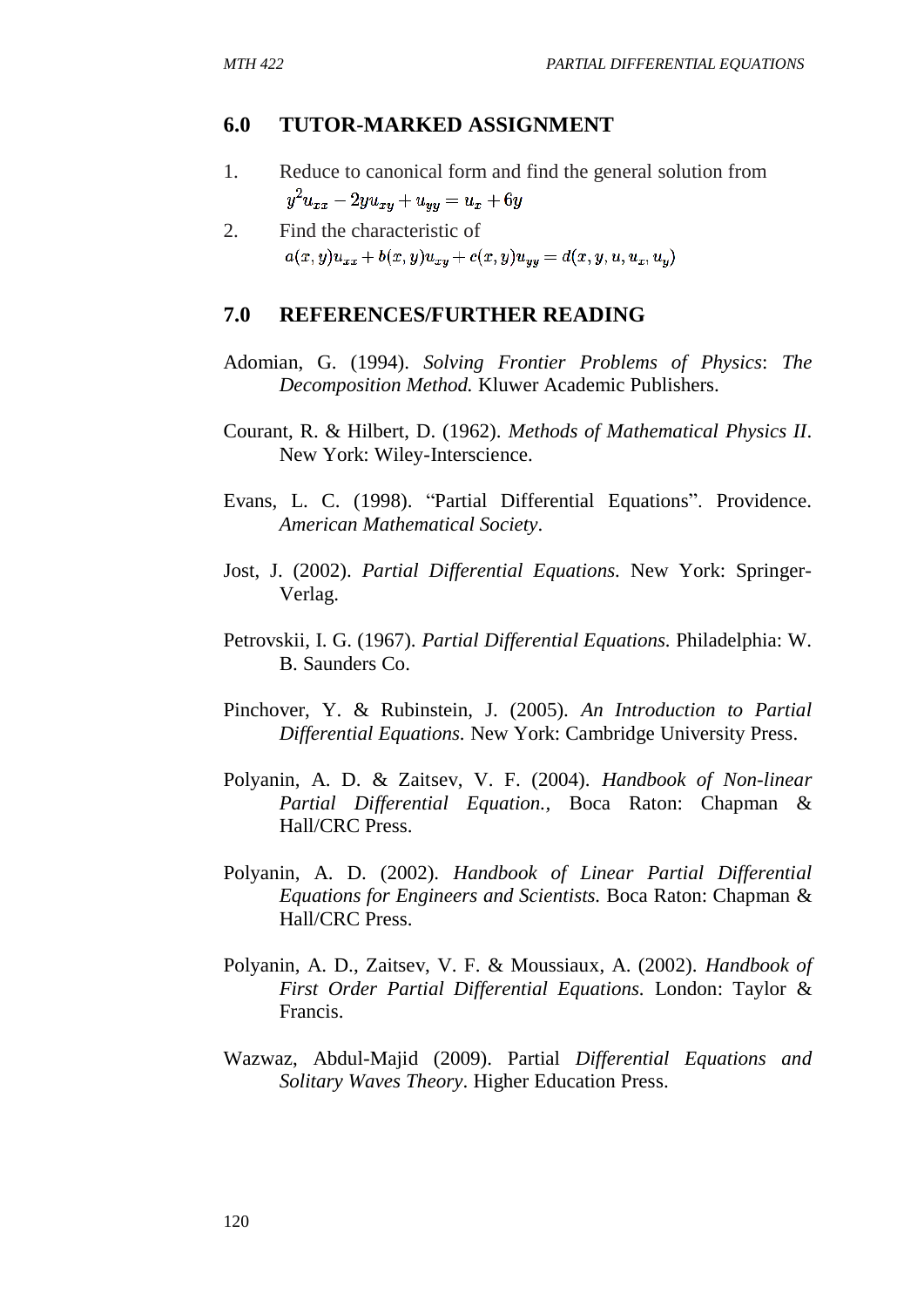## 6.0 TUTOR-MARKED ASSIGNMENT

1. Reduce to canonical form and find the general solution from
   $y^2 u_{xx} - 2y u_{xy} + u_{yy} = u_x + 6y$

2. Find the characteristic of
   $a(x, y)u_{xx} + b(x, y)u_{xy} + c(x, y)u_{yy} = d(x, y, u, u_x, u_y)$

## 7.0 REFERENCES/FURTHER READING

Adomian, G. (1994). *Solving Frontier Problems of Physics*: *The Decomposition Method.* Kluwer Academic Publishers.

Courant, R. & Hilbert, D. (1962). *Methods of Mathematical Physics II*. New York: Wiley-Interscience.

Evans, L. C. (1998). "Partial Differential Equations". Providence. *American Mathematical Society*.

Jost, J. (2002). *Partial Differential Equations.* New York: Springer-Verlag.

Petrovskii, I. G. (1967). *Partial Differential Equations.* Philadelphia: W. B. Saunders Co.

Pinchover, Y. & Rubinstein, J. (2005). *An Introduction to Partial Differential Equations.* New York: Cambridge University Press.

Polyanin, A. D. & Zaitsev, V. F. (2004). *Handbook of Non-linear Partial Differential Equation.,* Boca Raton: Chapman & Hall/CRC Press.

Polyanin, A. D. (2002). *Handbook of Linear Partial Differential Equations for Engineers and Scientists.* Boca Raton: Chapman & Hall/CRC Press.

Polyanin, A. D., Zaitsev, V. F. & Moussiaux, A. (2002). *Handbook of First Order Partial Differential Equations.* London: Taylor & Francis.

Wazwaz, Abdul-Majid (2009). Partial *Differential Equations and Solitary Waves Theory*. Higher Education Press.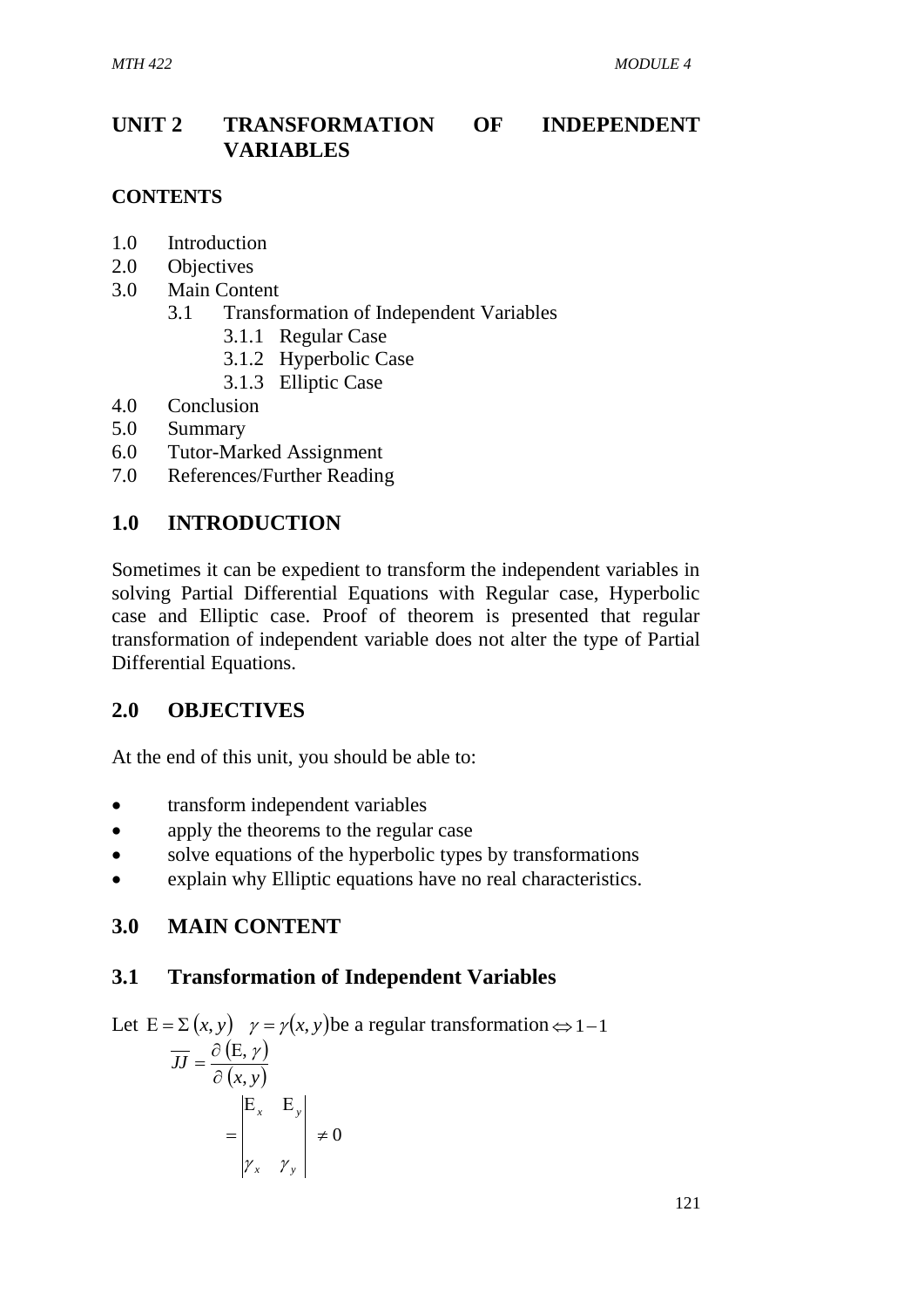# UNIT 2 TRANSFORMATION OF INDEPENDENT VARIABLES

## CONTENTS

1.0 Introduction
2.0 Objectives
3.0 Main Content
  3.1 Transformation of Independent Variables
    3.1.1 Regular Case
    3.1.2 Hyperbolic Case
    3.1.3 Elliptic Case
4.0 Conclusion
5.0 Summary
6.0 Tutor-Marked Assignment
7.0 References/Further Reading

## 1.0 INTRODUCTION

Sometimes it can be expedient to transform the independent variables in solving Partial Differential Equations with Regular case, Hyperbolic case and Elliptic case. Proof of theorem is presented that regular transformation of independent variable does not alter the type of Partial Differential Equations.

## 2.0 OBJECTIVES

At the end of this unit, you should be able to:

- transform independent variables
- apply the theorems to the regular case
- solve equations of the hyperbolic types by transformations
- explain why Elliptic equations have no real characteristics.

## 3.0 MAIN CONTENT

### 3.1 Transformation of Independent Variables

Let $\mathrm{E} = \Sigma\,(x, y) \quad \gamma = \gamma(x, y)$ be a regular transformation $\Leftrightarrow 1-1$

$$\overline{JJ} = \frac{\partial\,(\mathrm{E}, \gamma)}{\partial\,(x, y)}$$

$$= \begin{vmatrix} \mathrm{E}_x & \mathrm{E}_y \\ \gamma_x & \gamma_y \end{vmatrix} \neq 0$$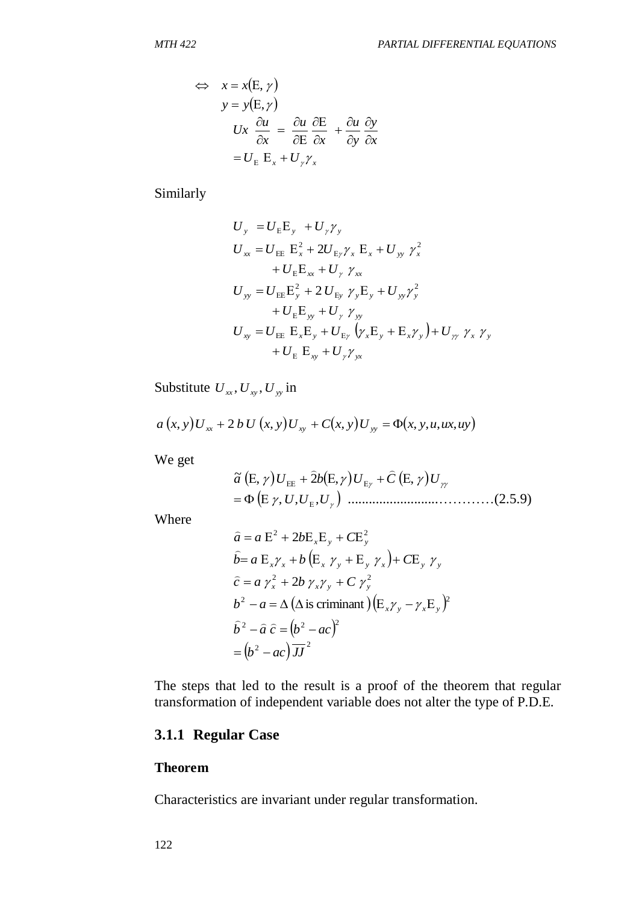$$\Leftrightarrow \quad x = x(\mathrm{E}, \gamma)$$

$$y = y(\mathrm{E}, \gamma)$$

$$Ux \ \frac{\partial u}{\partial x} = \frac{\partial u}{\partial \mathrm{E}} \frac{\partial \mathrm{E}}{\partial x} + \frac{\partial u}{\partial y} \frac{\partial y}{\partial x}$$

$$= U_{\mathrm{E}} \ \mathrm{E}_x + U_{\gamma} \gamma_x$$

Similarly

$$U_y = U_{\mathrm{E}} \mathrm{E}_y + U_{\gamma} \gamma_y$$

$$U_{xx} = U_{\mathrm{EE}} \ \mathrm{E}_x^2 + 2U_{\mathrm{E}\gamma} \gamma_x \ \mathrm{E}_x + U_{yy} \ \gamma_x^2$$

$$+ U_{\mathrm{E}} \mathrm{E}_{xx} + U_{\gamma} \ \gamma_{xx}$$

$$U_{yy} = U_{\mathrm{EE}} \mathrm{E}_y^2 + 2 U_{\mathrm{E}y} \ \gamma_y \mathrm{E}_y + U_{yy} \gamma_y^2$$

$$+ U_{\mathrm{E}} \mathrm{E}_{yy} + U_{\gamma} \ \gamma_{yy}$$

$$U_{xy} = U_{\mathrm{EE}} \ \mathrm{E}_x \mathrm{E}_y + U_{\mathrm{E}\gamma} \left( \gamma_x \mathrm{E}_y + \mathrm{E}_x \gamma_y \right) + U_{\gamma\gamma} \ \gamma_x \ \gamma_y$$

$$+ U_{\mathrm{E}} \ \mathrm{E}_{xy} + U_{\gamma} \gamma_{yx}$$

Substitute $U_{xx}, U_{xy}, U_{yy}$ in

$$a \,(x, y) U_{xx} + 2 \, b \, U \,(x, y) U_{xy} + C(x, y) U_{yy} = \Phi(x, y, u, ux, uy)$$

We get

$$\tilde{a} \,(\mathrm{E}, \gamma) U_{\mathrm{EE}} + \widehat{2} b(\mathrm{E}, \gamma) U_{\mathrm{E}\gamma} + \widehat{C} \,(\mathrm{E}, \gamma) U_{\gamma\gamma}$$

$$= \Phi \left( \mathrm{E} \ \gamma, U, U_{\mathrm{E}}, U_{\gamma} \right) \ \ldots\ldots\ldots\ldots\ldots\ldots\ldots\ldots\ldots\ldots\ldots(2.5.9)$$

Where

$$\widehat{a} = a \ \mathrm{E}^2 + 2b \mathrm{E}_x \mathrm{E}_y + C \mathrm{E}_y^2$$

$$\widehat{b} = a \ \mathrm{E}_x \gamma_x + b \left( \mathrm{E}_x \ \gamma_y + \mathrm{E}_y \ \gamma_x \right) + C \mathrm{E}_y \ \gamma_y$$

$$\widehat{c} = a \ \gamma_x^2 + 2b \ \gamma_x \gamma_y + C \ \gamma_y^2$$

$$b^2 - a = \Delta \ (\Delta \text{ is criminant}) \left( \mathrm{E}_x \gamma_y - \gamma_x \mathrm{E}_y \right)^2$$

$$\widehat{b}^2 - \widehat{a} \ \widehat{c} = \left( b^2 - ac \right)^2$$

$$= \left( b^2 - ac \right) \overline{JJ}^2$$

The steps that led to the result is a proof of the theorem that regular transformation of independent variable does not alter the type of P.D.E.

### 3.1.1 Regular Case

**Theorem**

Characteristics are invariant under regular transformation.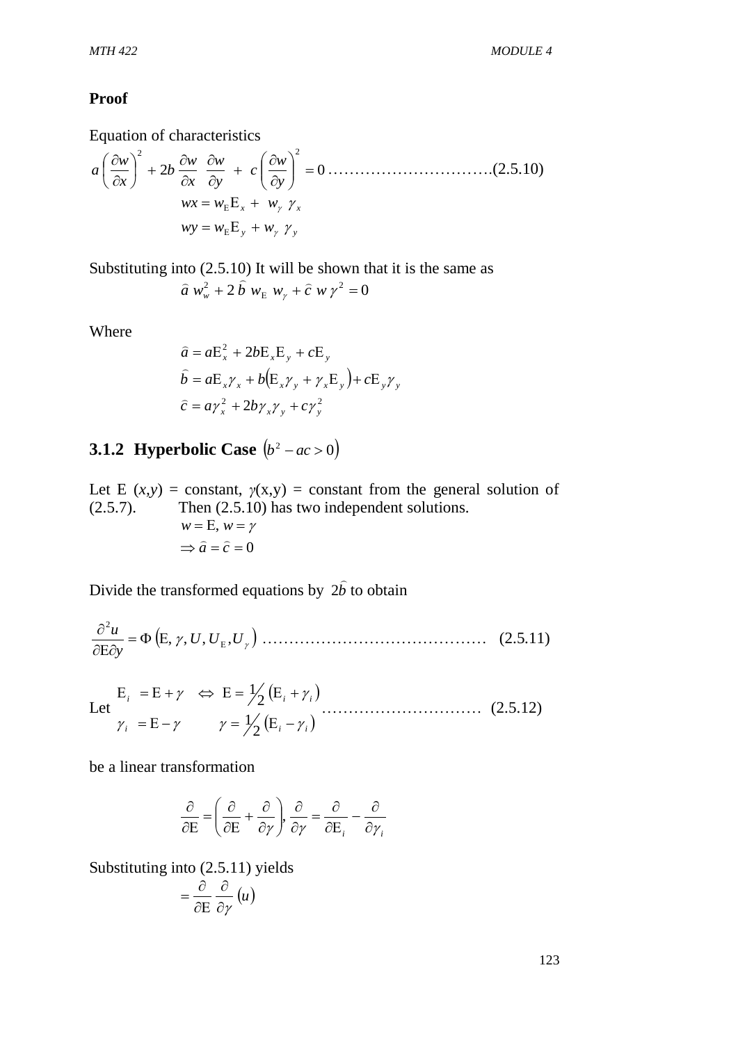**Proof**

Equation of characteristics

$$a\left(\frac{\partial w}{\partial x}\right)^2 + 2b\frac{\partial w}{\partial x}\frac{\partial w}{\partial y} + c\left(\frac{\partial w}{\partial y}\right)^2 = 0 \text{ ..............................(2.5.10)}$$

$$wx = w_{\mathrm{E}}\mathrm{E}_x + w_\gamma \gamma_x$$

$$wy = w_{\mathrm{E}}\mathrm{E}_y + w_\gamma \gamma_y$$

Substituting into (2.5.10) It will be shown that it is the same as

$$\hat{a}\, w_w^2 + 2\,\hat{b}\, w_{\mathrm{E}}\, w_\gamma + \hat{c}\, w\,\gamma^2 = 0$$

Where

$$\hat{a} = a\mathrm{E}_x^2 + 2b\mathrm{E}_x\mathrm{E}_y + c\mathrm{E}_y$$

$$\hat{b} = a\mathrm{E}_x\gamma_x + b\left(\mathrm{E}_x\gamma_y + \gamma_x\mathrm{E}_y\right) + c\mathrm{E}_y\gamma_y$$

$$\hat{c} = a\gamma_x^2 + 2b\gamma_x\gamma_y + c\gamma_y^2$$

### 3.1.2 Hyperbolic Case $\left(b^2 - ac > 0\right)$

Let E $(x,y)$ = constant, $\gamma(x,y)$ = constant from the general solution of (2.5.7). Then (2.5.10) has two independent solutions.

$$w = \mathrm{E},\ w = \gamma$$

$$\Rightarrow \hat{a} = \hat{c} = 0$$

Divide the transformed equations by $2\hat{b}$ to obtain

$$\frac{\partial^2 u}{\partial \mathrm{E}\partial y} = \Phi\left(\mathrm{E}, \gamma, U, U_{\mathrm{E}}, U_\gamma\right) \text{ ........................................ (2.5.11)}$$

Let

$$\begin{matrix} \mathrm{E}_i = \mathrm{E} + \gamma & \Leftrightarrow & \mathrm{E} = \tfrac{1}{2}\left(\mathrm{E}_i + \gamma_i\right) \\ \gamma_i = \mathrm{E} - \gamma & & \gamma = \tfrac{1}{2}\left(\mathrm{E}_i - \gamma_i\right) \end{matrix} \text{ ............................ (2.5.12)}$$

be a linear transformation

$$\frac{\partial}{\partial \mathrm{E}} = \left(\frac{\partial}{\partial \mathrm{E}} + \frac{\partial}{\partial \gamma}\right), \frac{\partial}{\partial \gamma} = \frac{\partial}{\partial \mathrm{E}_i} - \frac{\partial}{\partial \gamma_i}$$

Substituting into (2.5.11) yields

$$= \frac{\partial}{\partial \mathrm{E}}\frac{\partial}{\partial \gamma}\left(u\right)$$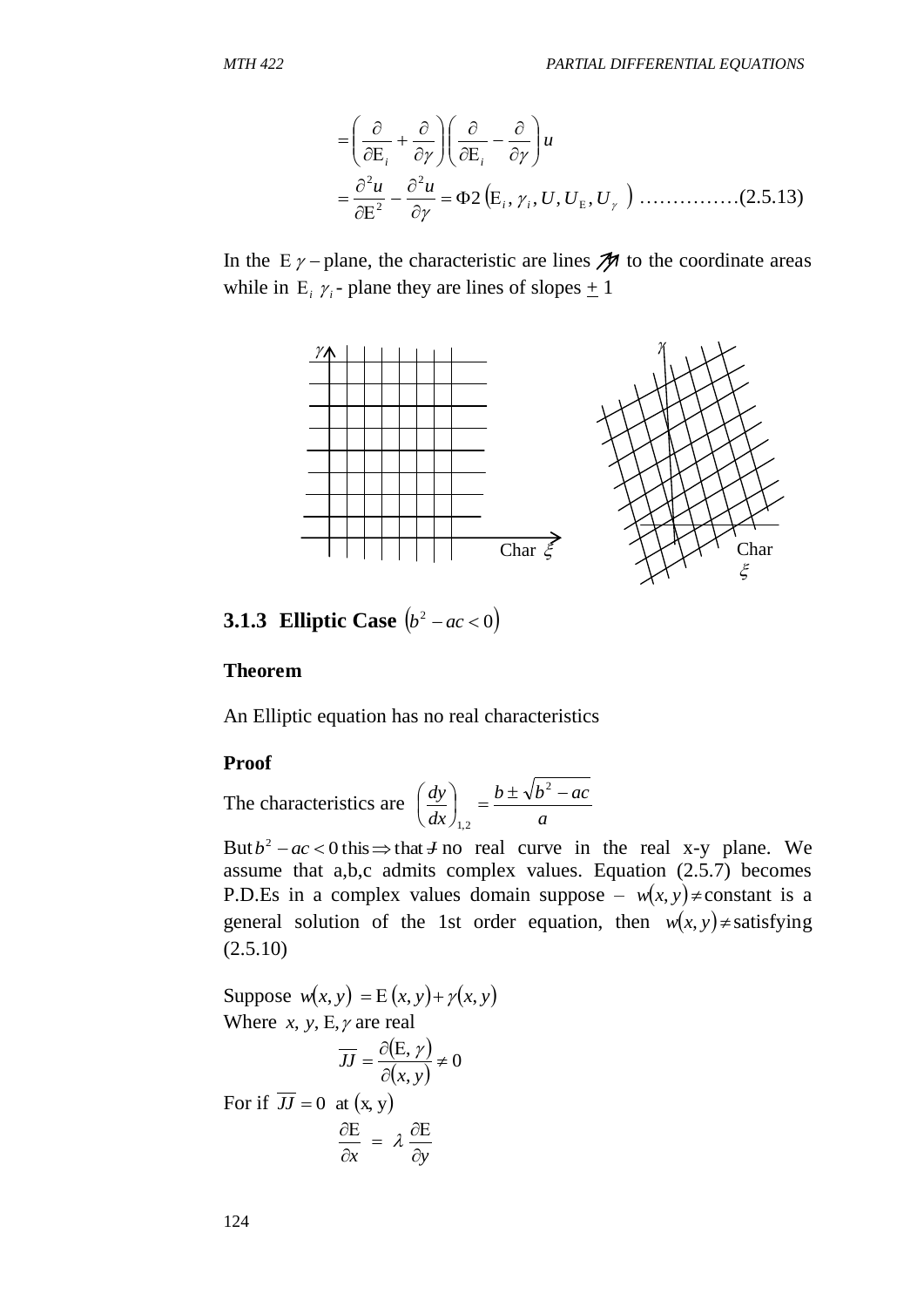$$= \left( \frac{\partial}{\partial \mathrm{E}_i} + \frac{\partial}{\partial \gamma} \right) \left( \frac{\partial}{\partial \mathrm{E}_i} - \frac{\partial}{\partial \gamma} \right) u$$

$$= \frac{\partial^2 u}{\partial \mathrm{E}^2} - \frac{\partial^2 u}{\partial \gamma} = \Phi 2 \left( \mathrm{E}_i, \gamma_i, U, U_{\mathrm{E}}, U_\gamma \right) \ldots\ldots\ldots\ldots\ldots (2.5.13)$$

In the $\mathrm{E}\,\gamma$ – plane, the characteristic are lines ∦ to the coordinate areas while in $\mathrm{E}_i\ \gamma_i$ - plane they are lines of slopes $\pm$ 1

Char $\xi$ Char $\xi$

### 3.1.3 Elliptic Case $\left(b^2 - ac < 0\right)$

**Theorem**

An Elliptic equation has no real characteristics

**Proof**

The characteristics are $\left( \frac{dy}{dx} \right)_{1,2} = \frac{b \pm \sqrt{b^2 - ac}}{a}$

But $b^2 - ac < 0$ this $\Rightarrow$ that $\nexists$ no real curve in the real x-y plane. We assume that a,b,c admits complex values. Equation (2.5.7) becomes P.D.Es in a complex values domain suppose – $w(x,y) \neq$ constant is a general solution of the 1st order equation, then $w(x,y) \neq$ satisfying (2.5.10)

Suppose $w(x,y) = \mathrm{E}(x,y) + \gamma(x,y)$
Where $x, y, \mathrm{E}, \gamma$ are real

$$\overline{JJ} = \frac{\partial(\mathrm{E}, \gamma)}{\partial(x,y)} \neq 0$$

For if $\overline{JJ} = 0$ at $(x, y)$

$$\frac{\partial \mathrm{E}}{\partial x} = \lambda \frac{\partial \mathrm{E}}{\partial y}$$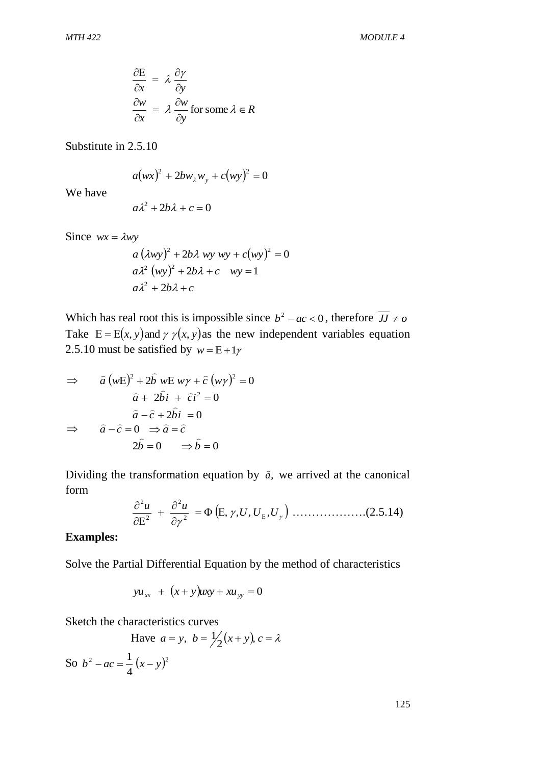$$\frac{\partial \text{E}}{\partial x} = \lambda \frac{\partial \gamma}{\partial y}$$

$$\frac{\partial w}{\partial x} = \lambda \frac{\partial w}{\partial y} \text{ for some } \lambda \in R$$

Substitute in 2.5.10

$$a(wx)^2 + 2bw_\lambda w_y + c(wy)^2 = 0$$

We have

$$a\lambda^2 + 2b\lambda + c = 0$$

Since $wx = \lambda wy$

$$a\,(\lambda wy)^2 + 2b\lambda \; wy \; wy + c(wy)^2 = 0$$

$$a\lambda^2 \,(wy)^2 + 2b\lambda + c \quad wy = 1$$

$$a\lambda^2 + 2b\lambda + c$$

Which has real root this is impossible since $b^2 - ac < 0$, therefore $\overline{JJ} \neq o$
Take $\text{E} = \text{E}(x, y)$ and $\gamma \; \gamma(x, y)$ as the new independent variables equation 2.5.10 must be satisfied by $w = \text{E} + 1\gamma$

$$\Rightarrow \quad \hat{a}\,(w\text{E})^2 + 2\hat{b}\; w\text{E}\; w\gamma + \hat{c}\,(w\gamma)^2 = 0$$

$$\hat{a} + 2\hat{b}i + \hat{c}i^2 = 0$$

$$\hat{a} - \hat{c} + 2\hat{b}i = 0$$

$$\Rightarrow \quad \hat{a} - \hat{c} = 0 \quad \Rightarrow \hat{a} = \hat{c}$$

$$2\hat{b} = 0 \qquad \Rightarrow \hat{b} = 0$$

Dividing the transformation equation by $\hat{a}$, we arrived at the canonical form

$$\frac{\partial^2 u}{\partial \text{E}^2} + \frac{\partial^2 u}{\partial \gamma^2} = \Phi\left(\text{E}, \gamma, U, U_{\text{E}}, U_\gamma\right) \;\ldots\ldots\ldots\ldots\ldots\ldots(2.5.14)$$

**Examples:**

Solve the Partial Differential Equation by the method of characteristics

$$yu_{xx} + (x + y)uxy + xu_{yy} = 0$$

Sketch the characteristics curves

Have $a = y, \; b = \frac{1}{2}(x + y), c = \lambda$

So $b^2 - ac = \frac{1}{4}(x - y)^2$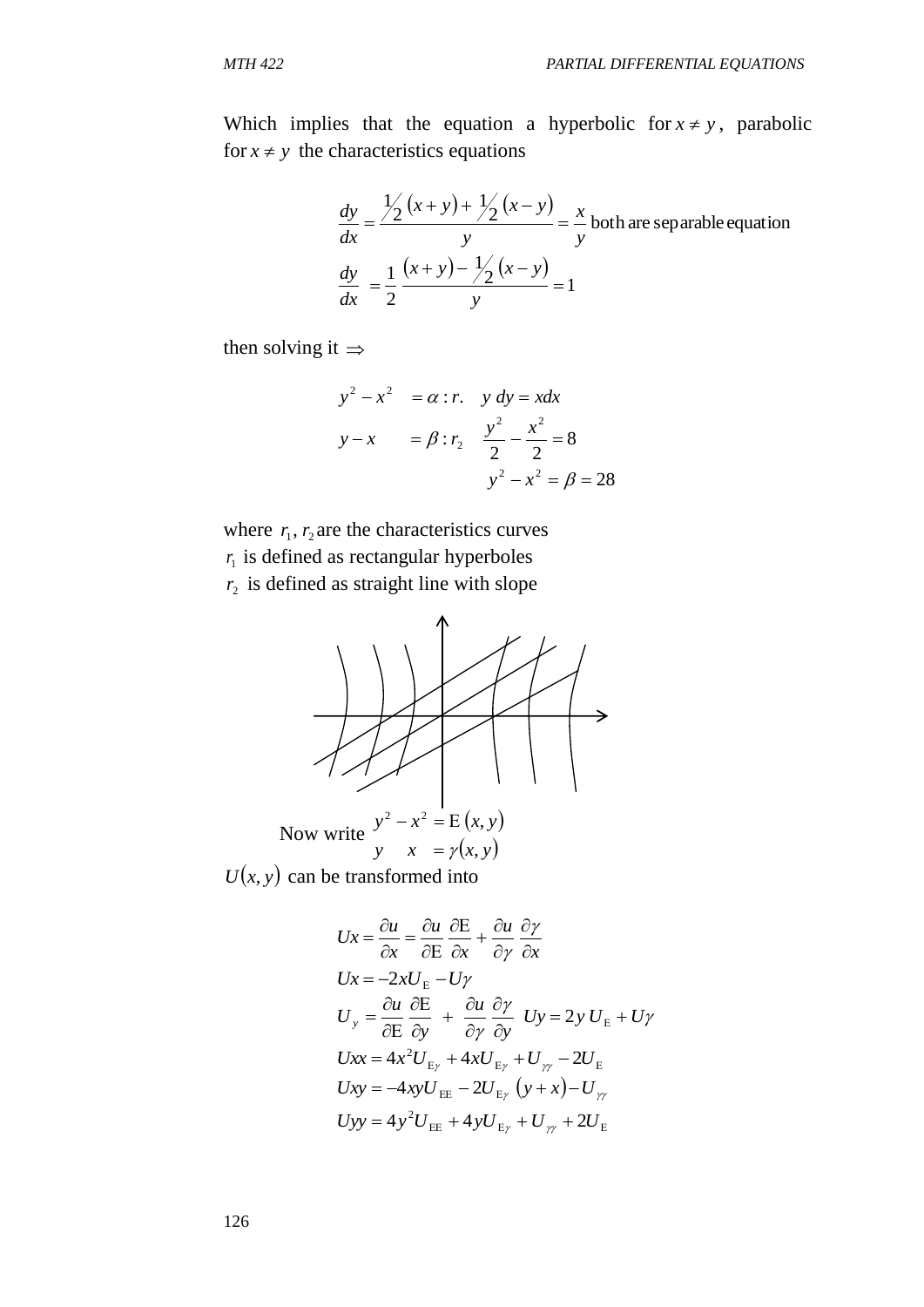Which implies that the equation a hyperbolic for $x \neq y$, parabolic for $x \neq y$ the characteristics equations

$$\frac{dy}{dx} = \frac{\frac{1}{2}(x+y) + \frac{1}{2}(x-y)}{y} = \frac{x}{y} \text{ both are separable equation}$$

$$\frac{dy}{dx} = \frac{1}{2}\,\frac{(x+y) - \frac{1}{2}(x-y)}{y} = 1$$

then solving it $\Rightarrow$

$$y^2 - x^2 \quad = \alpha : r. \quad y\,dy = x dx$$

$$y - x \qquad = \beta : r_2 \quad \frac{y^2}{2} - \frac{x^2}{2} = 8$$

$$y^2 - x^2 = \beta = 28$$

where $r_1, r_2$ are the characteristics curves

$r_1$ is defined as rectangular hyperboles

$r_2$ is defined as straight line with slope

Now write $\begin{matrix} y^2 - x^2 = \mathrm{E}(x,y) \\ y \quad x \quad = \gamma(x,y) \end{matrix}$

$U(x,y)$ can be transformed into

$$Ux = \frac{\partial u}{\partial x} = \frac{\partial u}{\partial \mathrm{E}}\,\frac{\partial \mathrm{E}}{\partial x} + \frac{\partial u}{\partial \gamma}\,\frac{\partial \gamma}{\partial x}$$

$$Ux = -2xU_{\mathrm{E}} - U\gamma$$

$$U_y = \frac{\partial u}{\partial \mathrm{E}}\,\frac{\partial \mathrm{E}}{\partial y} + \frac{\partial u}{\partial \gamma}\,\frac{\partial \gamma}{\partial y} \quad Uy = 2y\,U_{\mathrm{E}} + U\gamma$$

$$Uxx = 4x^2 U_{\mathrm{E}\gamma} + 4xU_{\mathrm{E}\gamma} + U_{\gamma\gamma} - 2U_{\mathrm{E}}$$

$$Uxy = -4xyU_{\mathrm{EE}} - 2U_{\mathrm{E}\gamma}\,(y+x) - U_{\gamma\gamma}$$

$$Uyy = 4y^2 U_{\mathrm{EE}} + 4yU_{\mathrm{E}\gamma} + U_{\gamma\gamma} + 2U_{\mathrm{E}}$$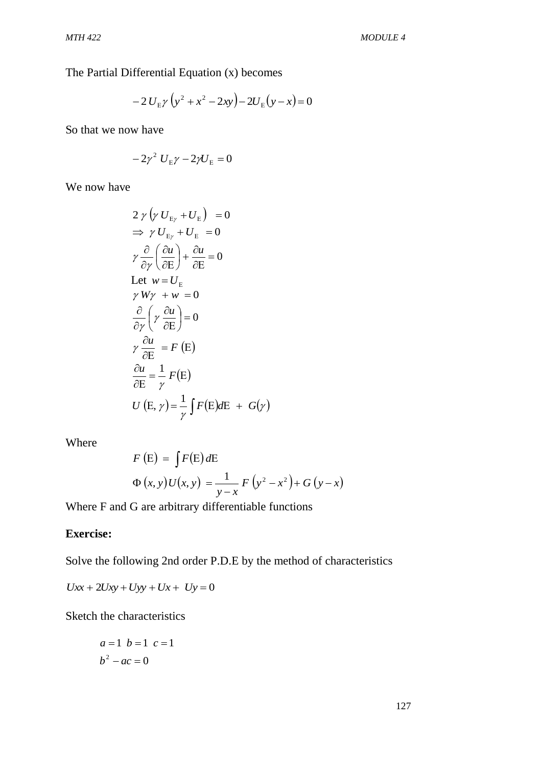The Partial Differential Equation (x) becomes

$$-2\,U_{\mathrm{E}}\gamma\,\left(y^2 + x^2 - 2xy\right) - 2U_{\mathrm{E}}\left(y - x\right) = 0$$

So that we now have

$$-2\gamma^2\;U_{\mathrm{E}}\gamma - 2\gamma U_{\mathrm{E}} = 0$$

We now have

$$
\begin{aligned}
&2\,\gamma\left(\gamma\,U_{\mathrm{E}\gamma} + U_{\mathrm{E}}\right) \;\; = 0\\
&\Rightarrow\;\gamma\,U_{\mathrm{E}\gamma} + U_{\mathrm{E}} \;\; = 0\\
&\gamma\,\frac{\partial}{\partial\gamma}\left(\frac{\partial u}{\partial \mathrm{E}}\right) + \frac{\partial u}{\partial \mathrm{E}} = 0\\
&\text{Let } w = U_{\mathrm{E}}\\
&\gamma\,W\gamma \;\; + w \;= 0\\
&\frac{\partial}{\partial\gamma}\left(\gamma\,\frac{\partial u}{\partial \mathrm{E}}\right) = 0\\
&\gamma\,\frac{\partial u}{\partial \mathrm{E}} \;\; = F\,(\mathrm{E})\\
&\frac{\partial u}{\partial \mathrm{E}} = \frac{1}{\gamma}\,F(\mathrm{E})\\
&U\,(\mathrm{E},\gamma) = \frac{1}{\gamma}\int F(\mathrm{E})d\mathrm{E} \;\; + \;\; G(\gamma)
\end{aligned}
$$

Where

$$
\begin{aligned}
&F\,(\mathrm{E}) \;=\; \int F(\mathrm{E})\,d\mathrm{E}\\
&\Phi\,(x,y)U(x,y) \;= \frac{1}{y-x}\,F\,\left(y^2 - x^2\right) + G\,(y - x)
\end{aligned}
$$

Where F and G are arbitrary differentiable functions

**Exercise:**

Solve the following 2nd order P.D.E by the method of characteristics

$$Uxx + 2Uxy + Uyy + Ux + \;Uy = 0$$

Sketch the characteristics

$$
\begin{aligned}
&a = 1 \;\; b = 1 \;\; c = 1\\
&b^2 - ac = 0
\end{aligned}
$$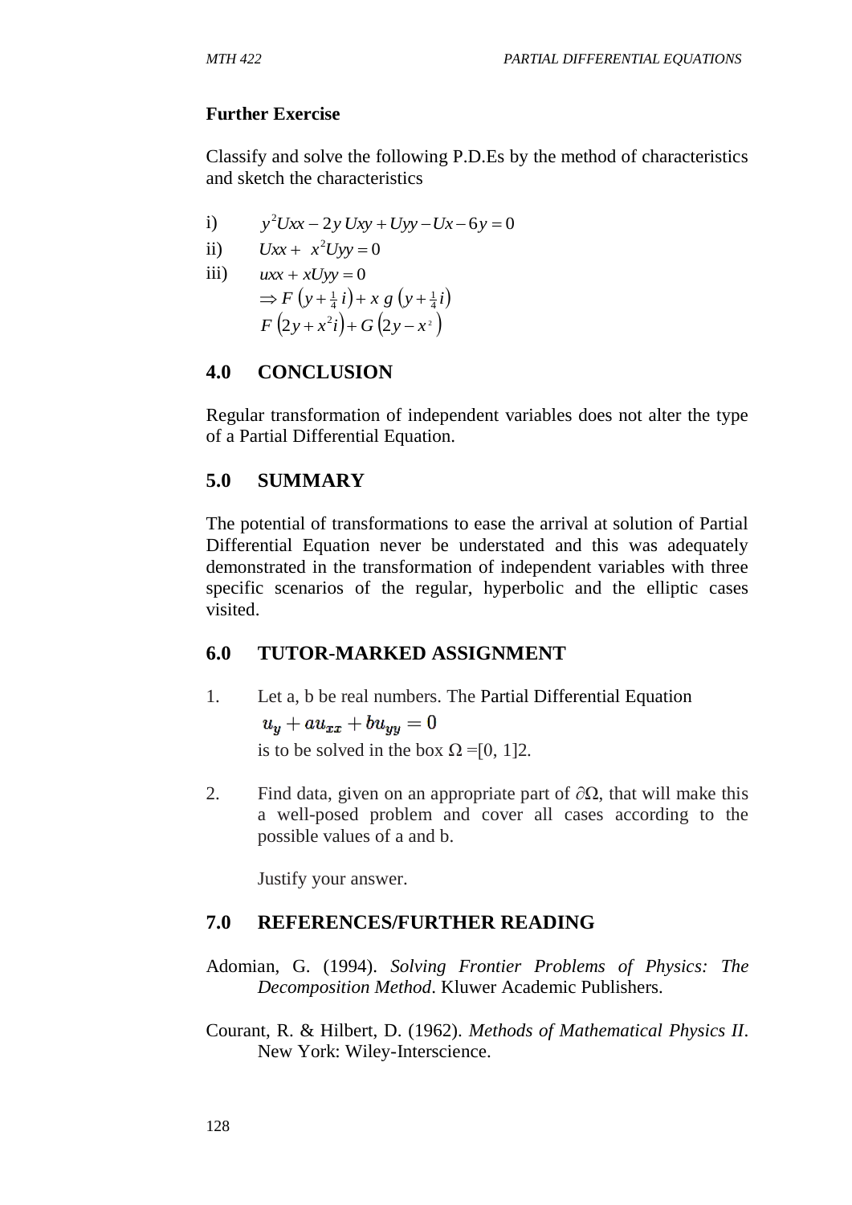**Further Exercise**

Classify and solve the following P.D.Es by the method of characteristics and sketch the characteristics

i) $y^2Uxx - 2y\,Uxy + Uyy - Ux - 6y = 0$

ii) $Uxx + x^2Uyy = 0$

iii) $uxx + xUyy = 0$

$\Rightarrow F\left(y + \frac{1}{4}i\right) + x\,g\left(y + \frac{1}{4}i\right)$

$F\left(2y + x^2 i\right) + G\left(2y - x^2\right)$

## 4.0 CONCLUSION

Regular transformation of independent variables does not alter the type of a Partial Differential Equation.

## 5.0 SUMMARY

The potential of transformations to ease the arrival at solution of Partial Differential Equation never be understated and this was adequately demonstrated in the transformation of independent variables with three specific scenarios of the regular, hyperbolic and the elliptic cases visited.

## 6.0 TUTOR-MARKED ASSIGNMENT

1. Let a, b be real numbers. The Partial Differential Equation

   $$u_y + au_{xx} + bu_{yy} = 0$$

   is to be solved in the box Ω =[0, 1]2.

2. Find data, given on an appropriate part of ∂Ω, that will make this a well-posed problem and cover all cases according to the possible values of a and b.

   Justify your answer.

## 7.0 REFERENCES/FURTHER READING

Adomian, G. (1994). *Solving Frontier Problems of Physics: The Decomposition Method*. Kluwer Academic Publishers.

Courant, R. & Hilbert, D. (1962). *Methods of Mathematical Physics II*. New York: Wiley-Interscience.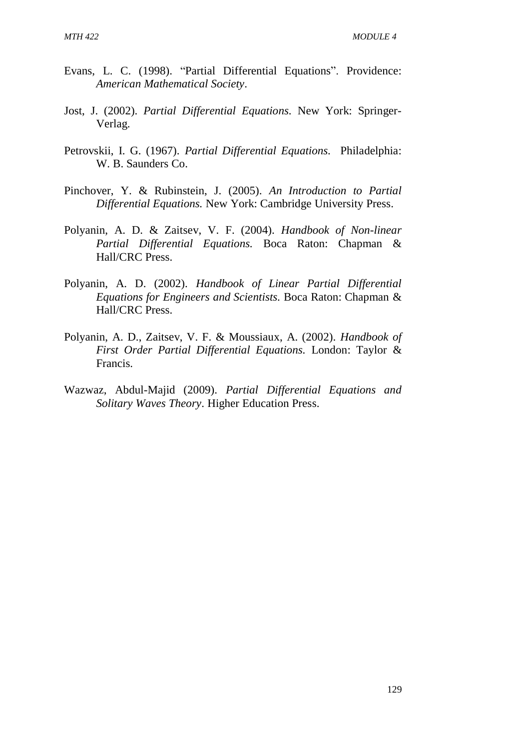Evans, L. C. (1998). “Partial Differential Equations”. Providence: *American Mathematical Society*.

Jost, J. (2002). *Partial Differential Equations.* New York: Springer-Verlag.

Petrovskii, I. G. (1967). *Partial Differential Equations.* Philadelphia: W. B. Saunders Co.

Pinchover, Y. & Rubinstein, J. (2005). *An Introduction to Partial Differential Equations.* New York: Cambridge University Press.

Polyanin, A. D. & Zaitsev, V. F. (2004). *Handbook of Non-linear Partial Differential Equations.* Boca Raton: Chapman & Hall/CRC Press.

Polyanin, A. D. (2002). *Handbook of Linear Partial Differential Equations for Engineers and Scientists.* Boca Raton: Chapman & Hall/CRC Press.

Polyanin, A. D., Zaitsev, V. F. & Moussiaux, A. (2002). *Handbook of First Order Partial Differential Equations.* London: Taylor & Francis.

Wazwaz, Abdul-Majid (2009). *Partial Differential Equations and Solitary Waves Theory*. Higher Education Press.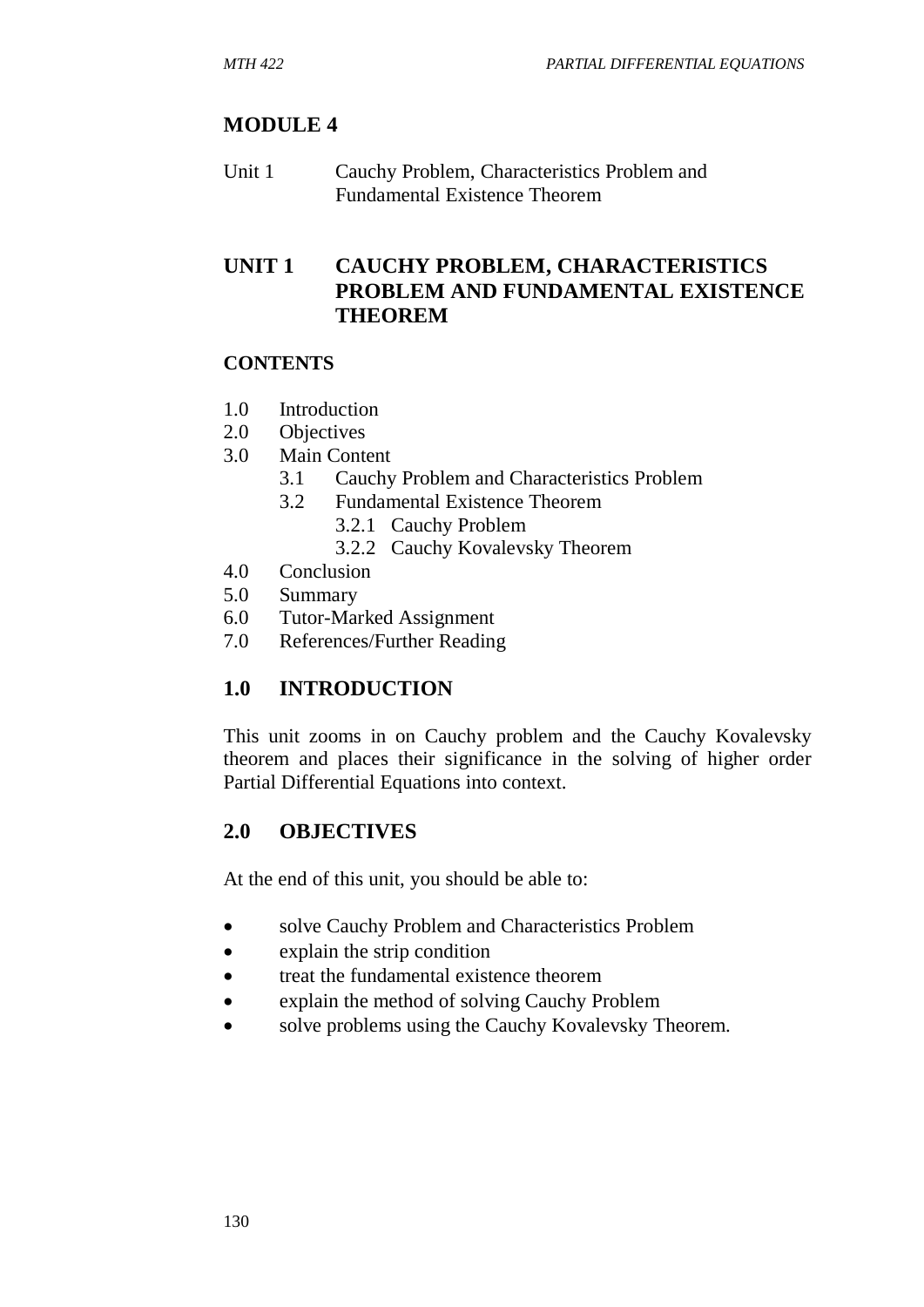# MODULE 4

Unit 1 Cauchy Problem, Characteristics Problem and Fundamental Existence Theorem

## UNIT 1 CAUCHY PROBLEM, CHARACTERISTICS PROBLEM AND FUNDAMENTAL EXISTENCE THEOREM

### CONTENTS

1.0 Introduction
2.0 Objectives
3.0 Main Content
  3.1 Cauchy Problem and Characteristics Problem
  3.2 Fundamental Existence Theorem
    3.2.1 Cauchy Problem
    3.2.2 Cauchy Kovalevsky Theorem
4.0 Conclusion
5.0 Summary
6.0 Tutor-Marked Assignment
7.0 References/Further Reading

## 1.0 INTRODUCTION

This unit zooms in on Cauchy problem and the Cauchy Kovalevsky theorem and places their significance in the solving of higher order Partial Differential Equations into context.

## 2.0 OBJECTIVES

At the end of this unit, you should be able to:

- solve Cauchy Problem and Characteristics Problem
- explain the strip condition
- treat the fundamental existence theorem
- explain the method of solving Cauchy Problem
- solve problems using the Cauchy Kovalevsky Theorem.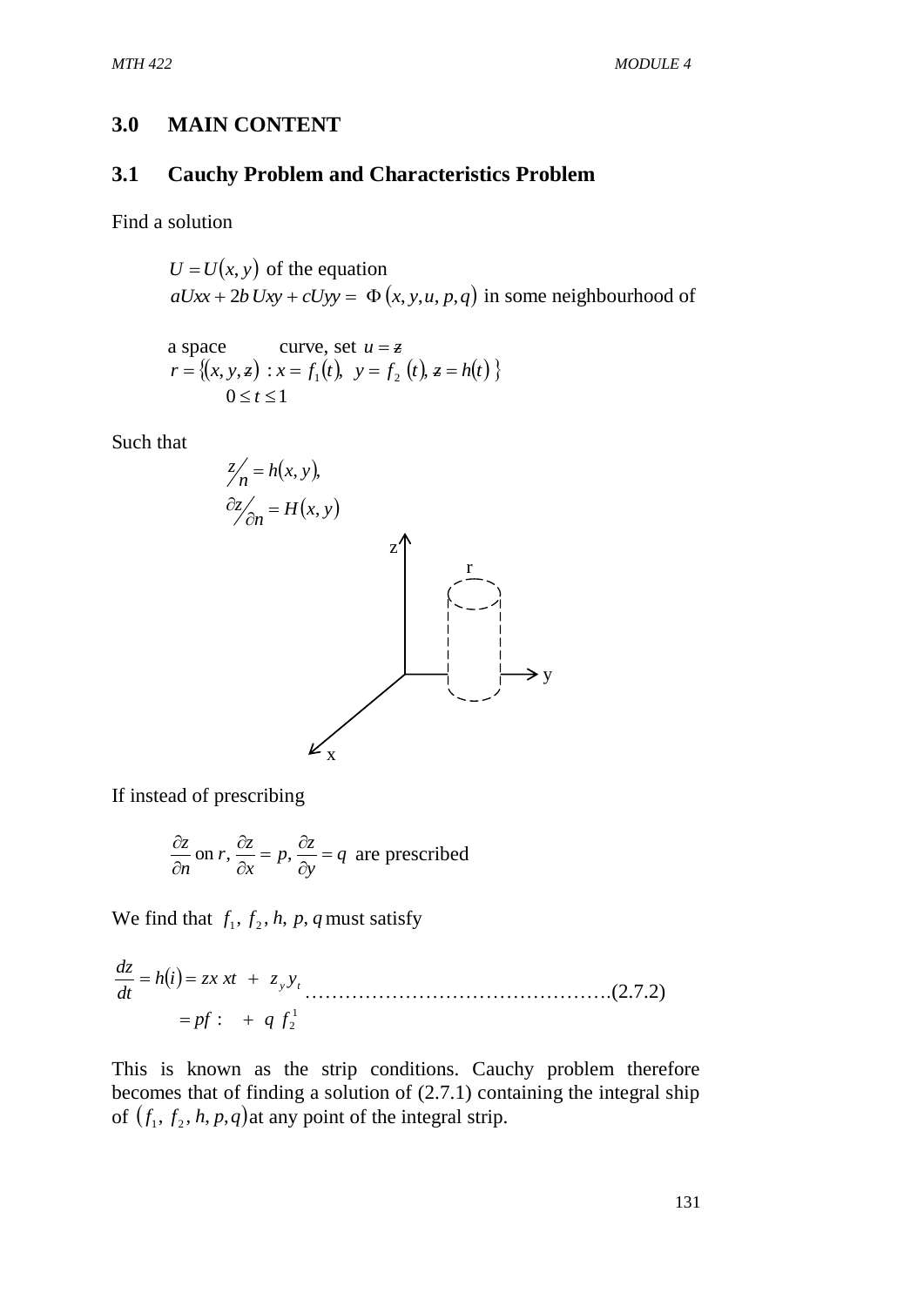## 3.0 MAIN CONTENT

### 3.1 Cauchy Problem and Characteristics Problem

Find a solution

$U = U(x, y)$ of the equation
$aUxx + 2b\,Uxy + cUyy = \Phi(x, y, u, p, q)$ in some neighbourhood of

a space curve, set $u = z$
$r = \{(x, y, z) : x = f_1(t),\ y = f_2(t), z = h(t)\}$
$0 \le t \le 1$

Such that

$$z/n = h(x, y),$$
$$\partial z/\partial n = H(x, y)$$

If instead of prescribing

$$\frac{\partial z}{\partial n} \text{ on } r, \frac{\partial z}{\partial x} = p, \frac{\partial z}{\partial y} = q \text{ are prescribed}$$

We find that $f_1, f_2, h, p, q$ must satisfy

$$\frac{dz}{dt} = h(i) = zx\,xt + z_y y_t \qquad \text{.............................................(2.7.2)}$$
$$= pf: + q\,f_2^1$$

This is known as the strip conditions. Cauchy problem therefore becomes that of finding a solution of (2.7.1) containing the integral ship of $(f_1, f_2, h, p, q)$ at any point of the integral strip.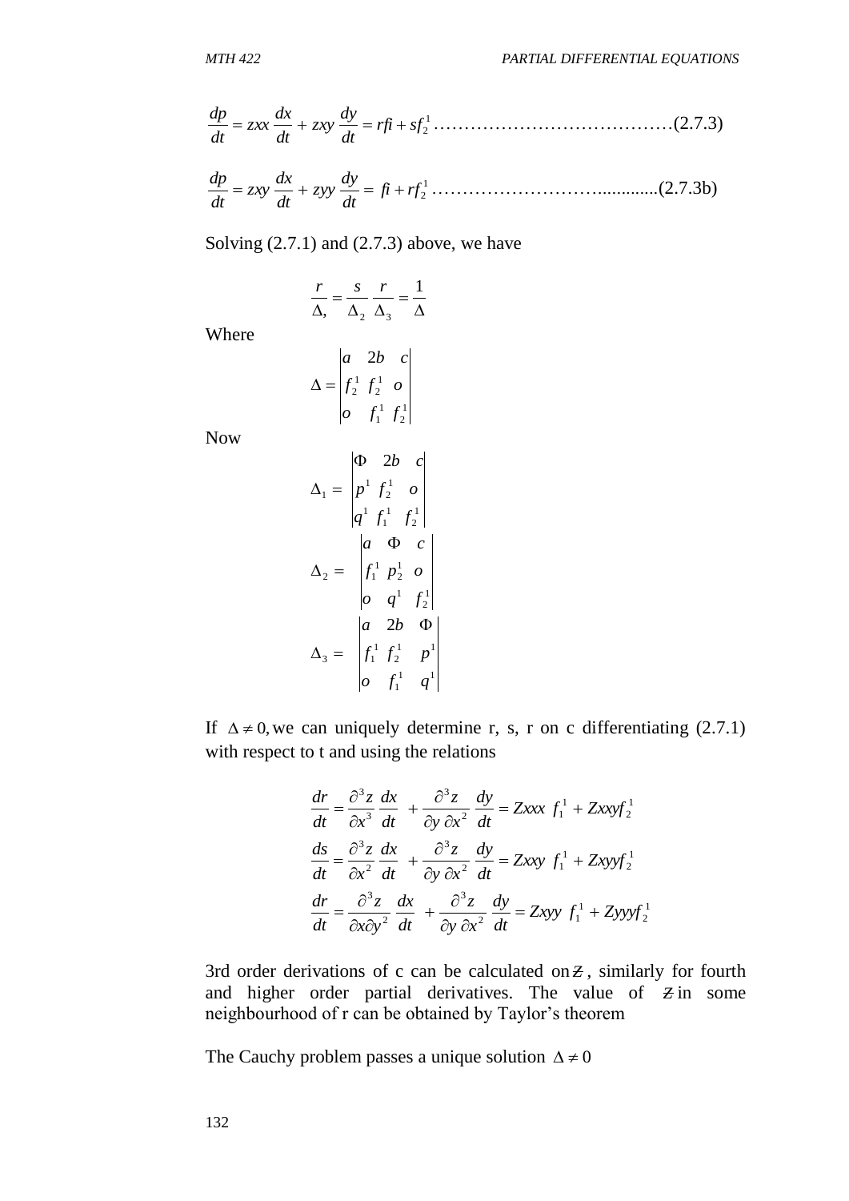$$\frac{dp}{dt} = zxx\,\frac{dx}{dt} + zxy\,\frac{dy}{dt} = rfi + sf_2^1 \ldots\ldots\ldots\ldots\ldots\ldots\ldots\ldots\ldots\ldots\ldots\ldots(2.7.3)$$

$$\frac{dp}{dt} = zxy\,\frac{dx}{dt} + zyy\,\frac{dy}{dt} = fi + rf_2^1 \ldots\ldots\ldots\ldots\ldots\ldots\ldots\ldots\ldots\ldots\ldots\ldots(2.7.3b)$$

Solving (2.7.1) and (2.7.3) above, we have

$$\frac{r}{\Delta,} = \frac{s}{\Delta_2}\,\frac{r}{\Delta_3} = \frac{1}{\Delta}$$

Where

$$\Delta = \begin{vmatrix} a & 2b & c \\ f_2^1 & f_2^1 & o \\ o & f_1^1 & f_2^1 \end{vmatrix}$$

Now

$$\Delta_1 = \begin{vmatrix} \Phi & 2b & c \\ p^1 & f_2^1 & o \\ q^1 & f_1^1 & f_2^1 \end{vmatrix}$$

$$\Delta_2 = \begin{vmatrix} a & \Phi & c \\ f_1^1 & p_2^1 & o \\ o & q^1 & f_2^1 \end{vmatrix}$$

$$\Delta_3 = \begin{vmatrix} a & 2b & \Phi \\ f_1^1 & f_2^1 & p^1 \\ o & f_1^1 & q^1 \end{vmatrix}$$

If $\Delta \neq 0,$ we can uniquely determine r, s, r on c differentiating (2.7.1) with respect to t and using the relations

$$\frac{dr}{dt} = \frac{\partial^3 z}{\partial x^3}\,\frac{dx}{dt} + \frac{\partial^3 z}{\partial y\,\partial x^2}\,\frac{dy}{dt} = Zxxx\;f_1^1 + Zxxyf_2^1$$

$$\frac{ds}{dt} = \frac{\partial^3 z}{\partial x^2}\,\frac{dx}{dt} + \frac{\partial^3 z}{\partial y\,\partial x^2}\,\frac{dy}{dt} = Zxxy\;f_1^1 + Zxyyf_2^1$$

$$\frac{dr}{dt} = \frac{\partial^3 z}{\partial x \partial y^2}\,\frac{dx}{dt} + \frac{\partial^3 z}{\partial y\,\partial x^2}\,\frac{dy}{dt} = Zxyy\;f_1^1 + Zyyyf_2^1$$

3rd order derivations of c can be calculated on $Ƶ$, similarly for fourth and higher order partial derivatives. The value of $Ƶ$ in some neighbourhood of r can be obtained by Taylor's theorem

The Cauchy problem passes a unique solution $\Delta \neq 0$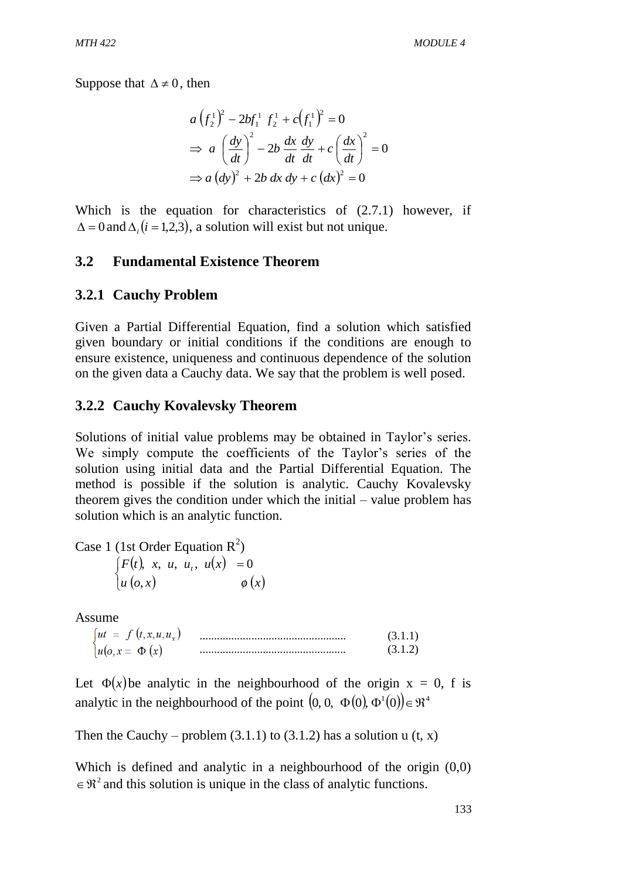Suppose that $\Delta \neq 0$, then

$$
\begin{aligned}
& a\left(f_2^1\right)^2 - 2bf_1^1\ f_2^1 + c\left(f_1^1\right)^2 = 0 \\
& \Rightarrow\ a\ \left(\frac{dy}{dt}\right)^2 - 2b\ \frac{dx}{dt}\ \frac{dy}{dt} + c\left(\frac{dx}{dt}\right)^2 = 0 \\
& \Rightarrow a\,(dy)^2 + 2b\ dx\ dy + c\ (dx)^2 = 0
\end{aligned}
$$

Which is the equation for characteristics of (2.7.1) however, if $\Delta = 0$ and $\Delta_i\,(i = 1,2,3)$, a solution will exist but not unique.

## 3.2 Fundamental Existence Theorem

### 3.2.1 Cauchy Problem

Given a Partial Differential Equation, find a solution which satisfied given boundary or initial conditions if the conditions are enough to ensure existence, uniqueness and continuous dependence of the solution on the given data a Cauchy data. We say that the problem is well posed.

### 3.2.2 Cauchy Kovalevsky Theorem

Solutions of initial value problems may be obtained in Taylor's series. We simply compute the coefficients of the Taylor's series of the solution using initial data and the Partial Differential Equation. The method is possible if the solution is analytic. Cauchy Kovalevsky theorem gives the condition under which the initial – value problem has solution which is an analytic function.

Case 1 (1st Order Equation $R^2$)

$$
\begin{cases}
F(t),\ x,\ u,\ u_t,\ u(x) & = 0 \\
u\,(o,x) & \phi\,(x)
\end{cases}
$$

Assume

$$
\begin{cases}
ut\ =\ f\,(t,x,u,u_x) & \text{.................................................} \quad (3.1.1) \\
u(o,x =\ \Phi\,(x) & \text{.................................................} \quad (3.1.2)
\end{cases}
$$

Let $\Phi(x)$ be analytic in the neighbourhood of the origin x = 0, f is analytic in the neighbourhood of the point $(0,\ 0,\ \ \Phi(0),\ \Phi^1(0)) \in \Re^4$

Then the Cauchy – problem (3.1.1) to (3.1.2) has a solution u (t, x)

Which is defined and analytic in a neighbourhood of the origin (0,0) $\in \Re^2$ and this solution is unique in the class of analytic functions.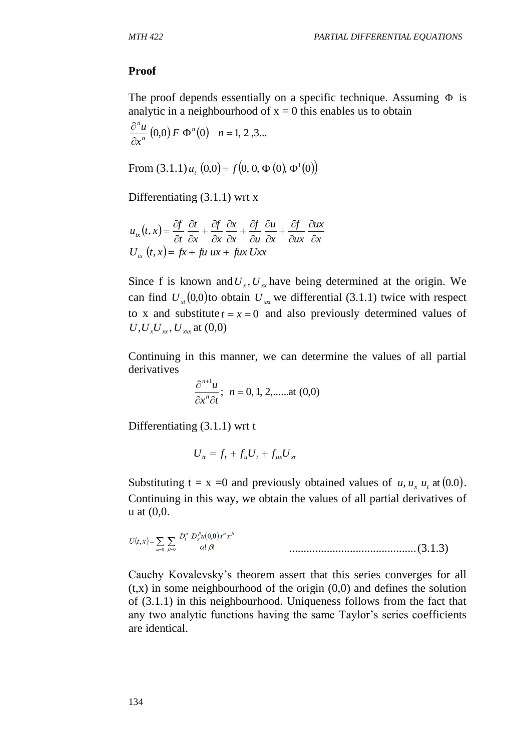**Proof**

The proof depends essentially on a specific technique. Assuming $\Phi$ is analytic in a neighbourhood of x = 0 this enables us to obtain

$$\frac{\partial^n u}{\partial x^n}(0,0)\, F\ \Phi^n(0) \quad n = 1, 2, 3...$$

From (3.1.1) $u_t\ (0,0) = f(0,\ 0,\ \Phi\ (0),\ \Phi^1(0))$

Differentiating (3.1.1) wrt x

$$u_{tx}(t,x) = \frac{\partial f}{\partial t}\frac{\partial t}{\partial x} + \frac{\partial f}{\partial x}\frac{\partial x}{\partial x} + \frac{\partial f}{\partial u}\frac{\partial u}{\partial x} + \frac{\partial f}{\partial ux}\frac{\partial ux}{\partial x}$$
$$U_{tx}\ (t,x) = fx + fu\ ux + fux\ Uxx$$

Since f is known and $U_x, U_{xx}$ have being determined at the origin. We can find $U_{xt}(0,0)$ to obtain $U_{xxt}$ we differential (3.1.1) twice with respect to x and substitute $t = x = 0$ and also previously determined values of $U, U_x U_{xx}, U_{xxx}$ at (0,0)

Continuing in this manner, we can determine the values of all partial derivatives

$$\frac{\partial^{n+1} u}{\partial x^n \partial t};\ \ n = 0, 1, 2, ......\text{at } (0,0)$$

Differentiating (3.1.1) wrt t

$$U_{tt} = f_t + f_u U_t + f_{ux} U_{xt}$$

Substituting t = x =0 and previously obtained values of $u, u_x\ u_t$ at $(0.0)$. Continuing in this way, we obtain the values of all partial derivatives of u at (0,0.

$$U(t,x) = \sum_{\alpha=0} \sum_{\beta=0} \frac{D_t^{\alpha}\ D_x^{\beta} u(0,0)\, t^{\alpha} x^{\beta}}{\alpha!\ \beta!} \qquad ..........................................(3.1.3)$$

Cauchy Kovalevsky's theorem assert that this series converges for all (t,x) in some neighbourhood of the origin (0,0) and defines the solution of (3.1.1) in this neighbourhood. Uniqueness follows from the fact that any two analytic functions having the same Taylor's series coefficients are identical.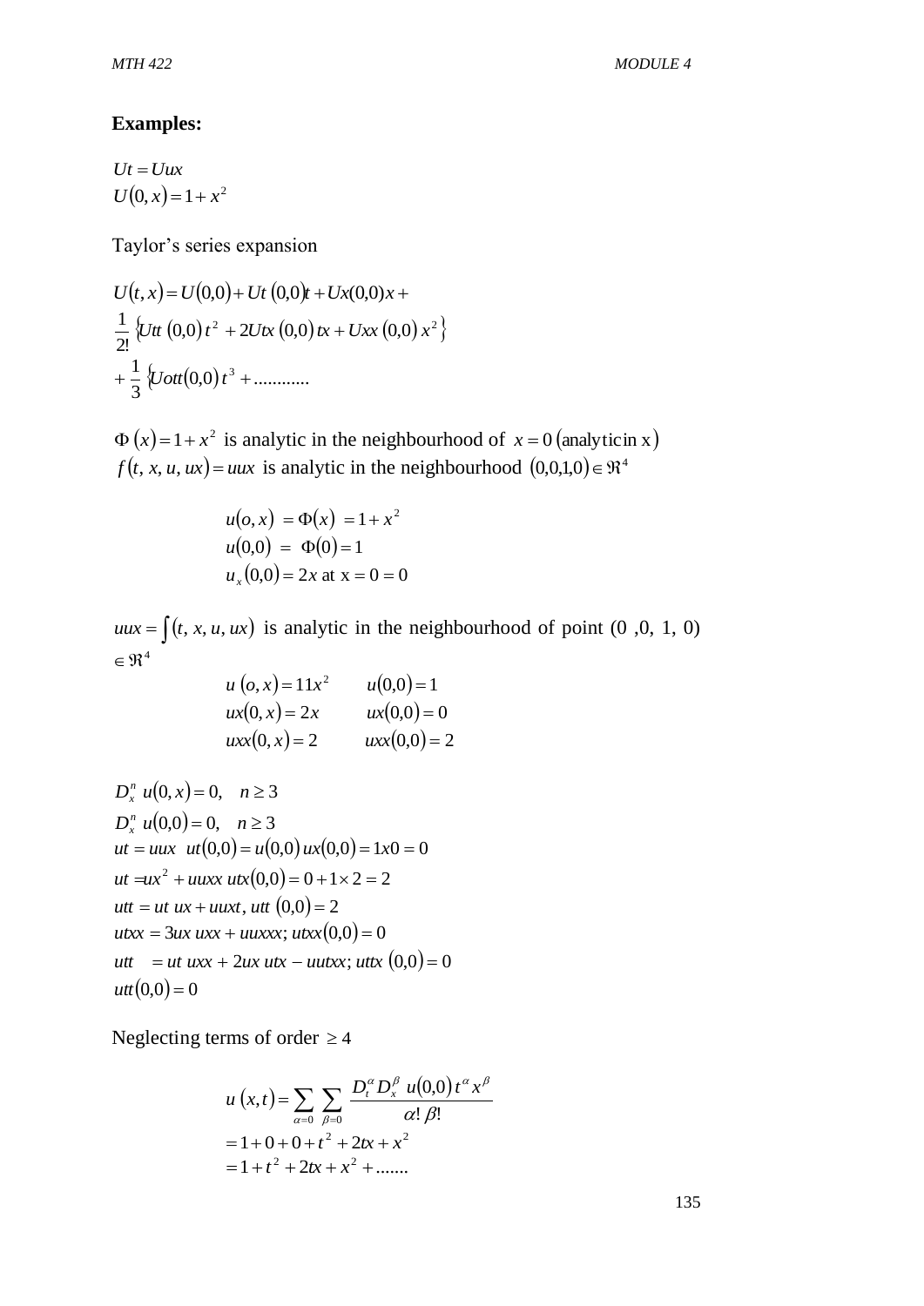**Examples:**

$$
\begin{aligned}
&Ut = Uux \\
&U(0,x) = 1 + x^2
\end{aligned}
$$

Taylor's series expansion

$$
\begin{aligned}
U(t,x) &= U(0,0) + Ut\,(0,0)t + Ux(0,0)x + \\
&\frac{1}{2!}\left\{Utt\,(0,0)\,t^2 + 2Utx\,(0,0)\,tx + Uxx\,(0,0)\,x^2\right\} \\
&+ \frac{1}{3}\left\{Uott(0,0)\,t^3 + \ldots\ldots\ldots\ldots\right.
\end{aligned}
$$

$\Phi\,(x) = 1 + x^2$ is analytic in the neighbourhood of $x = 0$ (analytic in x)
$f(t,\, x,\, u,\, ux) = uux$ is analytic in the neighbourhood $(0{,}0{,}1{,}0) \in \Re^4$

$$
\begin{aligned}
u(o,x) &= \Phi(x) = 1 + x^2 \\
u(0,0) &= \Phi(0) = 1 \\
u_x(0,0) &= 2x \text{ at } x = 0 = 0
\end{aligned}
$$

$uux = \int(t,\, x,\, u,\, ux)$ is analytic in the neighbourhood of point (0 ,0, 1, 0) $\in \Re^4$

$$
\begin{aligned}
&u\,(o,x) = 11x^2 \qquad u(0,0) = 1 \\
&ux(0,x) = 2x \qquad ux(0,0) = 0 \\
&uxx(0,x) = 2 \qquad uxx(0,0) = 2
\end{aligned}
$$

$$
\begin{aligned}
&D_x^n\; u(0,x) = 0, \quad n \ge 3 \\
&D_x^n\; u(0,0) = 0, \quad n \ge 3 \\
&ut = uux \;\; ut(0,0) = u(0,0)\,ux(0,0) = 1x0 = 0 \\
&ut = ux^2 + uuxx\; utx(0,0) = 0 + 1 \times 2 = 2 \\
&utt = ut\; ux + uuxt,\; utt\,(0,0) = 2 \\
&utxx = 3ux\; uxx + uuxxx;\; utxx(0,0) = 0 \\
&utt \quad = ut\; uxx + 2ux\; utx - uutxx;\; uttx\,(0,0) = 0 \\
&utt(0,0) = 0
\end{aligned}
$$

Neglecting terms of order $\ge 4$

$$
\begin{aligned}
u\,(x,t) &= \sum_{\alpha=0} \sum_{\beta=0} \frac{D_t^\alpha D_x^\beta\; u(0,0)\, t^\alpha x^\beta}{\alpha!\, \beta!} \\
&= 1 + 0 + 0 + t^2 + 2tx + x^2 \\
&= 1 + t^2 + 2tx + x^2 + \ldots\ldots.
\end{aligned}
$$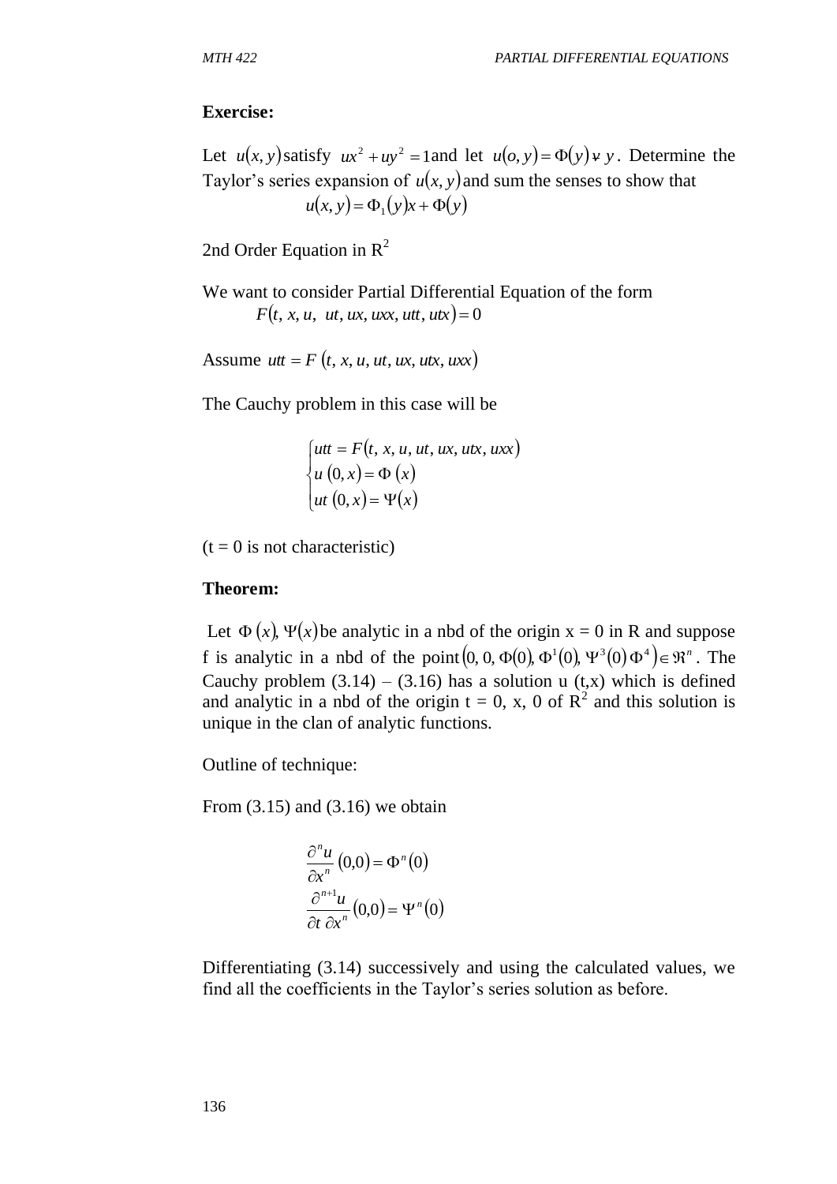**Exercise:**

Let $u(x, y)$ satisfy $ux^2 + uy^2 = 1$ and let $u(o, y) = \Phi(y) \forall y$. Determine the Taylor's series expansion of $u(x, y)$ and sum the senses to show that

$$u(x, y) = \Phi_1(y)x + \Phi(y)$$

2nd Order Equation in $R^2$

We want to consider Partial Differential Equation of the form

$$F(t, x, u, \ ut, ux, uxx, utt, utx) = 0$$

Assume $utt = F\ (t, x, u, ut, ux, utx, uxx)$

The Cauchy problem in this case will be

$$\begin{cases} utt = F(t, x, u, ut, ux, utx, uxx) \\ u\ (0, x) = \Phi\ (x) \\ ut\ (0, x) = \Psi(x) \end{cases}$$

(t = 0 is not characteristic)

**Theorem:**

Let $\Phi\ (x), \Psi(x)$ be analytic in a nbd of the origin x = 0 in R and suppose f is analytic in a nbd of the point $(0, 0, \Phi(0), \Phi^1(0), \Psi^3(0)\, \Phi^4) \in \Re^n$. The Cauchy problem (3.14) – (3.16) has a solution u (t,x) which is defined and analytic in a nbd of the origin t = 0, x, 0 of $R^2$ and this solution is unique in the clan of analytic functions.

Outline of technique:

From (3.15) and (3.16) we obtain

$$\frac{\partial^n u}{\partial x^n}(0,0) = \Phi^n(0)$$

$$\frac{\partial^{n+1} u}{\partial t\ \partial x^n}(0,0) = \Psi^n(0)$$

Differentiating (3.14) successively and using the calculated values, we find all the coefficients in the Taylor's series solution as before.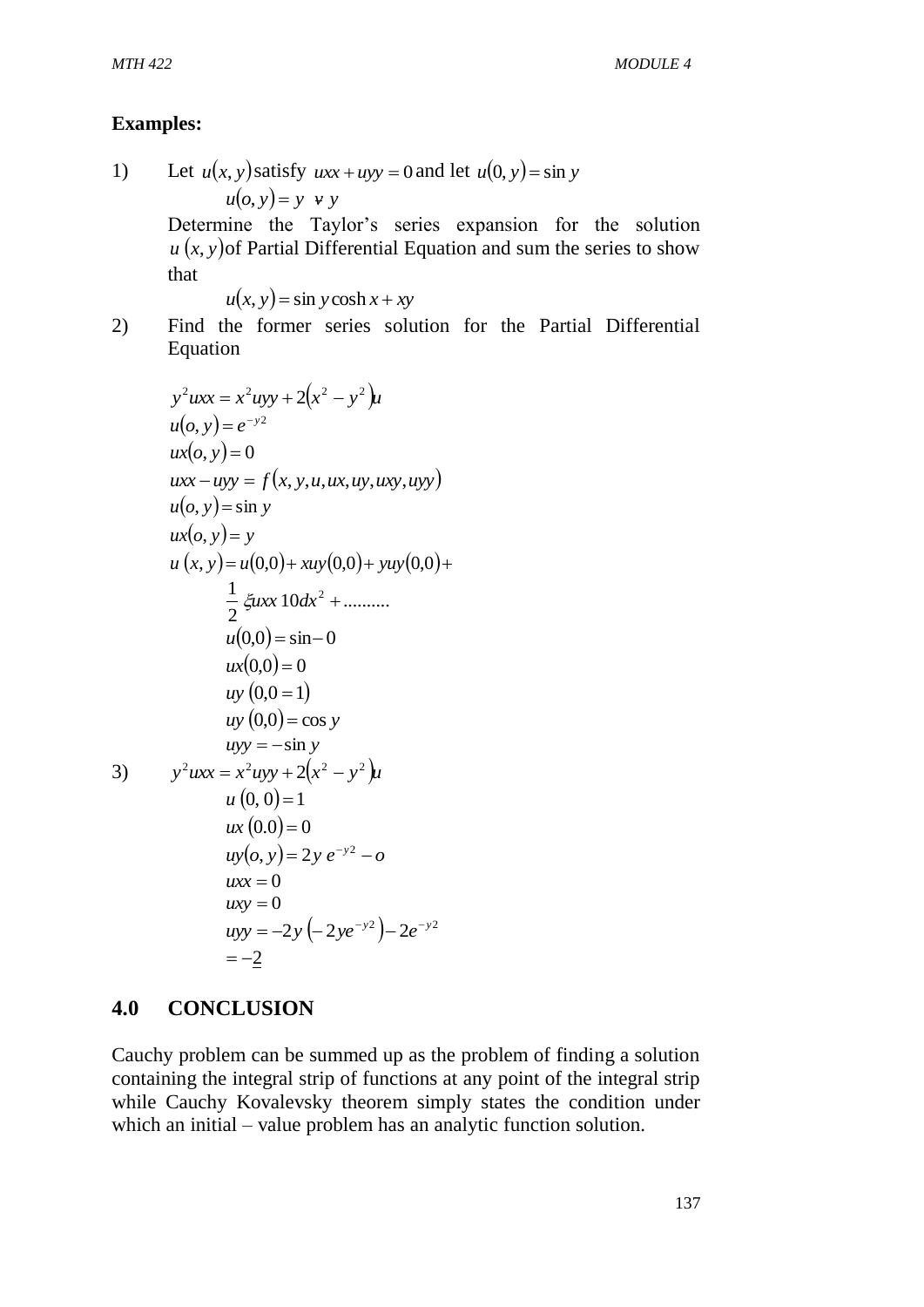**Examples:**

1) Let $u(x, y)$ satisfy $uxx + uyy = 0$ and let $u(0, y) = \sin y$

$$u(o, y) = y \;\; \forall\, y$$

Determine the Taylor's series expansion for the solution $u\,(x, y)$ of Partial Differential Equation and sum the series to show that

$$u(x, y) = \sin y \cosh x + xy$$

2) Find the former series solution for the Partial Differential Equation

$$y^2 uxx = x^2 uyy + 2\left(x^2 - y^2\right)u$$
$$u(o, y) = e^{-y2}$$
$$ux(o, y) = 0$$
$$uxx - uyy = f\,(x, y, u, ux, uy, uxy, uyy)$$
$$u(o, y) = \sin y$$
$$ux(o, y) = y$$
$$u\,(x, y) = u(0,0) + xuy(0,0) + yuy(0,0) +$$
$$\frac{1}{2}\,\xi uxx\, 10dx^2 + ..........$$
$$u(0,0) = \sin - 0$$
$$ux(0,0) = 0$$
$$uy\,(0,0 = 1)$$
$$uy\,(0,0) = \cos y$$
$$uyy = -\sin y$$

3) $$y^2 uxx = x^2 uyy + 2\left(x^2 - y^2\right)u$$
$$u\,(0,\,0) = 1$$
$$ux\,(0.0) = 0$$
$$uy(o, y) = 2y\, e^{-y2} - o$$
$$uxx = 0$$
$$uxy = 0$$
$$uyy = -2y\left(-2ye^{-y2}\right) - 2e^{-y2}$$
$$= -\underline{2}$$

## 4.0 CONCLUSION

Cauchy problem can be summed up as the problem of finding a solution containing the integral strip of functions at any point of the integral strip while Cauchy Kovalevsky theorem simply states the condition under which an initial – value problem has an analytic function solution.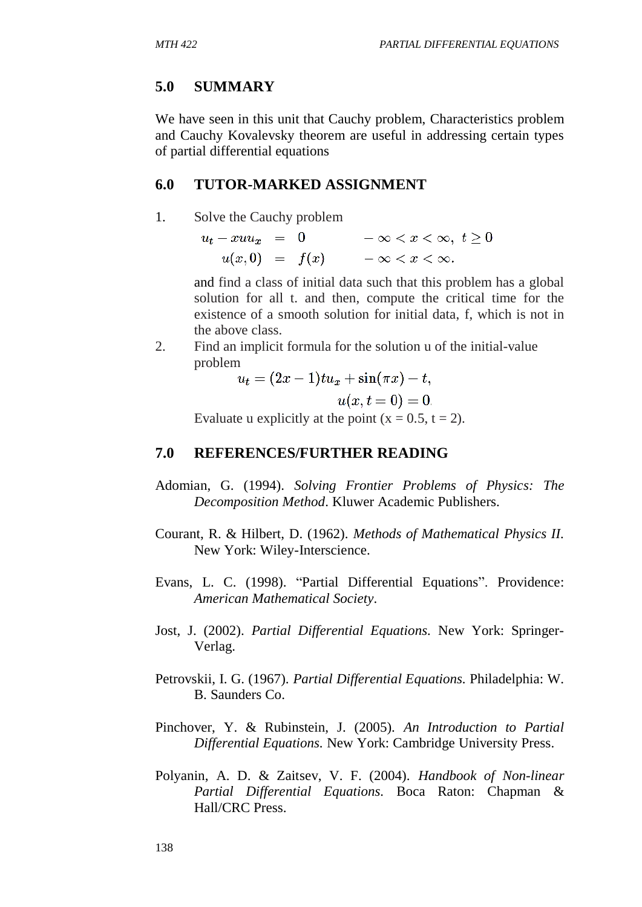## 5.0 SUMMARY

We have seen in this unit that Cauchy problem, Characteristics problem and Cauchy Kovalevsky theorem are useful in addressing certain types of partial differential equations

## 6.0 TUTOR-MARKED ASSIGNMENT

1. Solve the Cauchy problem

$$\begin{aligned} u_t - xuu_x &= 0 \qquad -\infty < x < \infty,\ t \geq 0 \\ u(x,0) &= f(x) \qquad -\infty < x < \infty. \end{aligned}$$

   and find a class of initial data such that this problem has a global solution for all t. and then, compute the critical time for the existence of a smooth solution for initial data, f, which is not in the above class.

2. Find an implicit formula for the solution u of the initial-value problem

$$u_t = (2x-1)tu_x + \sin(\pi x) - t,$$

$$u(x, t=0) = 0.$$

   Evaluate u explicitly at the point ($x = 0.5$, $t = 2$).

## 7.0 REFERENCES/FURTHER READING

Adomian, G. (1994). *Solving Frontier Problems of Physics: The Decomposition Method*. Kluwer Academic Publishers.

Courant, R. & Hilbert, D. (1962). *Methods of Mathematical Physics II*. New York: Wiley-Interscience.

Evans, L. C. (1998). "Partial Differential Equations". Providence: *American Mathematical Society*.

Jost, J. (2002). *Partial Differential Equations*. New York: Springer-Verlag.

Petrovskii, I. G. (1967). *Partial Differential Equations*. Philadelphia: W. B. Saunders Co.

Pinchover, Y. & Rubinstein, J. (2005). *An Introduction to Partial Differential Equations*. New York: Cambridge University Press.

Polyanin, A. D. & Zaitsev, V. F. (2004). *Handbook of Non-linear Partial Differential Equations*. Boca Raton: Chapman & Hall/CRC Press.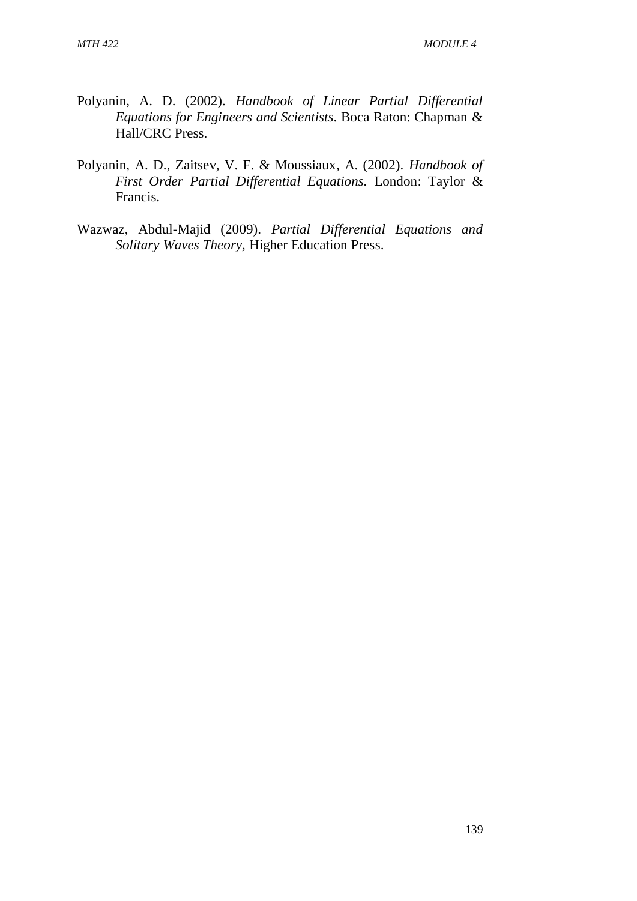Polyanin, A. D. (2002). *Handbook of Linear Partial Differential Equations for Engineers and Scientists*. Boca Raton: Chapman & Hall/CRC Press.

Polyanin, A. D., Zaitsev, V. F. & Moussiaux, A. (2002). *Handbook of First Order Partial Differential Equations.* London: Taylor & Francis.

Wazwaz, Abdul-Majid (2009). *Partial Differential Equations and Solitary Waves Theory*, Higher Education Press.